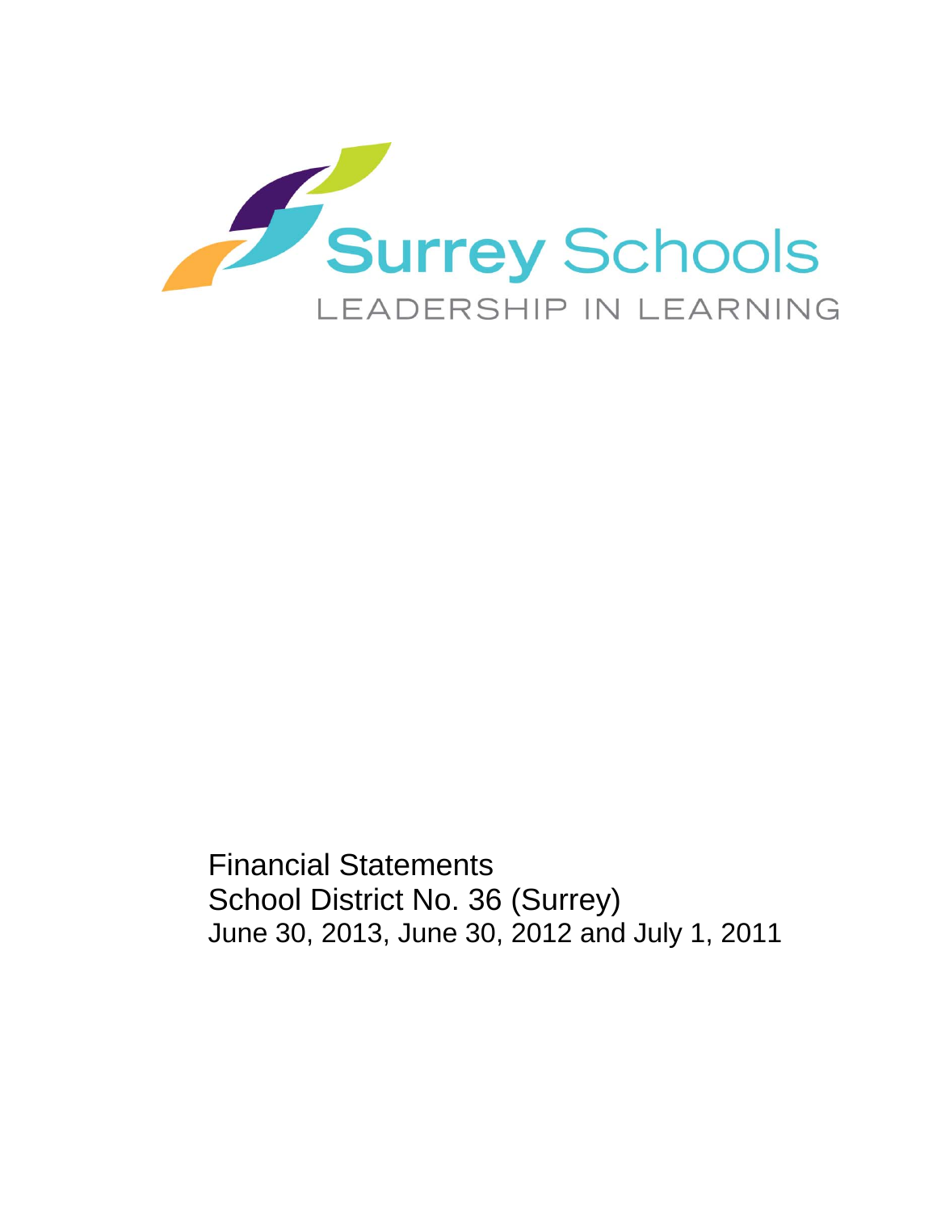Surrey Schools

LEADERSHIP IN LEARNING

Financial Statements

School District No. 36 (Surrey)

June 30, 2013, June 30, 2012 and July 1, 2011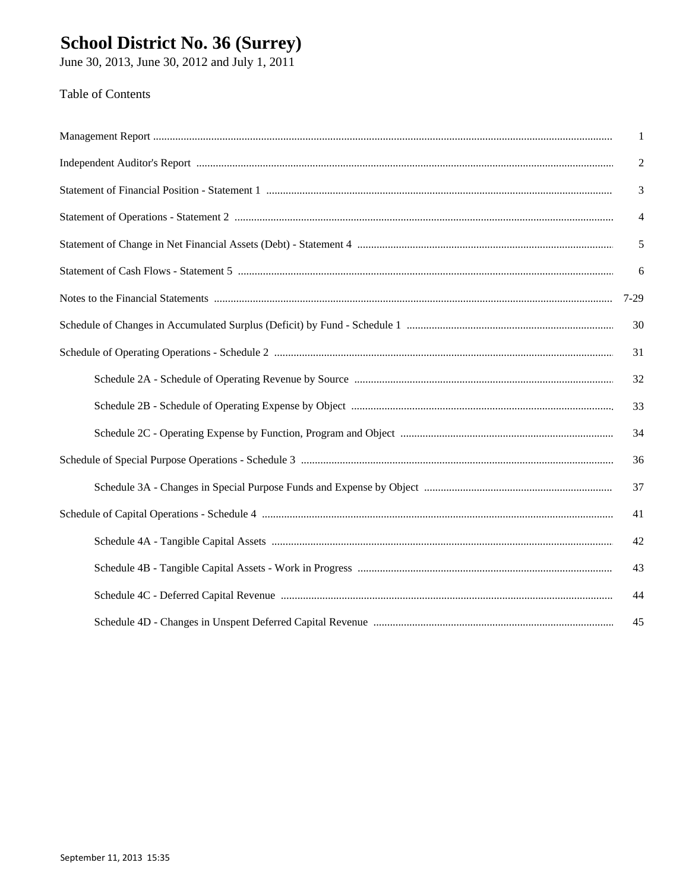# School District No. 36 (Surrey)

June 30, 2013, June 30, 2012 and July 1, 2011

Table of Contents

| | |
|---|---|
| Management Report | 1 |
| Independent Auditor's Report | 2 |
| Statement of Financial Position - Statement 1 | 3 |
| Statement of Operations - Statement 2 | 4 |
| Statement of Change in Net Financial Assets (Debt) - Statement 4 | 5 |
| Statement of Cash Flows - Statement 5 | 6 |
| Notes to the Financial Statements | 7-29 |
| Schedule of Changes in Accumulated Surplus (Deficit) by Fund - Schedule 1 | 30 |
| Schedule of Operating Operations - Schedule 2 | 31 |
| Schedule 2A - Schedule of Operating Revenue by Source | 32 |
| Schedule 2B - Schedule of Operating Expense by Object | 33 |
| Schedule 2C - Operating Expense by Function, Program and Object | 34 |
| Schedule of Special Purpose Operations - Schedule 3 | 36 |
| Schedule 3A - Changes in Special Purpose Funds and Expense by Object | 37 |
| Schedule of Capital Operations - Schedule 4 | 41 |
| Schedule 4A - Tangible Capital Assets | 42 |
| Schedule 4B - Tangible Capital Assets - Work in Progress | 43 |
| Schedule 4C - Deferred Capital Revenue | 44 |
| Schedule 4D - Changes in Unspent Deferred Capital Revenue | 45 |

September 11, 2013 15:35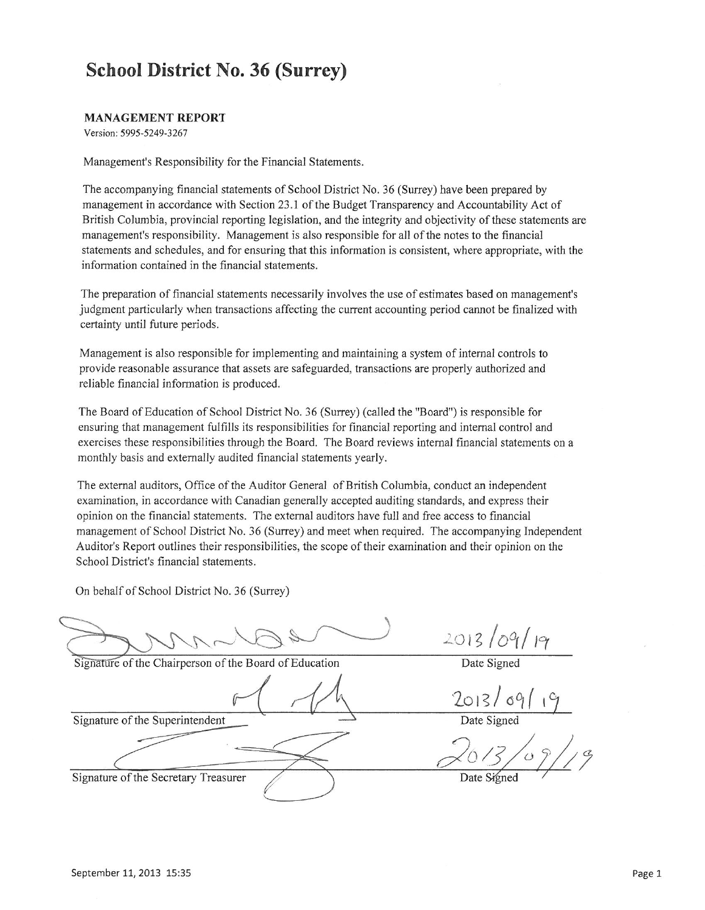# School District No. 36 (Surrey)

**MANAGEMENT REPORT**

Version: 5995-5249-3267

Management's Responsibility for the Financial Statements.

The accompanying financial statements of School District No. 36 (Surrey) have been prepared by management in accordance with Section 23.1 of the Budget Transparency and Accountability Act of British Columbia, provincial reporting legislation, and the integrity and objectivity of these statements are management's responsibility. Management is also responsible for all of the notes to the financial statements and schedules, and for ensuring that this information is consistent, where appropriate, with the information contained in the financial statements.

The preparation of financial statements necessarily involves the use of estimates based on management's judgment particularly when transactions affecting the current accounting period cannot be finalized with certainty until future periods.

Management is also responsible for implementing and maintaining a system of internal controls to provide reasonable assurance that assets are safeguarded, transactions are properly authorized and reliable financial information is produced.

The Board of Education of School District No. 36 (Surrey) (called the "Board") is responsible for ensuring that management fulfills its responsibilities for financial reporting and internal control and exercises these responsibilities through the Board. The Board reviews internal financial statements on a monthly basis and externally audited financial statements yearly.

The external auditors, Office of the Auditor General of British Columbia, conduct an independent examination, in accordance with Canadian generally accepted auditing standards, and express their opinion on the financial statements. The external auditors have full and free access to financial management of School District No. 36 (Surrey) and meet when required. The accompanying Independent Auditor's Report outlines their responsibilities, the scope of their examination and their opinion on the School District's financial statements.

On behalf of School District No. 36 (Surrey)

| Signature | Date Signed |
|---|---|
| Signature of the Chairperson of the Board of Education | 2013/09/19 |
| Signature of the Superintendent | 2013/09/19 |
| Signature of the Secretary Treasurer | 2013/09/19 |

September 11, 2013 15:35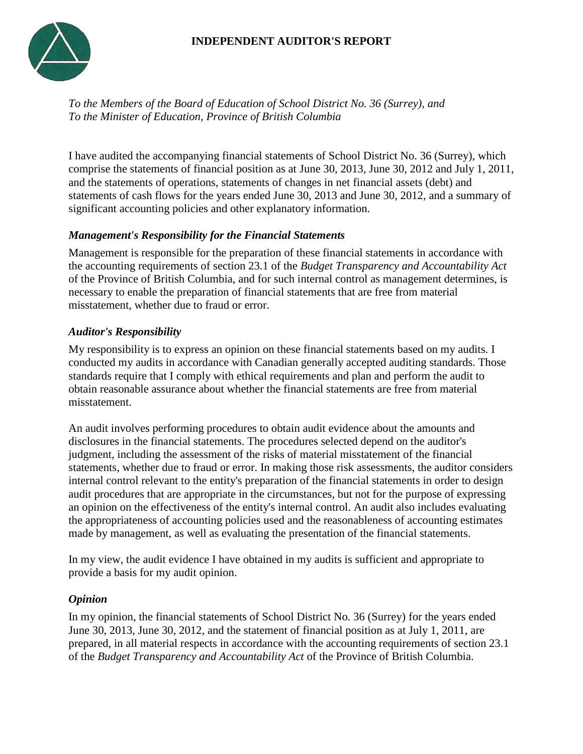# INDEPENDENT AUDITOR'S REPORT

*To the Members of the Board of Education of School District No. 36 (Surrey), and*
*To the Minister of Education, Province of British Columbia*

I have audited the accompanying financial statements of School District No. 36 (Surrey), which comprise the statements of financial position as at June 30, 2013, June 30, 2012 and July 1, 2011, and the statements of operations, statements of changes in net financial assets (debt) and statements of cash flows for the years ended June 30, 2013 and June 30, 2012, and a summary of significant accounting policies and other explanatory information.

### *Management's Responsibility for the Financial Statements*

Management is responsible for the preparation of these financial statements in accordance with the accounting requirements of section 23.1 of the *Budget Transparency and Accountability Act* of the Province of British Columbia, and for such internal control as management determines, is necessary to enable the preparation of financial statements that are free from material misstatement, whether due to fraud or error.

### *Auditor's Responsibility*

My responsibility is to express an opinion on these financial statements based on my audits. I conducted my audits in accordance with Canadian generally accepted auditing standards. Those standards require that I comply with ethical requirements and plan and perform the audit to obtain reasonable assurance about whether the financial statements are free from material misstatement.

An audit involves performing procedures to obtain audit evidence about the amounts and disclosures in the financial statements. The procedures selected depend on the auditor's judgment, including the assessment of the risks of material misstatement of the financial statements, whether due to fraud or error. In making those risk assessments, the auditor considers internal control relevant to the entity's preparation of the financial statements in order to design audit procedures that are appropriate in the circumstances, but not for the purpose of expressing an opinion on the effectiveness of the entity's internal control. An audit also includes evaluating the appropriateness of accounting policies used and the reasonableness of accounting estimates made by management, as well as evaluating the presentation of the financial statements.

In my view, the audit evidence I have obtained in my audits is sufficient and appropriate to provide a basis for my audit opinion.

### *Opinion*

In my opinion, the financial statements of School District No. 36 (Surrey) for the years ended June 30, 2013, June 30, 2012, and the statement of financial position as at July 1, 2011, are prepared, in all material respects in accordance with the accounting requirements of section 23.1 of the *Budget Transparency and Accountability Act* of the Province of British Columbia.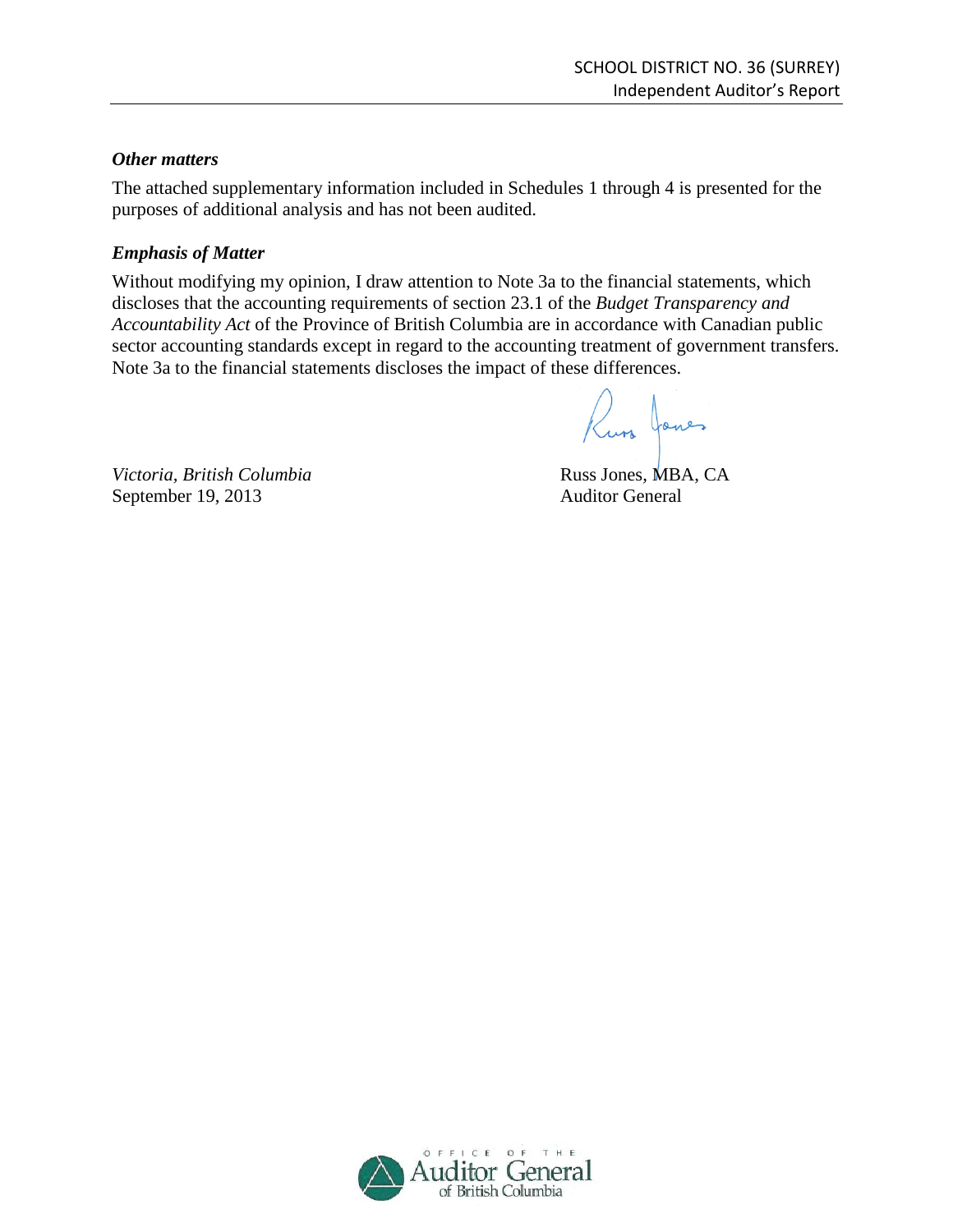### *Other matters*

The attached supplementary information included in Schedules 1 through 4 is presented for the purposes of additional analysis and has not been audited.

### *Emphasis of Matter*

Without modifying my opinion, I draw attention to Note 3a to the financial statements, which discloses that the accounting requirements of section 23.1 of the *Budget Transparency and Accountability Act* of the Province of British Columbia are in accordance with Canadian public sector accounting standards except in regard to the accounting treatment of government transfers. Note 3a to the financial statements discloses the impact of these differences.

*Victoria, British Columbia*
September 19, 2013

Russ Jones, MBA, CA
Auditor General

OFFICE OF THE Auditor General of British Columbia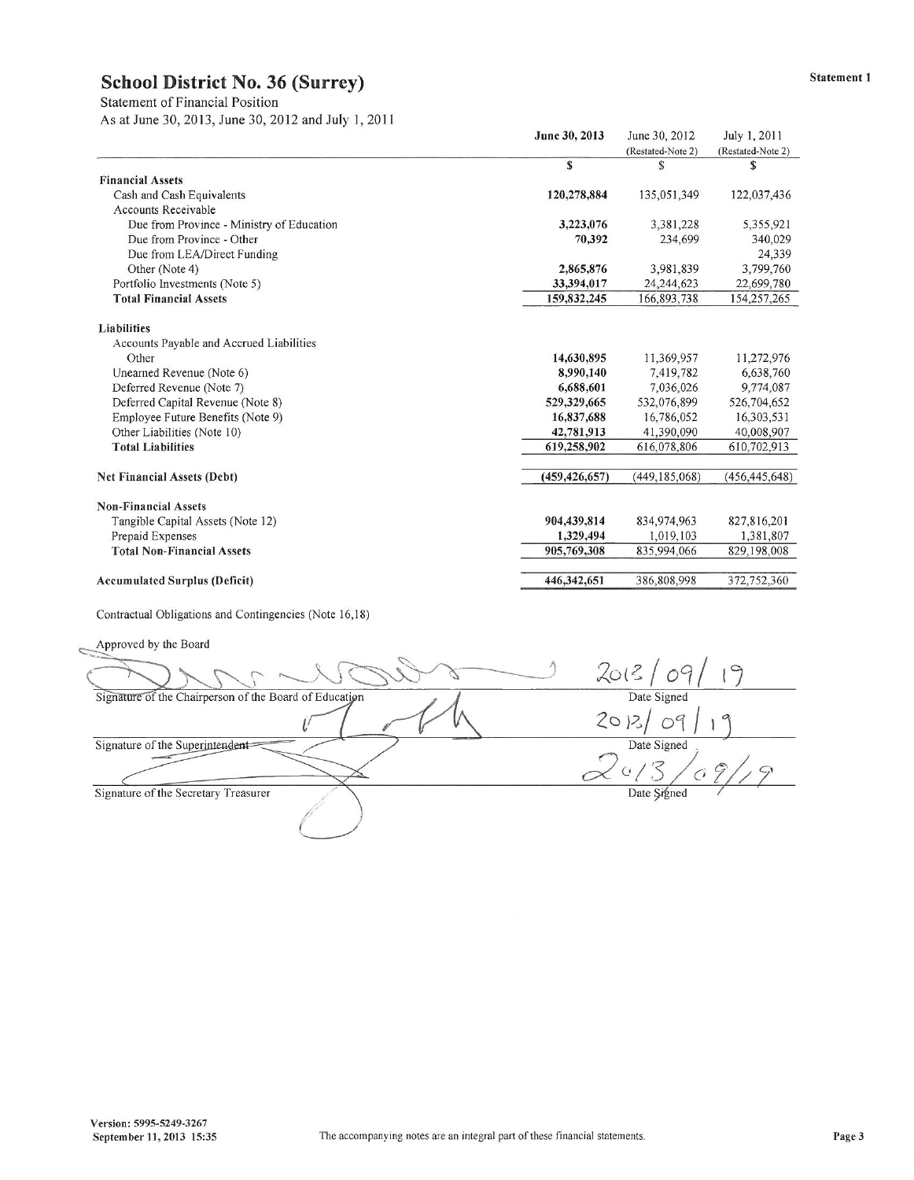# School District No. 36 (Surrey)

Statement 1

Statement of Financial Position

As at June 30, 2013, June 30, 2012 and July 1, 2011

| | June 30, 2013 | June 30, 2012 (Restated-Note 2) | July 1, 2011 (Restated-Note 2) |
|---|---|---|---|
| | $ | $ | $ |
| **Financial Assets** | | | |
| Cash and Cash Equivalents | **120,278,884** | 135,051,349 | 122,037,436 |
| Accounts Receivable | | | |
| Due from Province - Ministry of Education | **3,223,076** | 3,381,228 | 5,355,921 |
| Due from Province - Other | **70,392** | 234,699 | 340,029 |
| Due from LEA/Direct Funding | | | 24,339 |
| Other (Note 4) | **2,865,876** | 3,981,839 | 3,799,760 |
| Portfolio Investments (Note 5) | **33,394,017** | 24,244,623 | 22,699,780 |
| **Total Financial Assets** | **159,832,245** | 166,893,738 | 154,257,265 |
| | | | |
| **Liabilities** | | | |
| Accounts Payable and Accrued Liabilities | | | |
| Other | **14,630,895** | 11,369,957 | 11,272,976 |
| Unearned Revenue (Note 6) | **8,990,140** | 7,419,782 | 6,638,760 |
| Deferred Revenue (Note 7) | **6,688,601** | 7,036,026 | 9,774,087 |
| Deferred Capital Revenue (Note 8) | **529,329,665** | 532,076,899 | 526,704,652 |
| Employee Future Benefits (Note 9) | **16,837,688** | 16,786,052 | 16,303,531 |
| Other Liabilities (Note 10) | **42,781,913** | 41,390,090 | 40,008,907 |
| **Total Liabilities** | **619,258,902** | 616,078,806 | 610,702,913 |
| | | | |
| **Net Financial Assets (Debt)** | **(459,426,657)** | (449,185,068) | (456,445,648) |
| | | | |
| **Non-Financial Assets** | | | |
| Tangible Capital Assets (Note 12) | **904,439,814** | 834,974,963 | 827,816,201 |
| Prepaid Expenses | **1,329,494** | 1,019,103 | 1,381,807 |
| **Total Non-Financial Assets** | **905,769,308** | 835,994,066 | 829,198,008 |
| | | | |
| **Accumulated Surplus (Deficit)** | **446,342,651** | 386,808,998 | 372,752,360 |

Contractual Obligations and Contingencies (Note 16,18)

Approved by the Board

| | |
|---|---|
| Signature of the Chairperson of the Board of Education | Date Signed: 2013/09/19 |
| Signature of the Superintendent | Date Signed: 2013/09/19 |
| Signature of the Secretary Treasurer | Date Signed: 2013/09/19 |

Version: 5995-5249-3267
September 11, 2013 15:35

The accompanying notes are an integral part of these financial statements.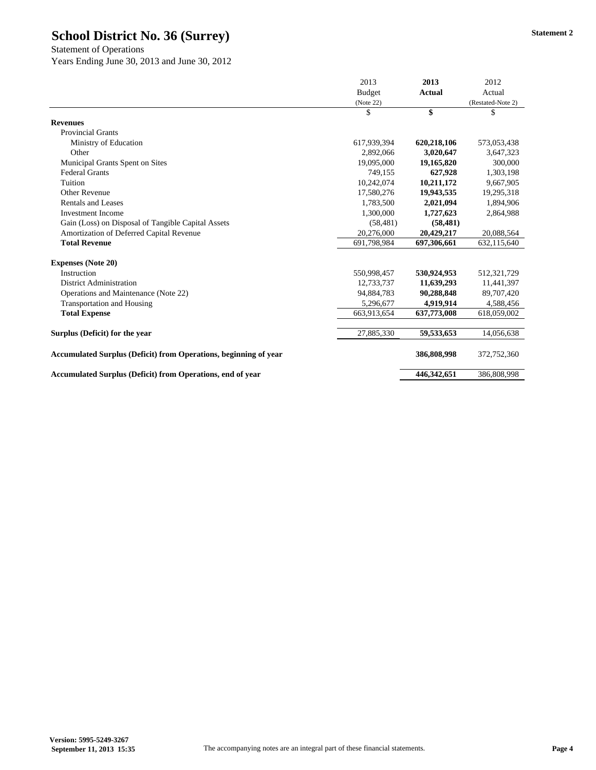# School District No. 36 (Surrey)

**Statement 2**

Statement of Operations
Years Ending June 30, 2013 and June 30, 2012

| | 2013 Budget (Note 22) | **2013 Actual** | 2012 Actual (Restated-Note 2) |
|---|---|---|---|
| | $ | **$** | $ |
| **Revenues** | | | |
| Provincial Grants | | | |
| Ministry of Education | 617,939,394 | **620,218,106** | 573,053,438 |
| Other | 2,892,066 | **3,020,647** | 3,647,323 |
| Municipal Grants Spent on Sites | 19,095,000 | **19,165,820** | 300,000 |
| Federal Grants | 749,155 | **627,928** | 1,303,198 |
| Tuition | 10,242,074 | **10,211,172** | 9,667,905 |
| Other Revenue | 17,580,276 | **19,943,535** | 19,295,318 |
| Rentals and Leases | 1,783,500 | **2,021,094** | 1,894,906 |
| Investment Income | 1,300,000 | **1,727,623** | 2,864,988 |
| Gain (Loss) on Disposal of Tangible Capital Assets | (58,481) | **(58,481)** | |
| Amortization of Deferred Capital Revenue | 20,276,000 | **20,429,217** | 20,088,564 |
| **Total Revenue** | 691,798,984 | **697,306,661** | 632,115,640 |
| **Expenses (Note 20)** | | | |
| Instruction | 550,998,457 | **530,924,953** | 512,321,729 |
| District Administration | 12,733,737 | **11,639,293** | 11,441,397 |
| Operations and Maintenance (Note 22) | 94,884,783 | **90,288,848** | 89,707,420 |
| Transportation and Housing | 5,296,677 | **4,919,914** | 4,588,456 |
| **Total Expense** | 663,913,654 | **637,773,008** | 618,059,002 |
| **Surplus (Deficit) for the year** | 27,885,330 | **59,533,653** | 14,056,638 |
| **Accumulated Surplus (Deficit) from Operations, beginning of year** | | **386,808,998** | 372,752,360 |
| **Accumulated Surplus (Deficit) from Operations, end of year** | | **446,342,651** | 386,808,998 |

**Version: 5995-5249-3267**
**September 11, 2013 15:35**

The accompanying notes are an integral part of these financial statements.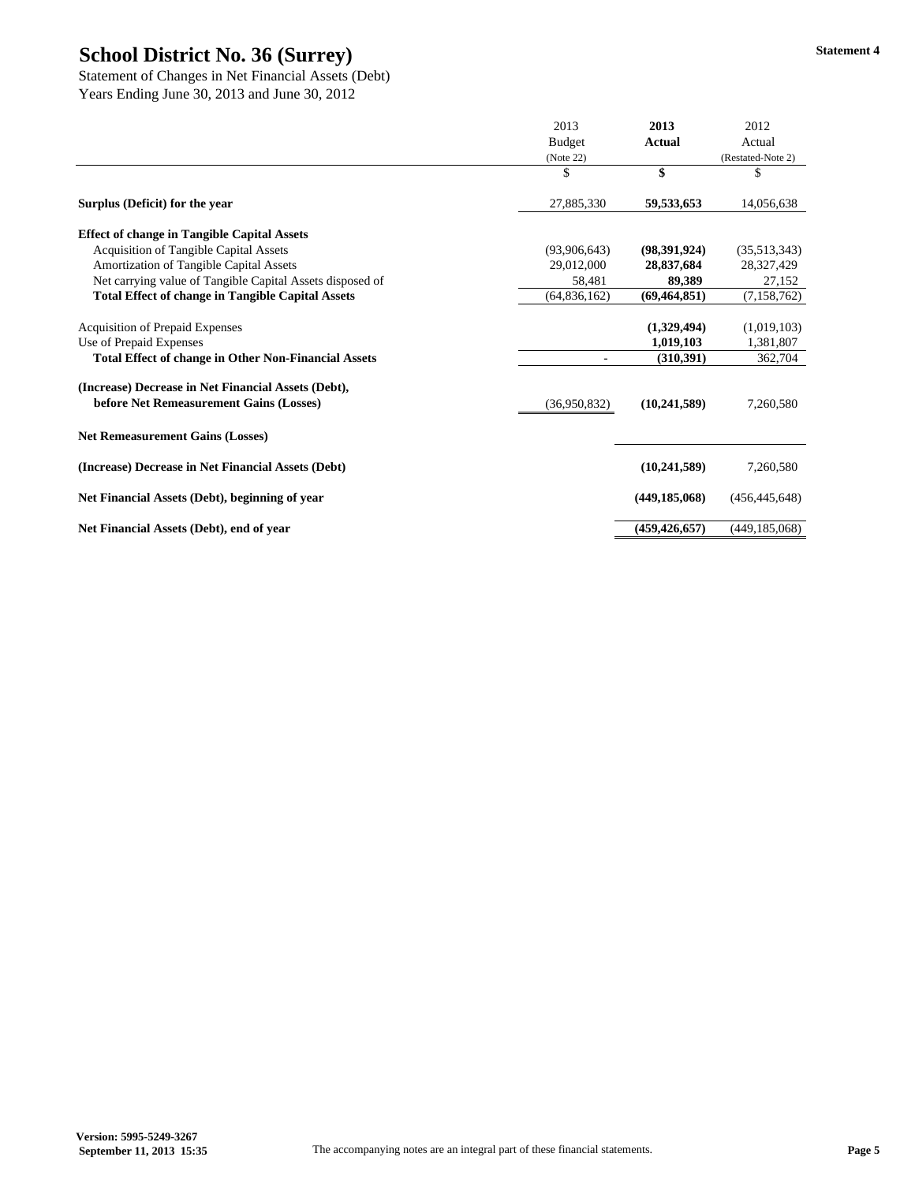# School District No. 36 (Surrey)

**Statement 4**

Statement of Changes in Net Financial Assets (Debt)
Years Ending June 30, 2013 and June 30, 2012

| | 2013 Budget (Note 22) | **2013 Actual** | 2012 Actual (Restated-Note 2) |
|---|---|---|---|
| | $ | **$** | $ |
| **Surplus (Deficit) for the year** | 27,885,330 | **59,533,653** | 14,056,638 |
| **Effect of change in Tangible Capital Assets** | | | |
| Acquisition of Tangible Capital Assets | (93,906,643) | **(98,391,924)** | (35,513,343) |
| Amortization of Tangible Capital Assets | 29,012,000 | **28,837,684** | 28,327,429 |
| Net carrying value of Tangible Capital Assets disposed of | 58,481 | **89,389** | 27,152 |
| **Total Effect of change in Tangible Capital Assets** | (64,836,162) | **(69,464,851)** | (7,158,762) |
| Acquisition of Prepaid Expenses | | **(1,329,494)** | (1,019,103) |
| Use of Prepaid Expenses | | **1,019,103** | 1,381,807 |
| **Total Effect of change in Other Non-Financial Assets** | - | **(310,391)** | 362,704 |
| **(Increase) Decrease in Net Financial Assets (Debt), before Net Remeasurement Gains (Losses)** | (36,950,832) | **(10,241,589)** | 7,260,580 |
| **Net Remeasurement Gains (Losses)** | | | |
| **(Increase) Decrease in Net Financial Assets (Debt)** | | **(10,241,589)** | 7,260,580 |
| **Net Financial Assets (Debt), beginning of year** | | **(449,185,068)** | (456,445,648) |
| **Net Financial Assets (Debt), end of year** | | **(459,426,657)** | (449,185,068) |

Version: 5995-5249-3267
September 11, 2013 15:35

The accompanying notes are an integral part of these financial statements.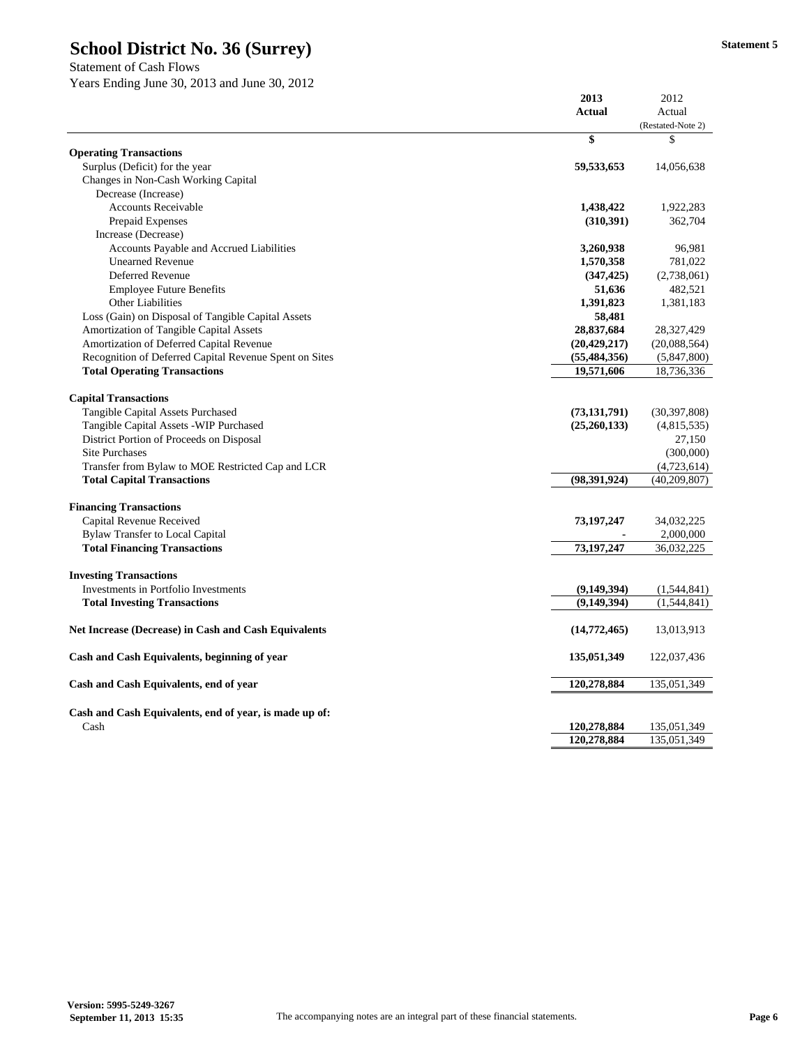# School District No. 36 (Surrey)

Statement 5

Statement of Cash Flows
Years Ending June 30, 2013 and June 30, 2012

| | 2013 Actual | 2012 Actual (Restated-Note 2) |
|---|---|---|
| | $ | $ |
| **Operating Transactions** | | |
| Surplus (Deficit) for the year | **59,533,653** | 14,056,638 |
| Changes in Non-Cash Working Capital | | |
| Decrease (Increase) | | |
| Accounts Receivable | **1,438,422** | 1,922,283 |
| Prepaid Expenses | **(310,391)** | 362,704 |
| Increase (Decrease) | | |
| Accounts Payable and Accrued Liabilities | **3,260,938** | 96,981 |
| Unearned Revenue | **1,570,358** | 781,022 |
| Deferred Revenue | **(347,425)** | (2,738,061) |
| Employee Future Benefits | **51,636** | 482,521 |
| Other Liabilities | **1,391,823** | 1,381,183 |
| Loss (Gain) on Disposal of Tangible Capital Assets | **58,481** | |
| Amortization of Tangible Capital Assets | **28,837,684** | 28,327,429 |
| Amortization of Deferred Capital Revenue | **(20,429,217)** | (20,088,564) |
| Recognition of Deferred Capital Revenue Spent on Sites | **(55,484,356)** | (5,847,800) |
| **Total Operating Transactions** | **19,571,606** | 18,736,336 |
| **Capital Transactions** | | |
| Tangible Capital Assets Purchased | **(73,131,791)** | (30,397,808) |
| Tangible Capital Assets -WIP Purchased | **(25,260,133)** | (4,815,535) |
| District Portion of Proceeds on Disposal | | 27,150 |
| Site Purchases | | (300,000) |
| Transfer from Bylaw to MOE Restricted Cap and LCR | | (4,723,614) |
| **Total Capital Transactions** | **(98,391,924)** | (40,209,807) |
| **Financing Transactions** | | |
| Capital Revenue Received | **73,197,247** | 34,032,225 |
| Bylaw Transfer to Local Capital | **-** | 2,000,000 |
| **Total Financing Transactions** | **73,197,247** | 36,032,225 |
| **Investing Transactions** | | |
| Investments in Portfolio Investments | **(9,149,394)** | (1,544,841) |
| **Total Investing Transactions** | **(9,149,394)** | (1,544,841) |
| **Net Increase (Decrease) in Cash and Cash Equivalents** | **(14,772,465)** | 13,013,913 |
| **Cash and Cash Equivalents, beginning of year** | **135,051,349** | 122,037,436 |
| **Cash and Cash Equivalents, end of year** | **120,278,884** | 135,051,349 |
| **Cash and Cash Equivalents, end of year, is made up of:** | | |
| Cash | **120,278,884** | 135,051,349 |
| | **120,278,884** | 135,051,349 |

Version: 5995-5249-3267
September 11, 2013 15:35

The accompanying notes are an integral part of these financial statements.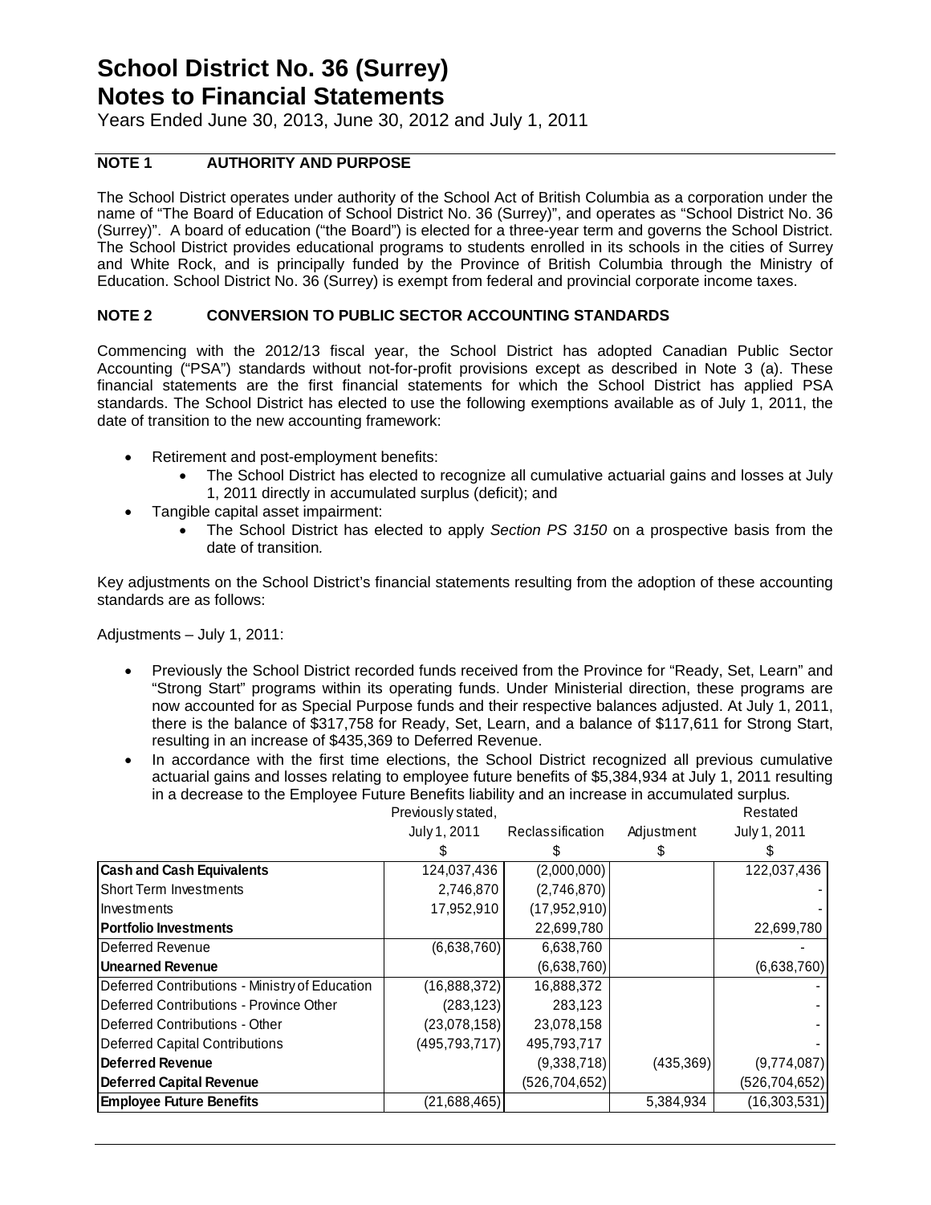# School District No. 36 (Surrey)
# Notes to Financial Statements

Years Ended June 30, 2013, June 30, 2012 and July 1, 2011

## NOTE 1 AUTHORITY AND PURPOSE

The School District operates under authority of the School Act of British Columbia as a corporation under the name of "The Board of Education of School District No. 36 (Surrey)", and operates as "School District No. 36 (Surrey)". A board of education ("the Board") is elected for a three-year term and governs the School District. The School District provides educational programs to students enrolled in its schools in the cities of Surrey and White Rock, and is principally funded by the Province of British Columbia through the Ministry of Education. School District No. 36 (Surrey) is exempt from federal and provincial corporate income taxes.

## NOTE 2 CONVERSION TO PUBLIC SECTOR ACCOUNTING STANDARDS

Commencing with the 2012/13 fiscal year, the School District has adopted Canadian Public Sector Accounting ("PSA") standards without not-for-profit provisions except as described in Note 3 (a). These financial statements are the first financial statements for which the School District has applied PSA standards. The School District has elected to use the following exemptions available as of July 1, 2011, the date of transition to the new accounting framework:

- Retirement and post-employment benefits:
  - The School District has elected to recognize all cumulative actuarial gains and losses at July 1, 2011 directly in accumulated surplus (deficit); and
- Tangible capital asset impairment:
  - The School District has elected to apply *Section PS 3150* on a prospective basis from the date of transition.

Key adjustments on the School District's financial statements resulting from the adoption of these accounting standards are as follows:

Adjustments – July 1, 2011:

- Previously the School District recorded funds received from the Province for "Ready, Set, Learn" and "Strong Start" programs within its operating funds. Under Ministerial direction, these programs are now accounted for as Special Purpose funds and their respective balances adjusted. At July 1, 2011, there is the balance of $317,758 for Ready, Set, Learn, and a balance of $117,611 for Strong Start, resulting in an increase of $435,369 to Deferred Revenue.
- In accordance with the first time elections, the School District recognized all previous cumulative actuarial gains and losses relating to employee future benefits of $5,384,934 at July 1, 2011 resulting in a decrease to the Employee Future Benefits liability and an increase in accumulated surplus.

| | Previously stated, July 1, 2011 | Reclassification | Adjustment | Restated July 1, 2011 |
|---|---|---|---|---|
| | $ | $ | $ | $ |
| **Cash and Cash Equivalents** | 124,037,436 | (2,000,000) | | 122,037,436 |
| Short Term Investments | 2,746,870 | (2,746,870) | | - |
| Investments | 17,952,910 | (17,952,910) | | - |
| **Portfolio Investments** | | 22,699,780 | | 22,699,780 |
| Deferred Revenue | (6,638,760) | 6,638,760 | | - |
| **Unearned Revenue** | | (6,638,760) | | (6,638,760) |
| Deferred Contributions - Ministry of Education | (16,888,372) | 16,888,372 | | - |
| Deferred Contributions - Province Other | (283,123) | 283,123 | | - |
| Deferred Contributions - Other | (23,078,158) | 23,078,158 | | - |
| Deferred Capital Contributions | (495,793,717) | 495,793,717 | | - |
| **Deferred Revenue** | | (9,338,718) | (435,369) | (9,774,087) |
| **Deferred Capital Revenue** | | (526,704,652) | | (526,704,652) |
| **Employee Future Benefits** | (21,688,465) | | 5,384,934 | (16,303,531) |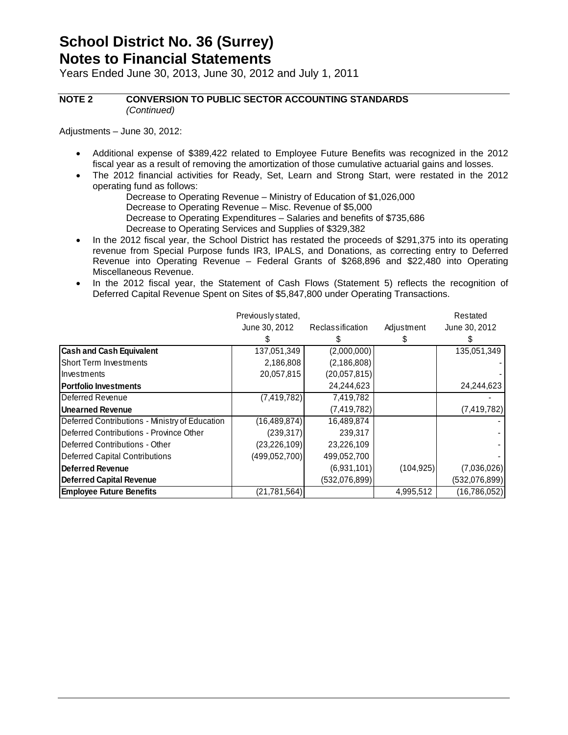# School District No. 36 (Surrey)
# Notes to Financial Statements

Years Ended June 30, 2013, June 30, 2012 and July 1, 2011

## NOTE 2 CONVERSION TO PUBLIC SECTOR ACCOUNTING STANDARDS

*(Continued)*

Adjustments – June 30, 2012:

- Additional expense of $389,422 related to Employee Future Benefits was recognized in the 2012 fiscal year as a result of removing the amortization of those cumulative actuarial gains and losses.
- The 2012 financial activities for Ready, Set, Learn and Strong Start, were restated in the 2012 operating fund as follows:
  - Decrease to Operating Revenue – Ministry of Education of $1,026,000
  - Decrease to Operating Revenue – Misc. Revenue of $5,000
  - Decrease to Operating Expenditures – Salaries and benefits of $735,686
  - Decrease to Operating Services and Supplies of $329,382
- In the 2012 fiscal year, the School District has restated the proceeds of $291,375 into its operating revenue from Special Purpose funds IR3, IPALS, and Donations, as correcting entry to Deferred Revenue into Operating Revenue – Federal Grants of $268,896 and $22,480 into Operating Miscellaneous Revenue.
- In the 2012 fiscal year, the Statement of Cash Flows (Statement 5) reflects the recognition of Deferred Capital Revenue Spent on Sites of $5,847,800 under Operating Transactions.

| | Previously stated, June 30, 2012 | Reclassification | Adjustment | Restated June 30, 2012 |
|---|---|---|---|---|
| | $ | $ | $ | $ |
| **Cash and Cash Equivalent** | 137,051,349 | (2,000,000) | | 135,051,349 |
| Short Term Investments | 2,186,808 | (2,186,808) | | - |
| Investments | 20,057,815 | (20,057,815) | | - |
| **Portfolio Investments** | | 24,244,623 | | 24,244,623 |
| Deferred Revenue | (7,419,782) | 7,419,782 | | - |
| **Unearned Revenue** | | (7,419,782) | | (7,419,782) |
| Deferred Contributions - Ministry of Education | (16,489,874) | 16,489,874 | | - |
| Deferred Contributions - Province Other | (239,317) | 239,317 | | - |
| Deferred Contributions - Other | (23,226,109) | 23,226,109 | | - |
| Deferred Capital Contributions | (499,052,700) | 499,052,700 | | - |
| **Deferred Revenue** | | (6,931,101) | (104,925) | (7,036,026) |
| **Deferred Capital Revenue** | | (532,076,899) | | (532,076,899) |
| **Employee Future Benefits** | (21,781,564) | | 4,995,512 | (16,786,052) |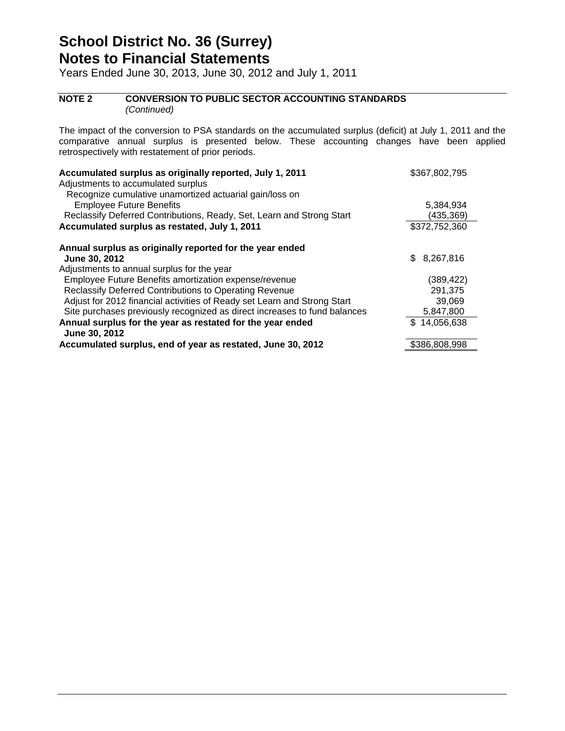# School District No. 36 (Surrey)
## Notes to Financial Statements

Years Ended June 30, 2013, June 30, 2012 and July 1, 2011

### NOTE 2 CONVERSION TO PUBLIC SECTOR ACCOUNTING STANDARDS *(Continued)*

The impact of the conversion to PSA standards on the accumulated surplus (deficit) at July 1, 2011 and the comparative annual surplus is presented below. These accounting changes have been applied retrospectively with restatement of prior periods.

| | |
|---|---|
| **Accumulated surplus as originally reported, July 1, 2011** | $367,802,795 |
| Adjustments to accumulated surplus | |
| Recognize cumulative unamortized actuarial gain/loss on Employee Future Benefits | 5,384,934 |
| Reclassify Deferred Contributions, Ready, Set, Learn and Strong Start | (435,369) |
| **Accumulated surplus as restated, July 1, 2011** | $372,752,360 |
| | |
| **Annual surplus as originally reported for the year ended June 30, 2012** | $ 8,267,816 |
| Adjustments to annual surplus for the year | |
| Employee Future Benefits amortization expense/revenue | (389,422) |
| Reclassify Deferred Contributions to Operating Revenue | 291,375 |
| Adjust for 2012 financial activities of Ready set Learn and Strong Start | 39,069 |
| Site purchases previously recognized as direct increases to fund balances | 5,847,800 |
| **Annual surplus for the year as restated for the year ended June 30, 2012** | $ 14,056,638 |
| **Accumulated surplus, end of year as restated, June 30, 2012** | $386,808,998 |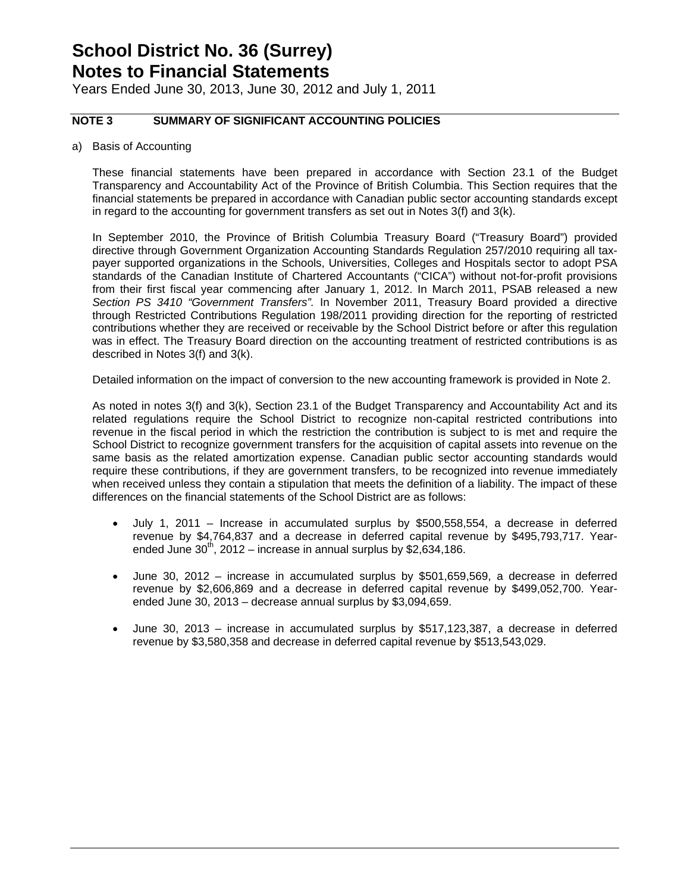# School District No. 36 (Surrey)
# Notes to Financial Statements

Years Ended June 30, 2013, June 30, 2012 and July 1, 2011

## NOTE 3 SUMMARY OF SIGNIFICANT ACCOUNTING POLICIES

a) Basis of Accounting

These financial statements have been prepared in accordance with Section 23.1 of the Budget Transparency and Accountability Act of the Province of British Columbia. This Section requires that the financial statements be prepared in accordance with Canadian public sector accounting standards except in regard to the accounting for government transfers as set out in Notes 3(f) and 3(k).

In September 2010, the Province of British Columbia Treasury Board ("Treasury Board") provided directive through Government Organization Accounting Standards Regulation 257/2010 requiring all tax-payer supported organizations in the Schools, Universities, Colleges and Hospitals sector to adopt PSA standards of the Canadian Institute of Chartered Accountants ("CICA") without not-for-profit provisions from their first fiscal year commencing after January 1, 2012. In March 2011, PSAB released a new *Section PS 3410 "Government Transfers".* In November 2011, Treasury Board provided a directive through Restricted Contributions Regulation 198/2011 providing direction for the reporting of restricted contributions whether they are received or receivable by the School District before or after this regulation was in effect. The Treasury Board direction on the accounting treatment of restricted contributions is as described in Notes 3(f) and 3(k).

Detailed information on the impact of conversion to the new accounting framework is provided in Note 2.

As noted in notes 3(f) and 3(k), Section 23.1 of the Budget Transparency and Accountability Act and its related regulations require the School District to recognize non-capital restricted contributions into revenue in the fiscal period in which the restriction the contribution is subject to is met and require the School District to recognize government transfers for the acquisition of capital assets into revenue on the same basis as the related amortization expense. Canadian public sector accounting standards would require these contributions, if they are government transfers, to be recognized into revenue immediately when received unless they contain a stipulation that meets the definition of a liability. The impact of these differences on the financial statements of the School District are as follows:

- July 1, 2011 – Increase in accumulated surplus by $500,558,554, a decrease in deferred revenue by $4,764,837 and a decrease in deferred capital revenue by $495,793,717. Year-ended June 30th, 2012 – increase in annual surplus by $2,634,186.

- June 30, 2012 – increase in accumulated surplus by $501,659,569, a decrease in deferred revenue by $2,606,869 and a decrease in deferred capital revenue by $499,052,700. Year-ended June 30, 2013 – decrease annual surplus by $3,094,659.

- June 30, 2013 – increase in accumulated surplus by $517,123,387, a decrease in deferred revenue by $3,580,358 and decrease in deferred capital revenue by $513,543,029.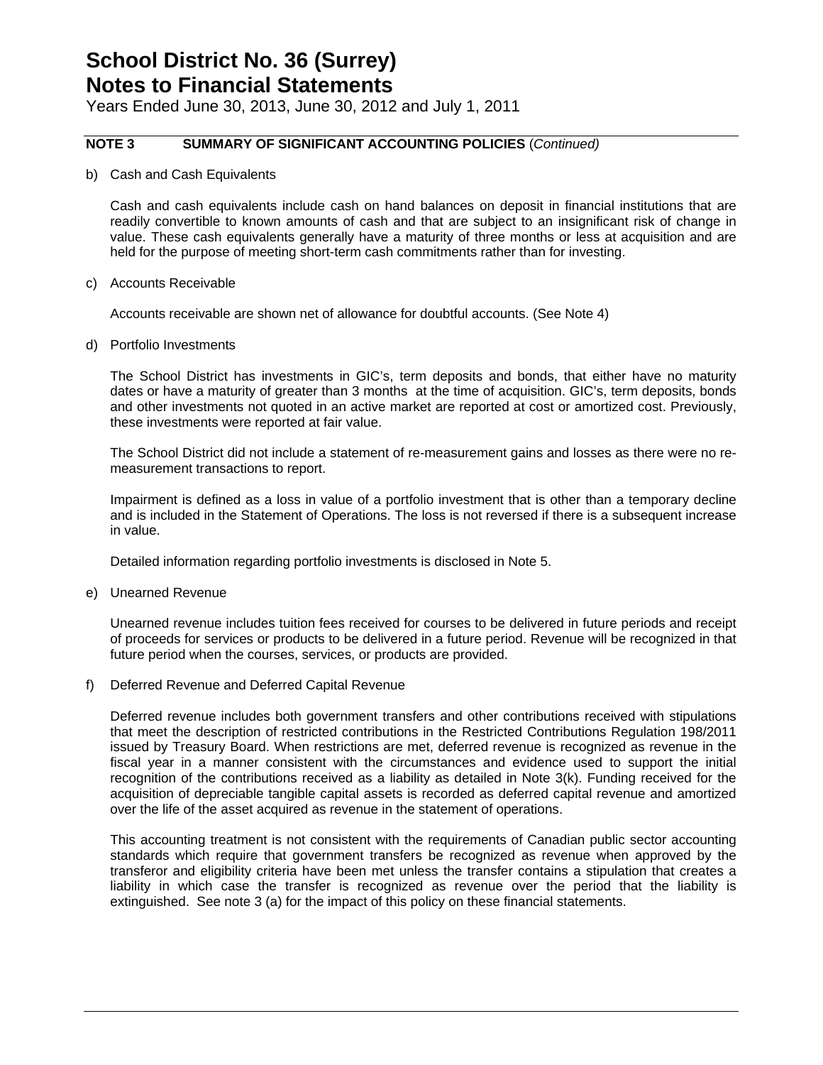# School District No. 36 (Surrey)
# Notes to Financial Statements

Years Ended June 30, 2013, June 30, 2012 and July 1, 2011

**NOTE 3 SUMMARY OF SIGNIFICANT ACCOUNTING POLICIES** (*Continued*)

b) Cash and Cash Equivalents

Cash and cash equivalents include cash on hand balances on deposit in financial institutions that are readily convertible to known amounts of cash and that are subject to an insignificant risk of change in value. These cash equivalents generally have a maturity of three months or less at acquisition and are held for the purpose of meeting short-term cash commitments rather than for investing.

c) Accounts Receivable

Accounts receivable are shown net of allowance for doubtful accounts. (See Note 4)

d) Portfolio Investments

The School District has investments in GIC's, term deposits and bonds, that either have no maturity dates or have a maturity of greater than 3 months at the time of acquisition. GIC's, term deposits, bonds and other investments not quoted in an active market are reported at cost or amortized cost. Previously, these investments were reported at fair value.

The School District did not include a statement of re-measurement gains and losses as there were no re-measurement transactions to report.

Impairment is defined as a loss in value of a portfolio investment that is other than a temporary decline and is included in the Statement of Operations. The loss is not reversed if there is a subsequent increase in value.

Detailed information regarding portfolio investments is disclosed in Note 5.

e) Unearned Revenue

Unearned revenue includes tuition fees received for courses to be delivered in future periods and receipt of proceeds for services or products to be delivered in a future period. Revenue will be recognized in that future period when the courses, services, or products are provided.

f) Deferred Revenue and Deferred Capital Revenue

Deferred revenue includes both government transfers and other contributions received with stipulations that meet the description of restricted contributions in the Restricted Contributions Regulation 198/2011 issued by Treasury Board. When restrictions are met, deferred revenue is recognized as revenue in the fiscal year in a manner consistent with the circumstances and evidence used to support the initial recognition of the contributions received as a liability as detailed in Note 3(k). Funding received for the acquisition of depreciable tangible capital assets is recorded as deferred capital revenue and amortized over the life of the asset acquired as revenue in the statement of operations.

This accounting treatment is not consistent with the requirements of Canadian public sector accounting standards which require that government transfers be recognized as revenue when approved by the transferor and eligibility criteria have been met unless the transfer contains a stipulation that creates a liability in which case the transfer is recognized as revenue over the period that the liability is extinguished. See note 3 (a) for the impact of this policy on these financial statements.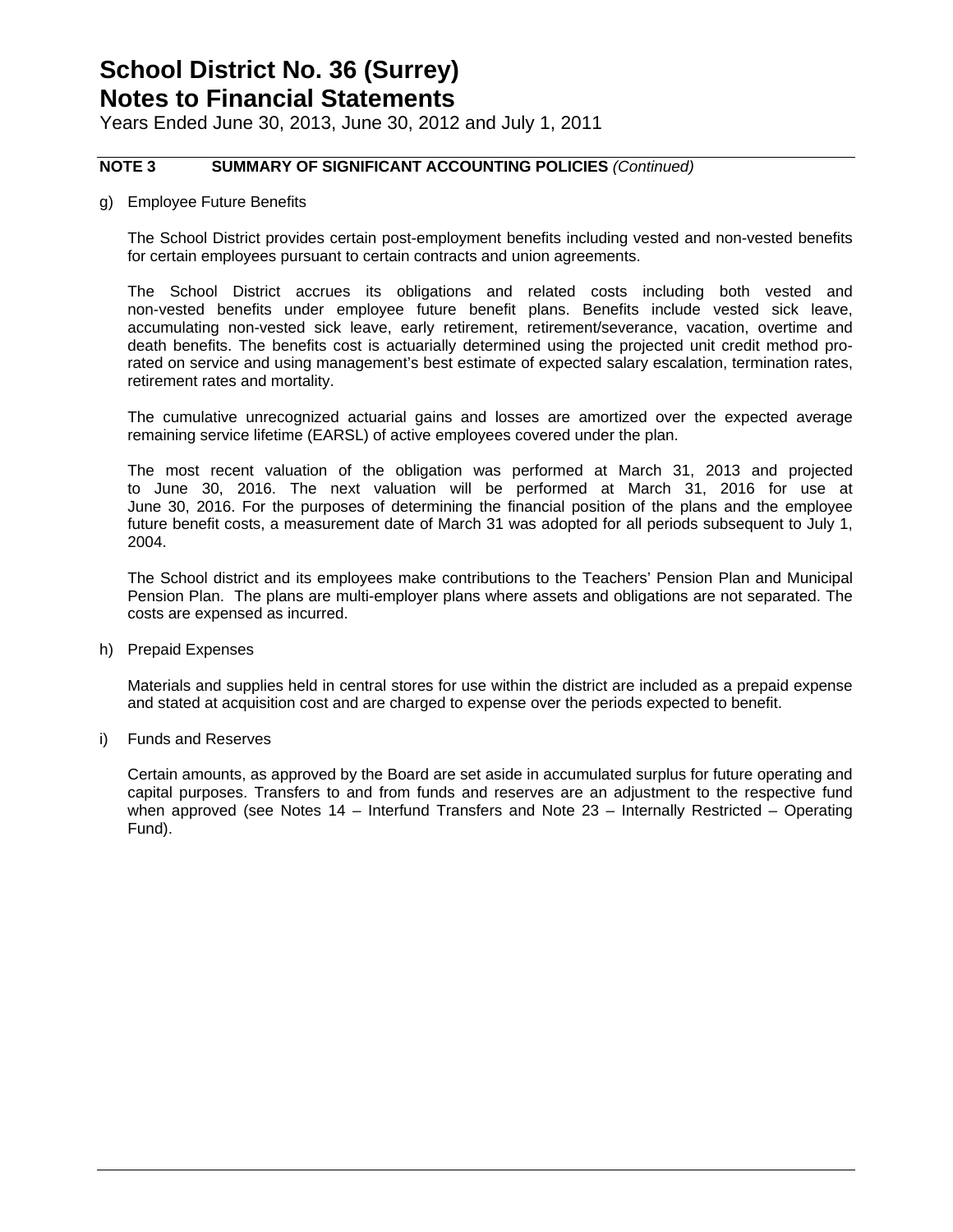# School District No. 36 (Surrey)
# Notes to Financial Statements

Years Ended June 30, 2013, June 30, 2012 and July 1, 2011

## NOTE 3 SUMMARY OF SIGNIFICANT ACCOUNTING POLICIES *(Continued)*

g) Employee Future Benefits

The School District provides certain post-employment benefits including vested and non-vested benefits for certain employees pursuant to certain contracts and union agreements.

The School District accrues its obligations and related costs including both vested and non-vested benefits under employee future benefit plans. Benefits include vested sick leave, accumulating non-vested sick leave, early retirement, retirement/severance, vacation, overtime and death benefits. The benefits cost is actuarially determined using the projected unit credit method pro-rated on service and using management's best estimate of expected salary escalation, termination rates, retirement rates and mortality.

The cumulative unrecognized actuarial gains and losses are amortized over the expected average remaining service lifetime (EARSL) of active employees covered under the plan.

The most recent valuation of the obligation was performed at March 31, 2013 and projected to June 30, 2016. The next valuation will be performed at March 31, 2016 for use at June 30, 2016. For the purposes of determining the financial position of the plans and the employee future benefit costs, a measurement date of March 31 was adopted for all periods subsequent to July 1, 2004.

The School district and its employees make contributions to the Teachers' Pension Plan and Municipal Pension Plan. The plans are multi-employer plans where assets and obligations are not separated. The costs are expensed as incurred.

h) Prepaid Expenses

Materials and supplies held in central stores for use within the district are included as a prepaid expense and stated at acquisition cost and are charged to expense over the periods expected to benefit.

i) Funds and Reserves

Certain amounts, as approved by the Board are set aside in accumulated surplus for future operating and capital purposes. Transfers to and from funds and reserves are an adjustment to the respective fund when approved (see Notes 14 – Interfund Transfers and Note 23 – Internally Restricted – Operating Fund).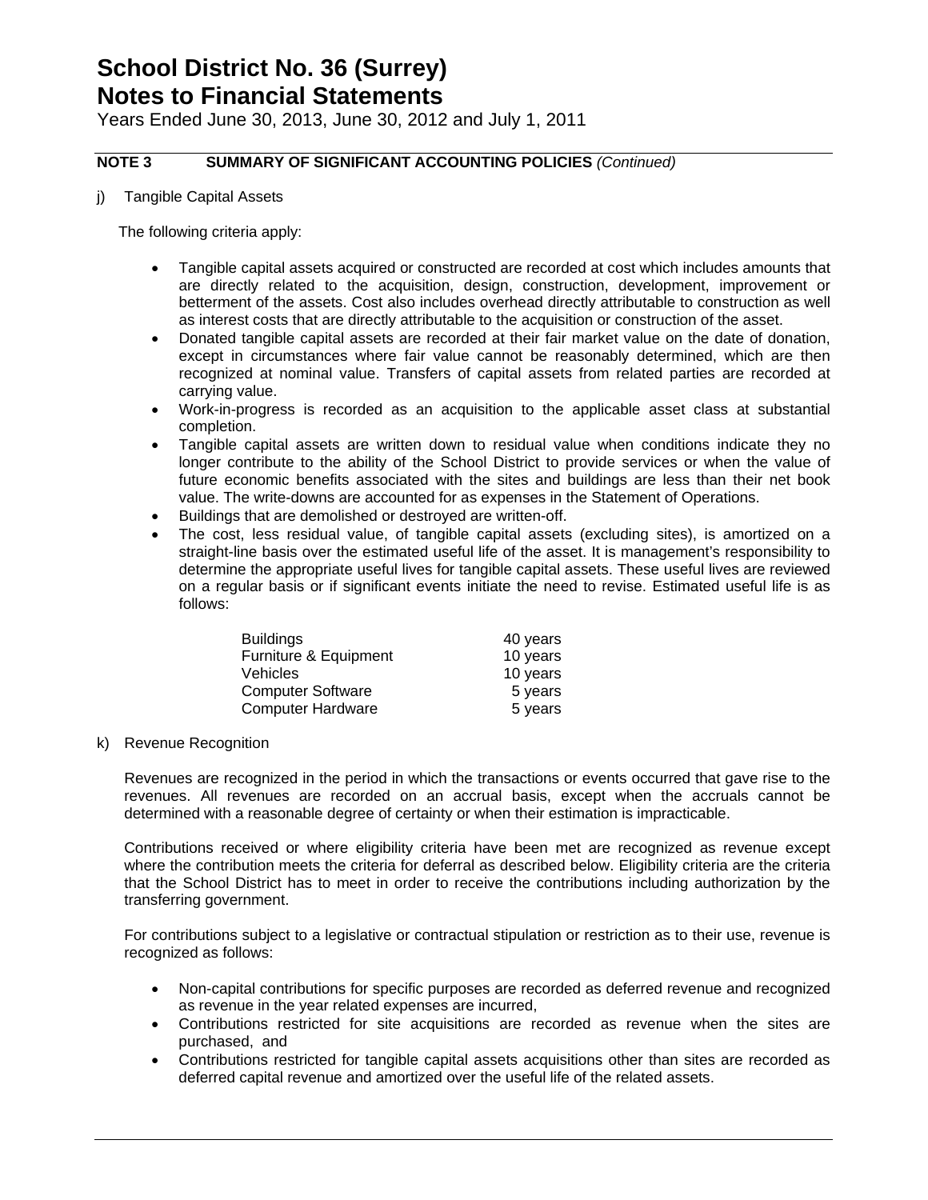# School District No. 36 (Surrey)
# Notes to Financial Statements

Years Ended June 30, 2013, June 30, 2012 and July 1, 2011

## NOTE 3 SUMMARY OF SIGNIFICANT ACCOUNTING POLICIES *(Continued)*

j) Tangible Capital Assets

The following criteria apply:

- Tangible capital assets acquired or constructed are recorded at cost which includes amounts that are directly related to the acquisition, design, construction, development, improvement or betterment of the assets. Cost also includes overhead directly attributable to construction as well as interest costs that are directly attributable to the acquisition or construction of the asset.
- Donated tangible capital assets are recorded at their fair market value on the date of donation, except in circumstances where fair value cannot be reasonably determined, which are then recognized at nominal value. Transfers of capital assets from related parties are recorded at carrying value.
- Work-in-progress is recorded as an acquisition to the applicable asset class at substantial completion.
- Tangible capital assets are written down to residual value when conditions indicate they no longer contribute to the ability of the School District to provide services or when the value of future economic benefits associated with the sites and buildings are less than their net book value. The write-downs are accounted for as expenses in the Statement of Operations.
- Buildings that are demolished or destroyed are written-off.
- The cost, less residual value, of tangible capital assets (excluding sites), is amortized on a straight-line basis over the estimated useful life of the asset. It is management's responsibility to determine the appropriate useful lives for tangible capital assets. These useful lives are reviewed on a regular basis or if significant events initiate the need to revise. Estimated useful life is as follows:

| | |
|---|---|
| Buildings | 40 years |
| Furniture & Equipment | 10 years |
| Vehicles | 10 years |
| Computer Software | 5 years |
| Computer Hardware | 5 years |

k) Revenue Recognition

Revenues are recognized in the period in which the transactions or events occurred that gave rise to the revenues. All revenues are recorded on an accrual basis, except when the accruals cannot be determined with a reasonable degree of certainty or when their estimation is impracticable.

Contributions received or where eligibility criteria have been met are recognized as revenue except where the contribution meets the criteria for deferral as described below. Eligibility criteria are the criteria that the School District has to meet in order to receive the contributions including authorization by the transferring government.

For contributions subject to a legislative or contractual stipulation or restriction as to their use, revenue is recognized as follows:

- Non-capital contributions for specific purposes are recorded as deferred revenue and recognized as revenue in the year related expenses are incurred,
- Contributions restricted for site acquisitions are recorded as revenue when the sites are purchased, and
- Contributions restricted for tangible capital assets acquisitions other than sites are recorded as deferred capital revenue and amortized over the useful life of the related assets.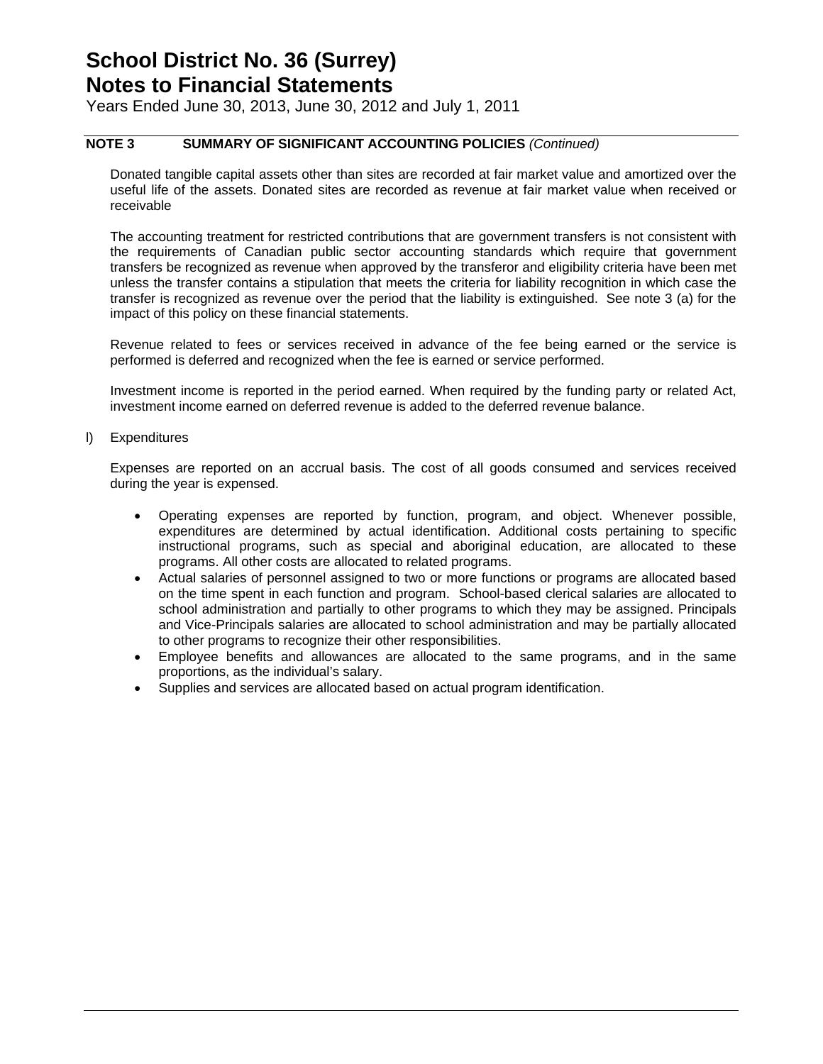# School District No. 36 (Surrey)
# Notes to Financial Statements

Years Ended June 30, 2013, June 30, 2012 and July 1, 2011

**NOTE 3 SUMMARY OF SIGNIFICANT ACCOUNTING POLICIES** *(Continued)*

Donated tangible capital assets other than sites are recorded at fair market value and amortized over the useful life of the assets. Donated sites are recorded as revenue at fair market value when received or receivable

The accounting treatment for restricted contributions that are government transfers is not consistent with the requirements of Canadian public sector accounting standards which require that government transfers be recognized as revenue when approved by the transferor and eligibility criteria have been met unless the transfer contains a stipulation that meets the criteria for liability recognition in which case the transfer is recognized as revenue over the period that the liability is extinguished. See note 3 (a) for the impact of this policy on these financial statements.

Revenue related to fees or services received in advance of the fee being earned or the service is performed is deferred and recognized when the fee is earned or service performed.

Investment income is reported in the period earned. When required by the funding party or related Act, investment income earned on deferred revenue is added to the deferred revenue balance.

l) Expenditures

Expenses are reported on an accrual basis. The cost of all goods consumed and services received during the year is expensed.

- Operating expenses are reported by function, program, and object. Whenever possible, expenditures are determined by actual identification. Additional costs pertaining to specific instructional programs, such as special and aboriginal education, are allocated to these programs. All other costs are allocated to related programs.
- Actual salaries of personnel assigned to two or more functions or programs are allocated based on the time spent in each function and program. School-based clerical salaries are allocated to school administration and partially to other programs to which they may be assigned. Principals and Vice-Principals salaries are allocated to school administration and may be partially allocated to other programs to recognize their other responsibilities.
- Employee benefits and allowances are allocated to the same programs, and in the same proportions, as the individual's salary.
- Supplies and services are allocated based on actual program identification.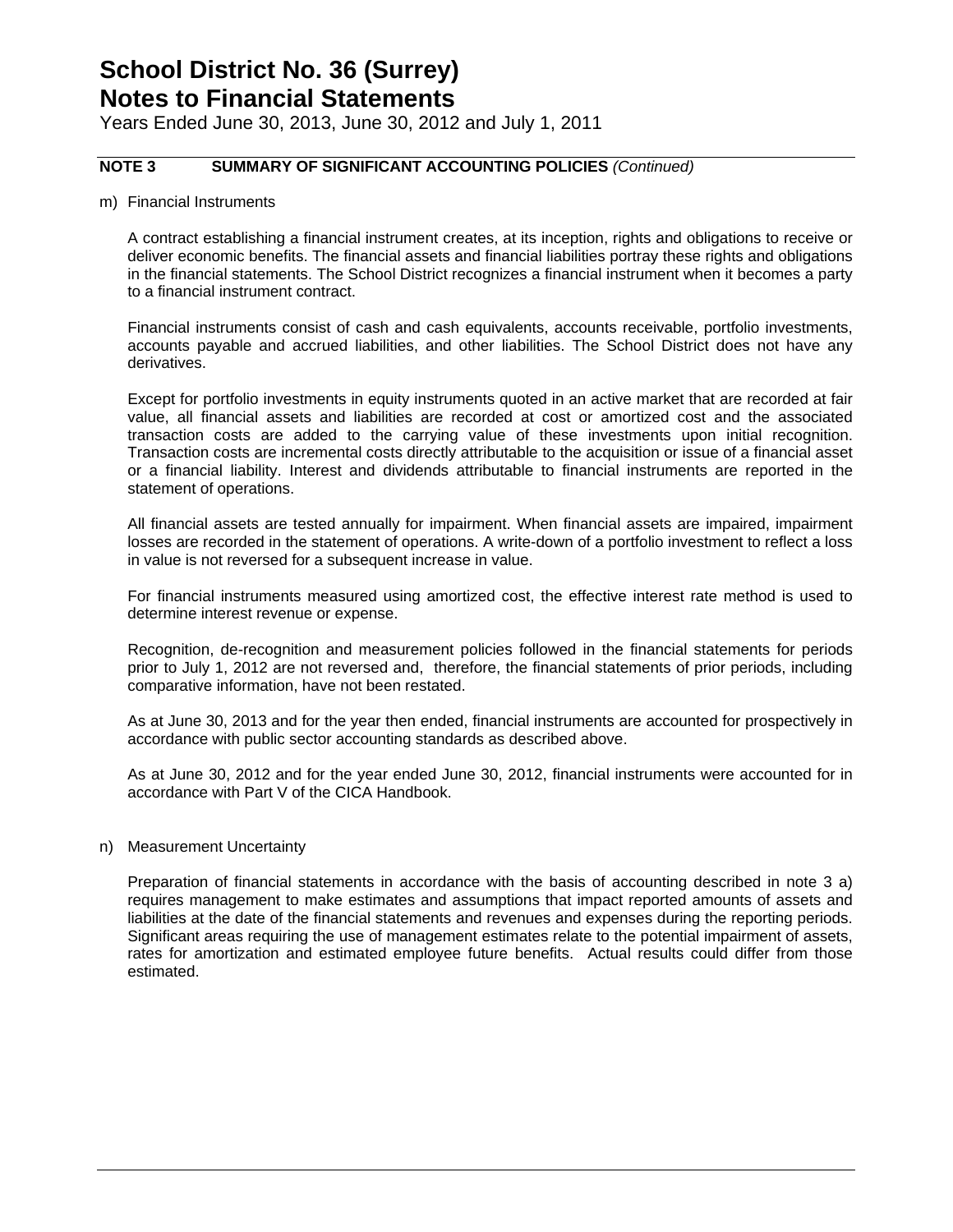# School District No. 36 (Surrey)
# Notes to Financial Statements

Years Ended June 30, 2013, June 30, 2012 and July 1, 2011

**NOTE 3 SUMMARY OF SIGNIFICANT ACCOUNTING POLICIES** *(Continued)*

m) Financial Instruments

A contract establishing a financial instrument creates, at its inception, rights and obligations to receive or deliver economic benefits. The financial assets and financial liabilities portray these rights and obligations in the financial statements. The School District recognizes a financial instrument when it becomes a party to a financial instrument contract.

Financial instruments consist of cash and cash equivalents, accounts receivable, portfolio investments, accounts payable and accrued liabilities, and other liabilities. The School District does not have any derivatives.

Except for portfolio investments in equity instruments quoted in an active market that are recorded at fair value, all financial assets and liabilities are recorded at cost or amortized cost and the associated transaction costs are added to the carrying value of these investments upon initial recognition. Transaction costs are incremental costs directly attributable to the acquisition or issue of a financial asset or a financial liability. Interest and dividends attributable to financial instruments are reported in the statement of operations.

All financial assets are tested annually for impairment. When financial assets are impaired, impairment losses are recorded in the statement of operations. A write-down of a portfolio investment to reflect a loss in value is not reversed for a subsequent increase in value.

For financial instruments measured using amortized cost, the effective interest rate method is used to determine interest revenue or expense.

Recognition, de-recognition and measurement policies followed in the financial statements for periods prior to July 1, 2012 are not reversed and, therefore, the financial statements of prior periods, including comparative information, have not been restated.

As at June 30, 2013 and for the year then ended, financial instruments are accounted for prospectively in accordance with public sector accounting standards as described above.

As at June 30, 2012 and for the year ended June 30, 2012, financial instruments were accounted for in accordance with Part V of the CICA Handbook.

n) Measurement Uncertainty

Preparation of financial statements in accordance with the basis of accounting described in note 3 a) requires management to make estimates and assumptions that impact reported amounts of assets and liabilities at the date of the financial statements and revenues and expenses during the reporting periods. Significant areas requiring the use of management estimates relate to the potential impairment of assets, rates for amortization and estimated employee future benefits. Actual results could differ from those estimated.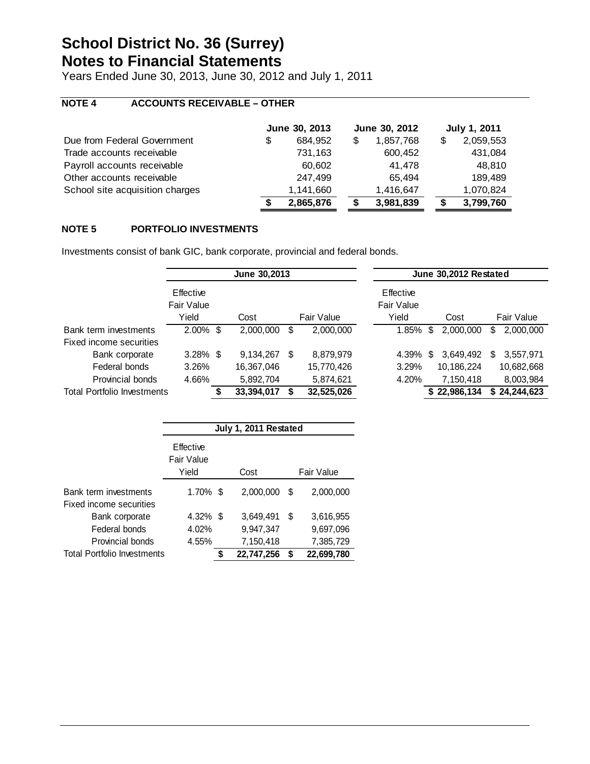# School District No. 36 (Surrey)
## Notes to Financial Statements

Years Ended June 30, 2013, June 30, 2012 and July 1, 2011

### NOTE 4 ACCOUNTS RECEIVABLE – OTHER

| | June 30, 2013 | June 30, 2012 | July 1, 2011 |
|---|---|---|---|
| Due from Federal Government | $ 684,952 | $ 1,857,768 | $ 2,059,553 |
| Trade accounts receivable | 731,163 | 600,452 | 431,084 |
| Payroll accounts receivable | 60,602 | 41,478 | 48,810 |
| Other accounts receivable | 247,499 | 65,494 | 189,489 |
| School site acquisition charges | 1,141,660 | 1,416,647 | 1,070,824 |
| | **$ 2,865,876** | **$ 3,981,839** | **$ 3,799,760** |

### NOTE 5 PORTFOLIO INVESTMENTS

Investments consist of bank GIC, bank corporate, provincial and federal bonds.

| | June 30,2013 | | | June 30,2012 Restated | | |
|---|---|---|---|---|---|---|
| | Effective Fair Value Yield | Cost | Fair Value | Effective Fair Value Yield | Cost | Fair Value |
| Bank term investments | 2.00% | $ 2,000,000 | $ 2,000,000 | 1.85% | $ 2,000,000 | $ 2,000,000 |
| Fixed income securities | | | | | | |
| Bank corporate | 3.28% | $ 9,134,267 | $ 8,879,979 | 4.39% | $ 3,649,492 | $ 3,557,971 |
| Federal bonds | 3.26% | 16,367,046 | 15,770,426 | 3.29% | 10,186,224 | 10,682,668 |
| Provincial bonds | 4.66% | 5,892,704 | 5,874,621 | 4.20% | 7,150,418 | 8,003,984 |
| Total Portfolio Investments | | **$ 33,394,017** | **$ 32,525,026** | | **$ 22,986,134** | **$ 24,244,623** |

| | July 1, 2011 Restated | | |
|---|---|---|---|
| | Effective Fair Value Yield | Cost | Fair Value |
| Bank term investments | 1.70% | $ 2,000,000 | $ 2,000,000 |
| Fixed income securities | | | |
| Bank corporate | 4.32% | $ 3,649,491 | $ 3,616,955 |
| Federal bonds | 4.02% | 9,947,347 | 9,697,096 |
| Provincial bonds | 4.55% | 7,150,418 | 7,385,729 |
| Total Portfolio Investments | | **$ 22,747,256** | **$ 22,699,780** |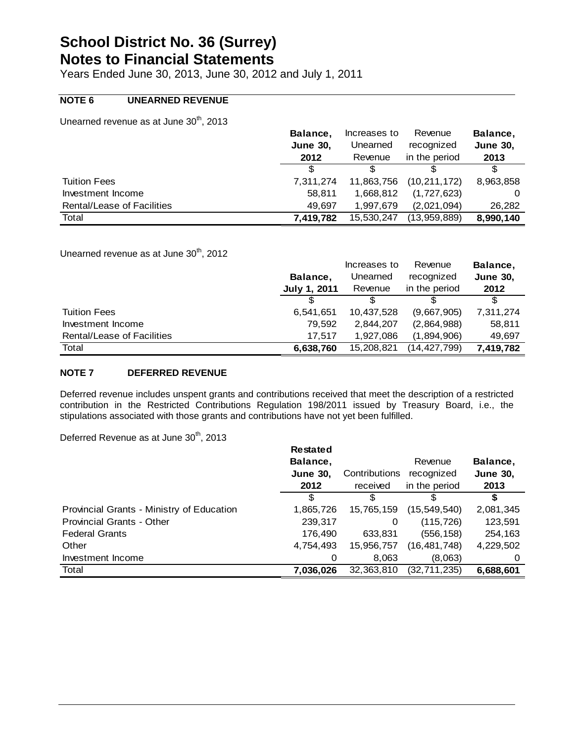# School District No. 36 (Surrey)
# Notes to Financial Statements

Years Ended June 30, 2013, June 30, 2012 and July 1, 2011

## NOTE 6 UNEARNED REVENUE

Unearned revenue as at June 30th, 2013

| | Balance, June 30, 2012 | Increases to Unearned Revenue | Revenue recognized in the period | Balance, June 30, 2013 |
|---|---|---|---|---|
| | $ | $ | $ | $ |
| Tuition Fees | 7,311,274 | 11,863,756 | (10,211,172) | 8,963,858 |
| Investment Income | 58,811 | 1,668,812 | (1,727,623) | 0 |
| Rental/Lease of Facilities | 49,697 | 1,997,679 | (2,021,094) | 26,282 |
| Total | **7,419,782** | 15,530,247 | (13,959,889) | **8,990,140** |

Unearned revenue as at June 30th, 2012

| | Balance, July 1, 2011 | Increases to Unearned Revenue | Revenue recognized in the period | Balance, June 30, 2012 |
|---|---|---|---|---|
| | $ | $ | $ | $ |
| Tuition Fees | 6,541,651 | 10,437,528 | (9,667,905) | 7,311,274 |
| Investment Income | 79,592 | 2,844,207 | (2,864,988) | 58,811 |
| Rental/Lease of Facilities | 17,517 | 1,927,086 | (1,894,906) | 49,697 |
| Total | **6,638,760** | 15,208,821 | (14,427,799) | **7,419,782** |

## NOTE 7 DEFERRED REVENUE

Deferred revenue includes unspent grants and contributions received that meet the description of a restricted contribution in the Restricted Contributions Regulation 198/2011 issued by Treasury Board, i.e., the stipulations associated with those grants and contributions have not yet been fulfilled.

Deferred Revenue as at June 30th, 2013

| | Restated Balance, June 30, 2012 | Contributions received | Revenue recognized in the period | Balance, June 30, 2013 |
|---|---|---|---|---|
| | $ | $ | $ | **$** |
| Provincial Grants - Ministry of Education | 1,865,726 | 15,765,159 | (15,549,540) | 2,081,345 |
| Provincial Grants - Other | 239,317 | 0 | (115,726) | 123,591 |
| Federal Grants | 176,490 | 633,831 | (556,158) | 254,163 |
| Other | 4,754,493 | 15,956,757 | (16,481,748) | 4,229,502 |
| Investment Income | 0 | 8,063 | (8,063) | 0 |
| Total | **7,036,026** | 32,363,810 | (32,711,235) | **6,688,601** |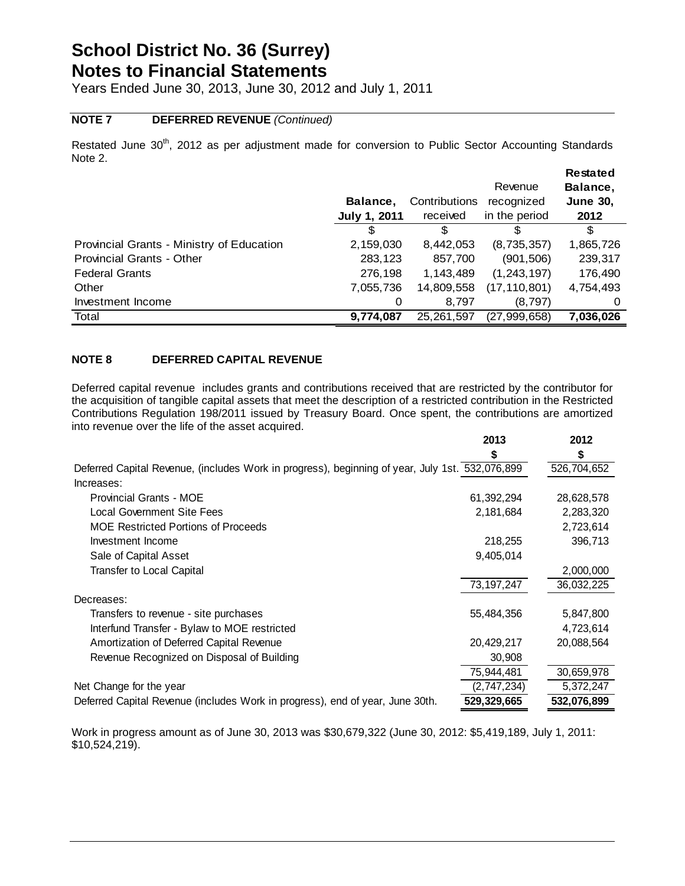# School District No. 36 (Surrey)
# Notes to Financial Statements

Years Ended June 30, 2013, June 30, 2012 and July 1, 2011

**NOTE 7 DEFERRED REVENUE** *(Continued)*

Restated June 30th, 2012 as per adjustment made for conversion to Public Sector Accounting Standards Note 2.

| | **Balance, July 1, 2011** | Contributions received | Revenue recognized in the period | **Restated Balance, June 30, 2012** |
|---|---|---|---|---|
| | $ | $ | $ | $ |
| Provincial Grants - Ministry of Education | 2,159,030 | 8,442,053 | (8,735,357) | 1,865,726 |
| Provincial Grants - Other | 283,123 | 857,700 | (901,506) | 239,317 |
| Federal Grants | 276,198 | 1,143,489 | (1,243,197) | 176,490 |
| Other | 7,055,736 | 14,809,558 | (17,110,801) | 4,754,493 |
| Investment Income | 0 | 8,797 | (8,797) | 0 |
| Total | **9,774,087** | 25,261,597 | (27,999,658) | **7,036,026** |

**NOTE 8 DEFERRED CAPITAL REVENUE**

Deferred capital revenue includes grants and contributions received that are restricted by the contributor for the acquisition of tangible capital assets that meet the description of a restricted contribution in the Restricted Contributions Regulation 198/2011 issued by Treasury Board. Once spent, the contributions are amortized into revenue over the life of the asset acquired.

| | **2013** | **2012** |
|---|---|---|
| | **$** | **$** |
| Deferred Capital Revenue, (includes Work in progress), beginning of year, July 1st. | 532,076,899 | 526,704,652 |
| Increases: | | |
| Provincial Grants - MOE | 61,392,294 | 28,628,578 |
| Local Government Site Fees | 2,181,684 | 2,283,320 |
| MOE Restricted Portions of Proceeds | | 2,723,614 |
| Investment Income | 218,255 | 396,713 |
| Sale of Capital Asset | 9,405,014 | |
| Transfer to Local Capital | | 2,000,000 |
| | 73,197,247 | 36,032,225 |
| Decreases: | | |
| Transfers to revenue - site purchases | 55,484,356 | 5,847,800 |
| Interfund Transfer - Bylaw to MOE restricted | | 4,723,614 |
| Amortization of Deferred Capital Revenue | 20,429,217 | 20,088,564 |
| Revenue Recognized on Disposal of Building | 30,908 | |
| | 75,944,481 | 30,659,978 |
| Net Change for the year | (2,747,234) | 5,372,247 |
| Deferred Capital Revenue (includes Work in progress), end of year, June 30th. | **529,329,665** | **532,076,899** |

Work in progress amount as of June 30, 2013 was $30,679,322 (June 30, 2012: $5,419,189, July 1, 2011: $10,524,219).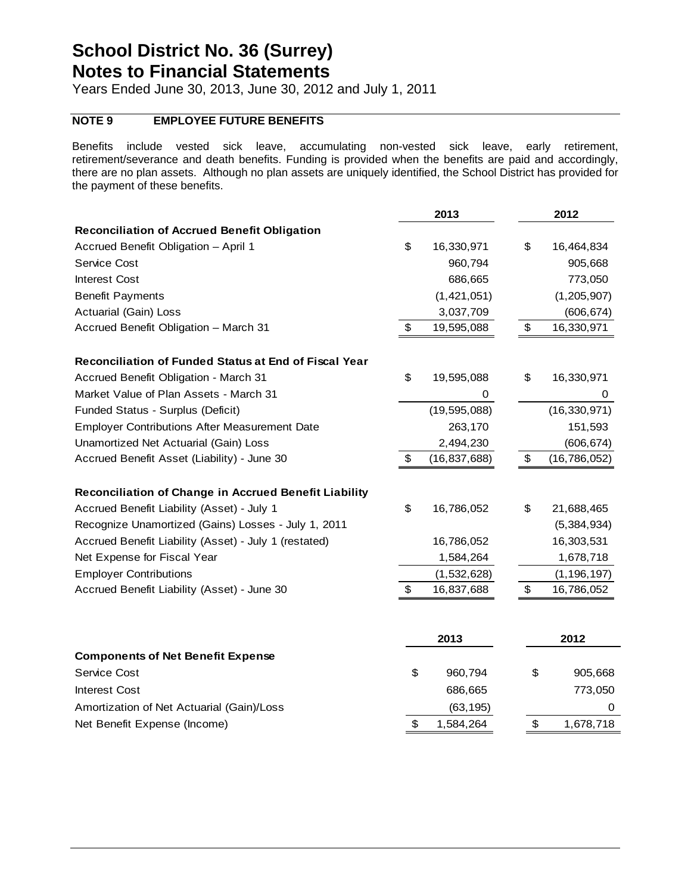# School District No. 36 (Surrey)
# Notes to Financial Statements

Years Ended June 30, 2013, June 30, 2012 and July 1, 2011

## NOTE 9 EMPLOYEE FUTURE BENEFITS

Benefits include vested sick leave, accumulating non-vested sick leave, early retirement, retirement/severance and death benefits. Funding is provided when the benefits are paid and accordingly, there are no plan assets. Although no plan assets are uniquely identified, the School District has provided for the payment of these benefits.

| | 2013 | 2012 |
|---|---|---|
| **Reconciliation of Accrued Benefit Obligation** | | |
| Accrued Benefit Obligation – April 1 | $ 16,330,971 | $ 16,464,834 |
| Service Cost | 960,794 | 905,668 |
| Interest Cost | 686,665 | 773,050 |
| Benefit Payments | (1,421,051) | (1,205,907) |
| Actuarial (Gain) Loss | 3,037,709 | (606,674) |
| Accrued Benefit Obligation – March 31 | $ 19,595,088 | $ 16,330,971 |
| | | |
| **Reconciliation of Funded Status at End of Fiscal Year** | | |
| Accrued Benefit Obligation - March 31 | $ 19,595,088 | $ 16,330,971 |
| Market Value of Plan Assets - March 31 | 0 | 0 |
| Funded Status - Surplus (Deficit) | (19,595,088) | (16,330,971) |
| Employer Contributions After Measurement Date | 263,170 | 151,593 |
| Unamortized Net Actuarial (Gain) Loss | 2,494,230 | (606,674) |
| Accrued Benefit Asset (Liability) - June 30 | $ (16,837,688) | $ (16,786,052) |
| | | |
| **Reconciliation of Change in Accrued Benefit Liability** | | |
| Accrued Benefit Liability (Asset) - July 1 | $ 16,786,052 | $ 21,688,465 |
| Recognize Unamortized (Gains) Losses - July 1, 2011 | | (5,384,934) |
| Accrued Benefit Liability (Asset) - July 1 (restated) | 16,786,052 | 16,303,531 |
| Net Expense for Fiscal Year | 1,584,264 | 1,678,718 |
| Employer Contributions | (1,532,628) | (1,196,197) |
| Accrued Benefit Liability (Asset) - June 30 | $ 16,837,688 | $ 16,786,052 |

| | 2013 | 2012 |
|---|---|---|
| **Components of Net Benefit Expense** | | |
| Service Cost | $ 960,794 | $ 905,668 |
| Interest Cost | 686,665 | 773,050 |
| Amortization of Net Actuarial (Gain)/Loss | (63,195) | 0 |
| Net Benefit Expense (Income) | $ 1,584,264 | $ 1,678,718 |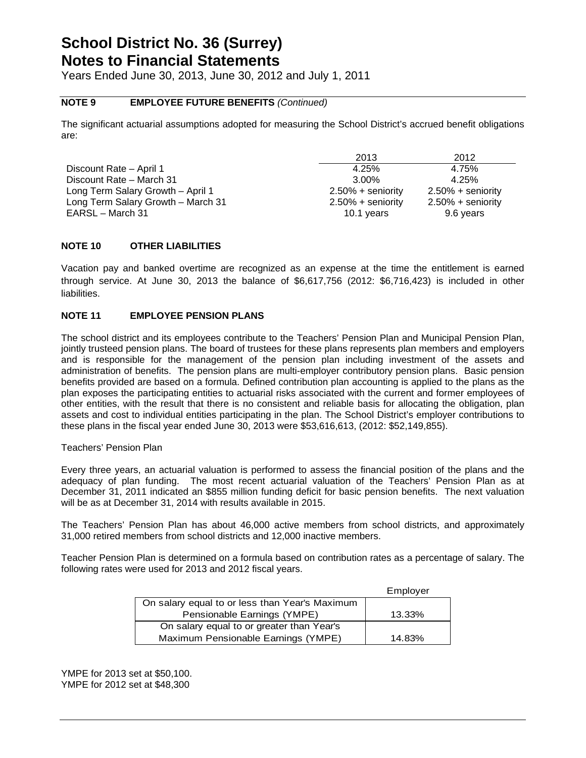# School District No. 36 (Surrey)
# Notes to Financial Statements

Years Ended June 30, 2013, June 30, 2012 and July 1, 2011

**NOTE 9 EMPLOYEE FUTURE BENEFITS** *(Continued)*

The significant actuarial assumptions adopted for measuring the School District's accrued benefit obligations are:

| | 2013 | 2012 |
|---|---|---|
| Discount Rate – April 1 | 4.25% | 4.75% |
| Discount Rate – March 31 | 3.00% | 4.25% |
| Long Term Salary Growth – April 1 | 2.50% + seniority | 2.50% + seniority |
| Long Term Salary Growth – March 31 | 2.50% + seniority | 2.50% + seniority |
| EARSL – March 31 | 10.1 years | 9.6 years |

**NOTE 10 OTHER LIABILITIES**

Vacation pay and banked overtime are recognized as an expense at the time the entitlement is earned through service. At June 30, 2013 the balance of $6,617,756 (2012: $6,716,423) is included in other liabilities.

**NOTE 11 EMPLOYEE PENSION PLANS**

The school district and its employees contribute to the Teachers' Pension Plan and Municipal Pension Plan, jointly trusteed pension plans. The board of trustees for these plans represents plan members and employers and is responsible for the management of the pension plan including investment of the assets and administration of benefits. The pension plans are multi-employer contributory pension plans. Basic pension benefits provided are based on a formula. Defined contribution plan accounting is applied to the plans as the plan exposes the participating entities to actuarial risks associated with the current and former employees of other entities, with the result that there is no consistent and reliable basis for allocating the obligation, plan assets and cost to individual entities participating in the plan. The School District's employer contributions to these plans in the fiscal year ended June 30, 2013 were $53,616,613, (2012: $52,149,855).

Teachers' Pension Plan

Every three years, an actuarial valuation is performed to assess the financial position of the plans and the adequacy of plan funding. The most recent actuarial valuation of the Teachers' Pension Plan as at December 31, 2011 indicated an $855 million funding deficit for basic pension benefits. The next valuation will be as at December 31, 2014 with results available in 2015.

The Teachers' Pension Plan has about 46,000 active members from school districts, and approximately 31,000 retired members from school districts and 12,000 inactive members.

Teacher Pension Plan is determined on a formula based on contribution rates as a percentage of salary. The following rates were used for 2013 and 2012 fiscal years.

| | Employer |
|---|---|
| On salary equal to or less than Year's Maximum Pensionable Earnings (YMPE) | 13.33% |
| On salary equal to or greater than Year's Maximum Pensionable Earnings (YMPE) | 14.83% |

YMPE for 2013 set at $50,100.
YMPE for 2012 set at $48,300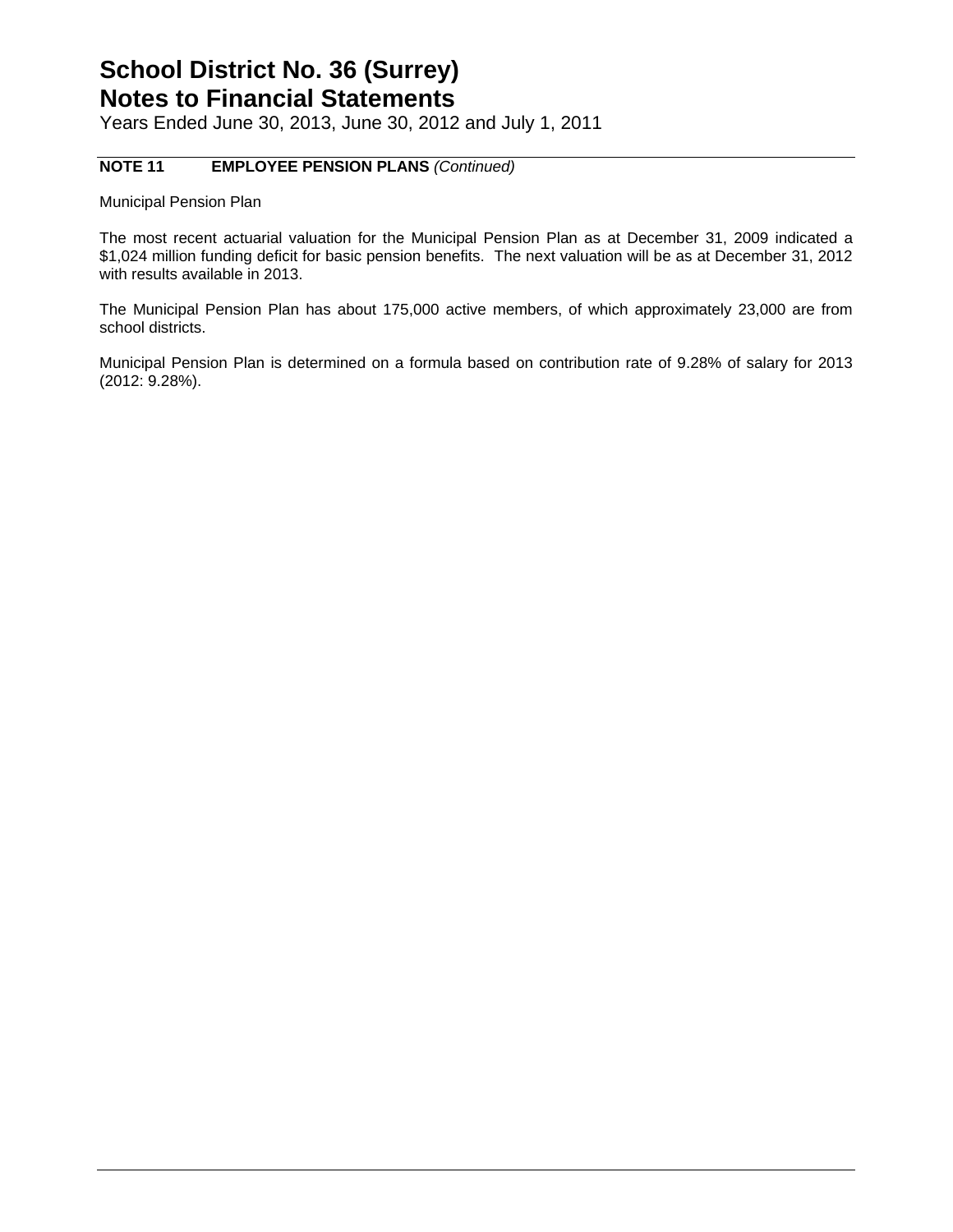# School District No. 36 (Surrey)
# Notes to Financial Statements

Years Ended June 30, 2013, June 30, 2012 and July 1, 2011

**NOTE 11 EMPLOYEE PENSION PLANS** *(Continued)*

Municipal Pension Plan

The most recent actuarial valuation for the Municipal Pension Plan as at December 31, 2009 indicated a $1,024 million funding deficit for basic pension benefits. The next valuation will be as at December 31, 2012 with results available in 2013.

The Municipal Pension Plan has about 175,000 active members, of which approximately 23,000 are from school districts.

Municipal Pension Plan is determined on a formula based on contribution rate of 9.28% of salary for 2013 (2012: 9.28%).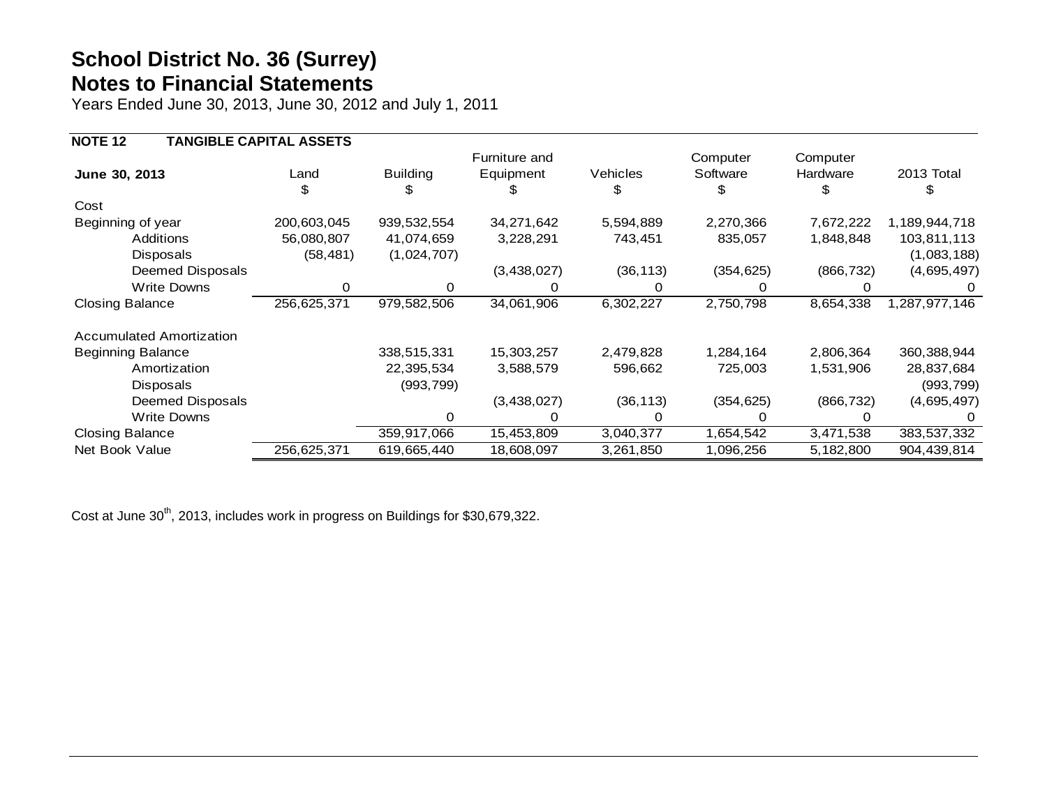# School District No. 36 (Surrey)
# Notes to Financial Statements

Years Ended June 30, 2013, June 30, 2012 and July 1, 2011

## NOTE 12 TANGIBLE CAPITAL ASSETS

| June 30, 2013 | Land | Building | Furniture and Equipment | Vehicles | Computer Software | Computer Hardware | 2013 Total |
|---|---|---|---|---|---|---|---|
| | $ | $ | $ | $ | $ | $ | $ |
| Cost | | | | | | | |
| Beginning of year | 200,603,045 | 939,532,554 | 34,271,642 | 5,594,889 | 2,270,366 | 7,672,222 | 1,189,944,718 |
| Additions | 56,080,807 | 41,074,659 | 3,228,291 | 743,451 | 835,057 | 1,848,848 | 103,811,113 |
| Disposals | (58,481) | (1,024,707) | | | | | (1,083,188) |
| Deemed Disposals | | | (3,438,027) | (36,113) | (354,625) | (866,732) | (4,695,497) |
| Write Downs | 0 | 0 | 0 | 0 | 0 | 0 | 0 |
| Closing Balance | 256,625,371 | 979,582,506 | 34,061,906 | 6,302,227 | 2,750,798 | 8,654,338 | 1,287,977,146 |
| | | | | | | | |
| Accumulated Amortization | | | | | | | |
| Beginning Balance | | 338,515,331 | 15,303,257 | 2,479,828 | 1,284,164 | 2,806,364 | 360,388,944 |
| Amortization | | 22,395,534 | 3,588,579 | 596,662 | 725,003 | 1,531,906 | 28,837,684 |
| Disposals | | (993,799) | | | | | (993,799) |
| Deemed Disposals | | | (3,438,027) | (36,113) | (354,625) | (866,732) | (4,695,497) |
| Write Downs | | 0 | 0 | 0 | 0 | 0 | 0 |
| Closing Balance | | 359,917,066 | 15,453,809 | 3,040,377 | 1,654,542 | 3,471,538 | 383,537,332 |
| Net Book Value | 256,625,371 | 619,665,440 | 18,608,097 | 3,261,850 | 1,096,256 | 5,182,800 | 904,439,814 |

Cost at June 30th, 2013, includes work in progress on Buildings for $30,679,322.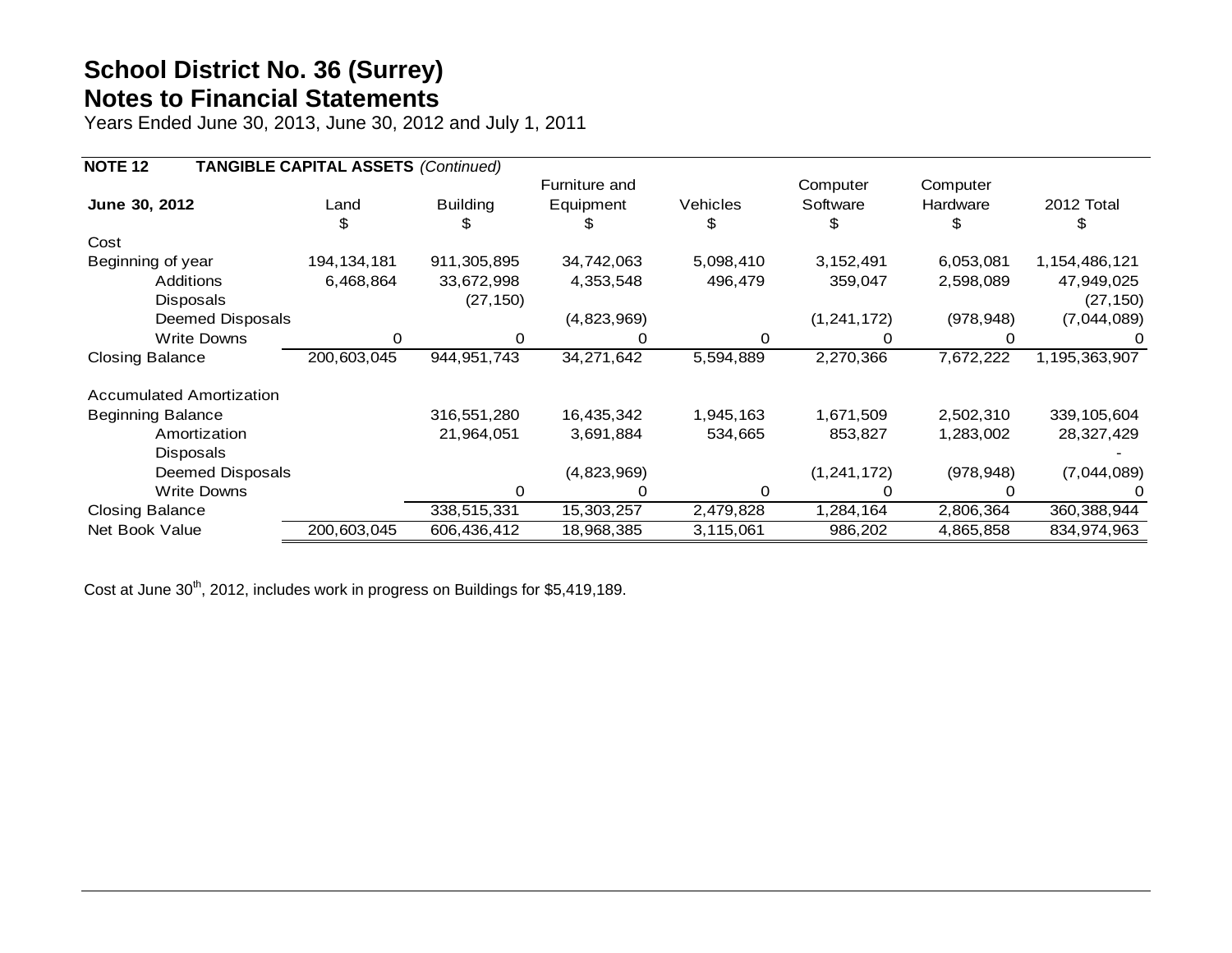# School District No. 36 (Surrey)
# Notes to Financial Statements

Years Ended June 30, 2013, June 30, 2012 and July 1, 2011

**NOTE 12 TANGIBLE CAPITAL ASSETS** *(Continued)*

| June 30, 2012 | Land | Building | Furniture and Equipment | Vehicles | Computer Software | Computer Hardware | 2012 Total |
|---|---|---|---|---|---|---|---|
| | $ | $ | $ | $ | $ | $ | $ |
| Cost | | | | | | | |
| Beginning of year | 194,134,181 | 911,305,895 | 34,742,063 | 5,098,410 | 3,152,491 | 6,053,081 | 1,154,486,121 |
| Additions | 6,468,864 | 33,672,998 | 4,353,548 | 496,479 | 359,047 | 2,598,089 | 47,949,025 |
| Disposals | | (27,150) | | | | | (27,150) |
| Deemed Disposals | | | (4,823,969) | | (1,241,172) | (978,948) | (7,044,089) |
| Write Downs | 0 | 0 | 0 | 0 | 0 | 0 | 0 |
| Closing Balance | 200,603,045 | 944,951,743 | 34,271,642 | 5,594,889 | 2,270,366 | 7,672,222 | 1,195,363,907 |
| | | | | | | | |
| Accumulated Amortization | | | | | | | |
| Beginning Balance | | 316,551,280 | 16,435,342 | 1,945,163 | 1,671,509 | 2,502,310 | 339,105,604 |
| Amortization | | 21,964,051 | 3,691,884 | 534,665 | 853,827 | 1,283,002 | 28,327,429 |
| Disposals | | | | | | | - |
| Deemed Disposals | | | (4,823,969) | | (1,241,172) | (978,948) | (7,044,089) |
| Write Downs | | 0 | 0 | 0 | 0 | 0 | 0 |
| Closing Balance | | 338,515,331 | 15,303,257 | 2,479,828 | 1,284,164 | 2,806,364 | 360,388,944 |
| Net Book Value | 200,603,045 | 606,436,412 | 18,968,385 | 3,115,061 | 986,202 | 4,865,858 | 834,974,963 |

Cost at June 30th, 2012, includes work in progress on Buildings for $5,419,189.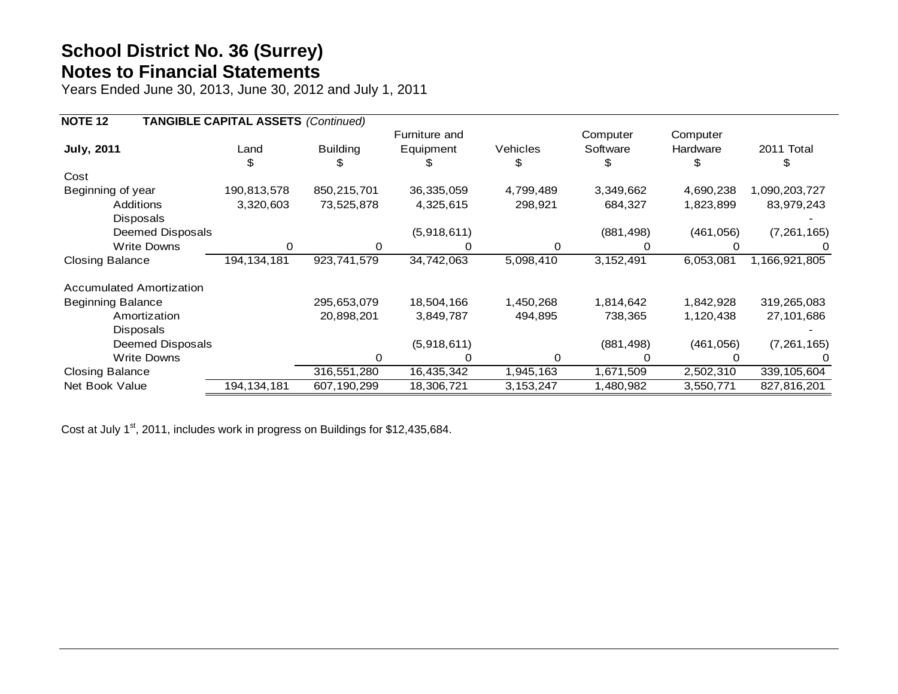# School District No. 36 (Surrey)
# Notes to Financial Statements

Years Ended June 30, 2013, June 30, 2012 and July 1, 2011

**NOTE 12 TANGIBLE CAPITAL ASSETS** *(Continued)*

| **July, 2011** | Land | Building | Furniture and Equipment | Vehicles | Computer Software | Computer Hardware | 2011 Total |
|---|---|---|---|---|---|---|---|
| | $ | $ | $ | $ | $ | $ | $ |
| Cost | | | | | | | |
| Beginning of year | 190,813,578 | 850,215,701 | 36,335,059 | 4,799,489 | 3,349,662 | 4,690,238 | 1,090,203,727 |
| Additions | 3,320,603 | 73,525,878 | 4,325,615 | 298,921 | 684,327 | 1,823,899 | 83,979,243 |
| Disposals | | | | | | | - |
| Deemed Disposals | | | (5,918,611) | | (881,498) | (461,056) | (7,261,165) |
| Write Downs | 0 | 0 | 0 | 0 | 0 | 0 | 0 |
| Closing Balance | 194,134,181 | 923,741,579 | 34,742,063 | 5,098,410 | 3,152,491 | 6,053,081 | 1,166,921,805 |
| | | | | | | | |
| Accumulated Amortization | | | | | | | |
| Beginning Balance | | 295,653,079 | 18,504,166 | 1,450,268 | 1,814,642 | 1,842,928 | 319,265,083 |
| Amortization | | 20,898,201 | 3,849,787 | 494,895 | 738,365 | 1,120,438 | 27,101,686 |
| Disposals | | | | | | | - |
| Deemed Disposals | | | (5,918,611) | | (881,498) | (461,056) | (7,261,165) |
| Write Downs | | 0 | 0 | 0 | 0 | 0 | 0 |
| Closing Balance | | 316,551,280 | 16,435,342 | 1,945,163 | 1,671,509 | 2,502,310 | 339,105,604 |
| Net Book Value | 194,134,181 | 607,190,299 | 18,306,721 | 3,153,247 | 1,480,982 | 3,550,771 | 827,816,201 |

Cost at July 1st, 2011, includes work in progress on Buildings for $12,435,684.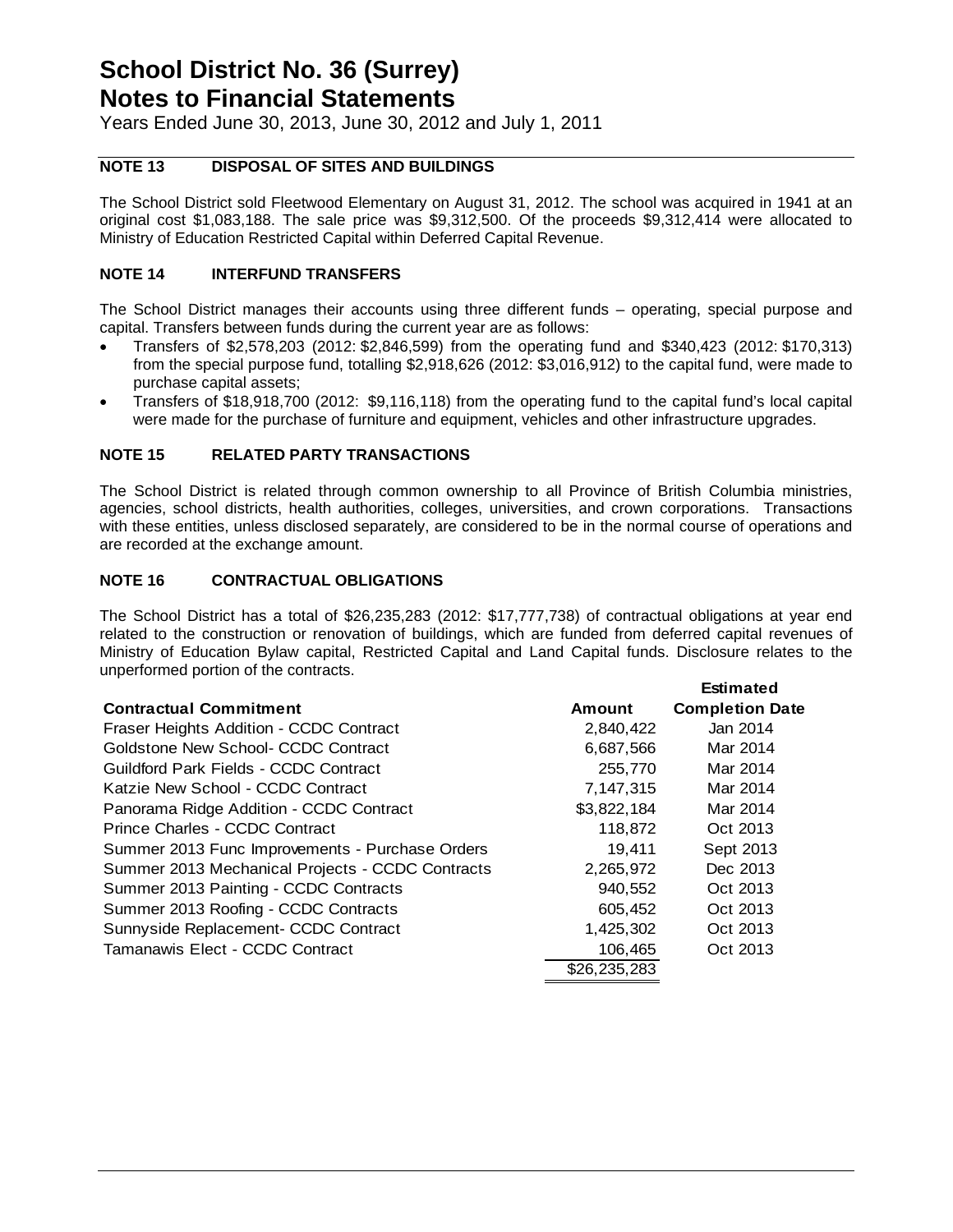# School District No. 36 (Surrey)
# Notes to Financial Statements

Years Ended June 30, 2013, June 30, 2012 and July 1, 2011

## NOTE 13 DISPOSAL OF SITES AND BUILDINGS

The School District sold Fleetwood Elementary on August 31, 2012. The school was acquired in 1941 at an original cost $1,083,188. The sale price was $9,312,500. Of the proceeds $9,312,414 were allocated to Ministry of Education Restricted Capital within Deferred Capital Revenue.

## NOTE 14 INTERFUND TRANSFERS

The School District manages their accounts using three different funds – operating, special purpose and capital. Transfers between funds during the current year are as follows:

- Transfers of $2,578,203 (2012: $2,846,599) from the operating fund and $340,423 (2012: $170,313) from the special purpose fund, totalling $2,918,626 (2012: $3,016,912) to the capital fund, were made to purchase capital assets;
- Transfers of $18,918,700 (2012: $9,116,118) from the operating fund to the capital fund's local capital were made for the purchase of furniture and equipment, vehicles and other infrastructure upgrades.

## NOTE 15 RELATED PARTY TRANSACTIONS

The School District is related through common ownership to all Province of British Columbia ministries, agencies, school districts, health authorities, colleges, universities, and crown corporations. Transactions with these entities, unless disclosed separately, are considered to be in the normal course of operations and are recorded at the exchange amount.

## NOTE 16 CONTRACTUAL OBLIGATIONS

The School District has a total of $26,235,283 (2012: $17,777,738) of contractual obligations at year end related to the construction or renovation of buildings, which are funded from deferred capital revenues of Ministry of Education Bylaw capital, Restricted Capital and Land Capital funds. Disclosure relates to the unperformed portion of the contracts.

| Contractual Commitment | Amount | Estimated Completion Date |
|---|---|---|
| Fraser Heights Addition - CCDC Contract | 2,840,422 | Jan 2014 |
| Goldstone New School- CCDC Contract | 6,687,566 | Mar 2014 |
| Guildford Park Fields - CCDC Contract | 255,770 | Mar 2014 |
| Katzie New School - CCDC Contract | 7,147,315 | Mar 2014 |
| Panorama Ridge Addition - CCDC Contract | $3,822,184 | Mar 2014 |
| Prince Charles - CCDC Contract | 118,872 | Oct 2013 |
| Summer 2013 Func Improvements - Purchase Orders | 19,411 | Sept 2013 |
| Summer 2013 Mechanical Projects - CCDC Contracts | 2,265,972 | Dec 2013 |
| Summer 2013 Painting - CCDC Contracts | 940,552 | Oct 2013 |
| Summer 2013 Roofing - CCDC Contracts | 605,452 | Oct 2013 |
| Sunnyside Replacement- CCDC Contract | 1,425,302 | Oct 2013 |
| Tamanawis Elect - CCDC Contract | 106,465 | Oct 2013 |
| | $26,235,283 | |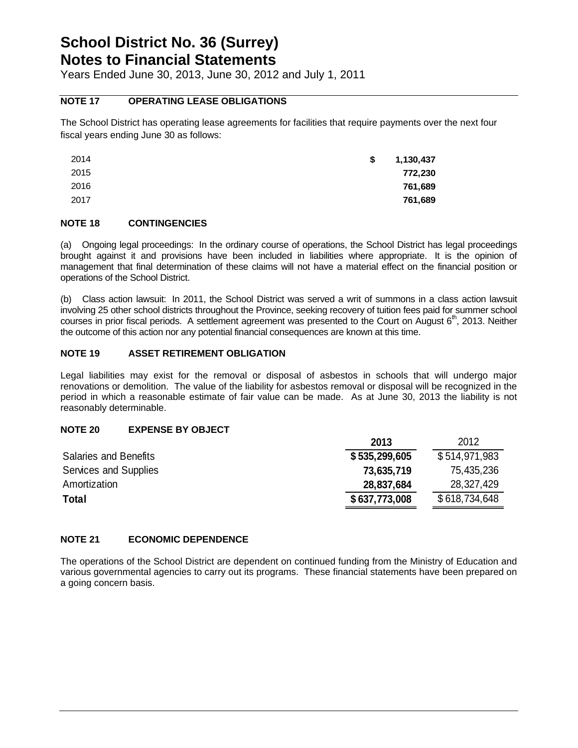# School District No. 36 (Surrey)
## Notes to Financial Statements

Years Ended June 30, 2013, June 30, 2012 and July 1, 2011

### NOTE 17 OPERATING LEASE OBLIGATIONS

The School District has operating lease agreements for facilities that require payments over the next four fiscal years ending June 30 as follows:

| | |
|---|---|
| 2014 | **$ 1,130,437** |
| 2015 | **772,230** |
| 2016 | **761,689** |
| 2017 | **761,689** |

### NOTE 18 CONTINGENCIES

(a) Ongoing legal proceedings: In the ordinary course of operations, the School District has legal proceedings brought against it and provisions have been included in liabilities where appropriate. It is the opinion of management that final determination of these claims will not have a material effect on the financial position or operations of the School District.

(b) Class action lawsuit: In 2011, the School District was served a writ of summons in a class action lawsuit involving 25 other school districts throughout the Province, seeking recovery of tuition fees paid for summer school courses in prior fiscal periods. A settlement agreement was presented to the Court on August 6th, 2013. Neither the outcome of this action nor any potential financial consequences are known at this time.

### NOTE 19 ASSET RETIREMENT OBLIGATION

Legal liabilities may exist for the removal or disposal of asbestos in schools that will undergo major renovations or demolition. The value of the liability for asbestos removal or disposal will be recognized in the period in which a reasonable estimate of fair value can be made. As at June 30, 2013 the liability is not reasonably determinable.

### NOTE 20 EXPENSE BY OBJECT

| | 2013 | 2012 |
|---|---|---|
| Salaries and Benefits | **$ 535,299,605** | $ 514,971,983 |
| Services and Supplies | **73,635,719** | 75,435,236 |
| Amortization | **28,837,684** | 28,327,429 |
| **Total** | **$ 637,773,008** | $ 618,734,648 |

### NOTE 21 ECONOMIC DEPENDENCE

The operations of the School District are dependent on continued funding from the Ministry of Education and various governmental agencies to carry out its programs. These financial statements have been prepared on a going concern basis.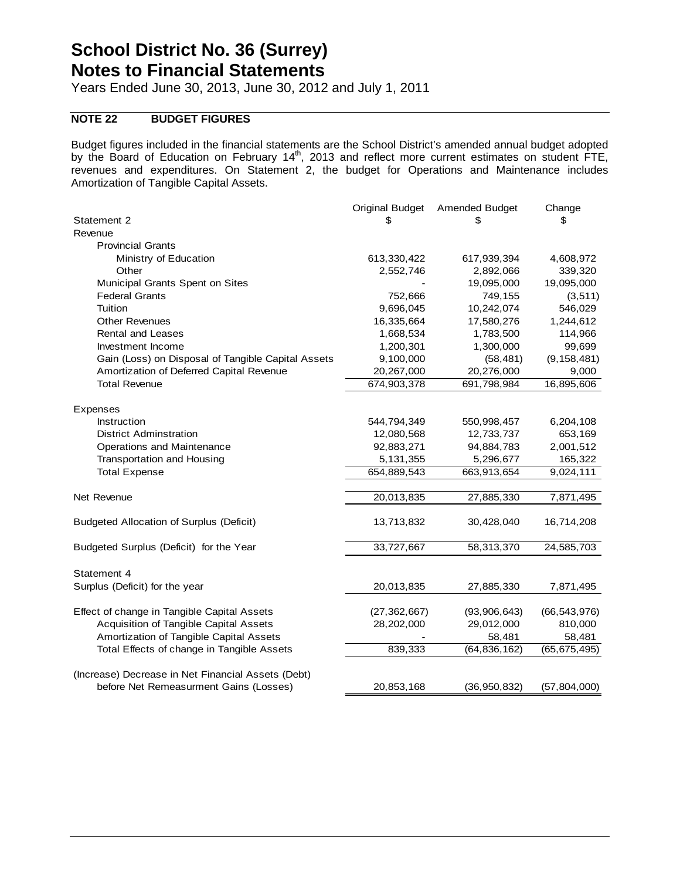# School District No. 36 (Surrey)
# Notes to Financial Statements

Years Ended June 30, 2013, June 30, 2012 and July 1, 2011

## NOTE 22 BUDGET FIGURES

Budget figures included in the financial statements are the School District's amended annual budget adopted by the Board of Education on February 14th, 2013 and reflect more current estimates on student FTE, revenues and expenditures. On Statement 2, the budget for Operations and Maintenance includes Amortization of Tangible Capital Assets.

| | Original Budget | Amended Budget | Change |
|---|---|---|---|
| Statement 2 | $ | $ | $ |
| Revenue | | | |
| Provincial Grants | | | |
| Ministry of Education | 613,330,422 | 617,939,394 | 4,608,972 |
| Other | 2,552,746 | 2,892,066 | 339,320 |
| Municipal Grants Spent on Sites | - | 19,095,000 | 19,095,000 |
| Federal Grants | 752,666 | 749,155 | (3,511) |
| Tuition | 9,696,045 | 10,242,074 | 546,029 |
| Other Revenues | 16,335,664 | 17,580,276 | 1,244,612 |
| Rental and Leases | 1,668,534 | 1,783,500 | 114,966 |
| Investment Income | 1,200,301 | 1,300,000 | 99,699 |
| Gain (Loss) on Disposal of Tangible Capital Assets | 9,100,000 | (58,481) | (9,158,481) |
| Amortization of Deferred Capital Revenue | 20,267,000 | 20,276,000 | 9,000 |
| Total Revenue | 674,903,378 | 691,798,984 | 16,895,606 |
| | | | |
| Expenses | | | |
| Instruction | 544,794,349 | 550,998,457 | 6,204,108 |
| District Adminstration | 12,080,568 | 12,733,737 | 653,169 |
| Operations and Maintenance | 92,883,271 | 94,884,783 | 2,001,512 |
| Transportation and Housing | 5,131,355 | 5,296,677 | 165,322 |
| Total Expense | 654,889,543 | 663,913,654 | 9,024,111 |
| | | | |
| Net Revenue | 20,013,835 | 27,885,330 | 7,871,495 |
| | | | |
| Budgeted Allocation of Surplus (Deficit) | 13,713,832 | 30,428,040 | 16,714,208 |
| | | | |
| Budgeted Surplus (Deficit) for the Year | 33,727,667 | 58,313,370 | 24,585,703 |
| | | | |
| Statement 4 | | | |
| Surplus (Deficit) for the year | 20,013,835 | 27,885,330 | 7,871,495 |
| | | | |
| Effect of change in Tangible Capital Assets | (27,362,667) | (93,906,643) | (66,543,976) |
| Acquisition of Tangible Capital Assets | 28,202,000 | 29,012,000 | 810,000 |
| Amortization of Tangible Capital Assets | - | 58,481 | 58,481 |
| Total Effects of change in Tangible Assets | 839,333 | (64,836,162) | (65,675,495) |
| | | | |
| (Increase) Decrease in Net Financial Assets (Debt) before Net Remeasurment Gains (Losses) | 20,853,168 | (36,950,832) | (57,804,000) |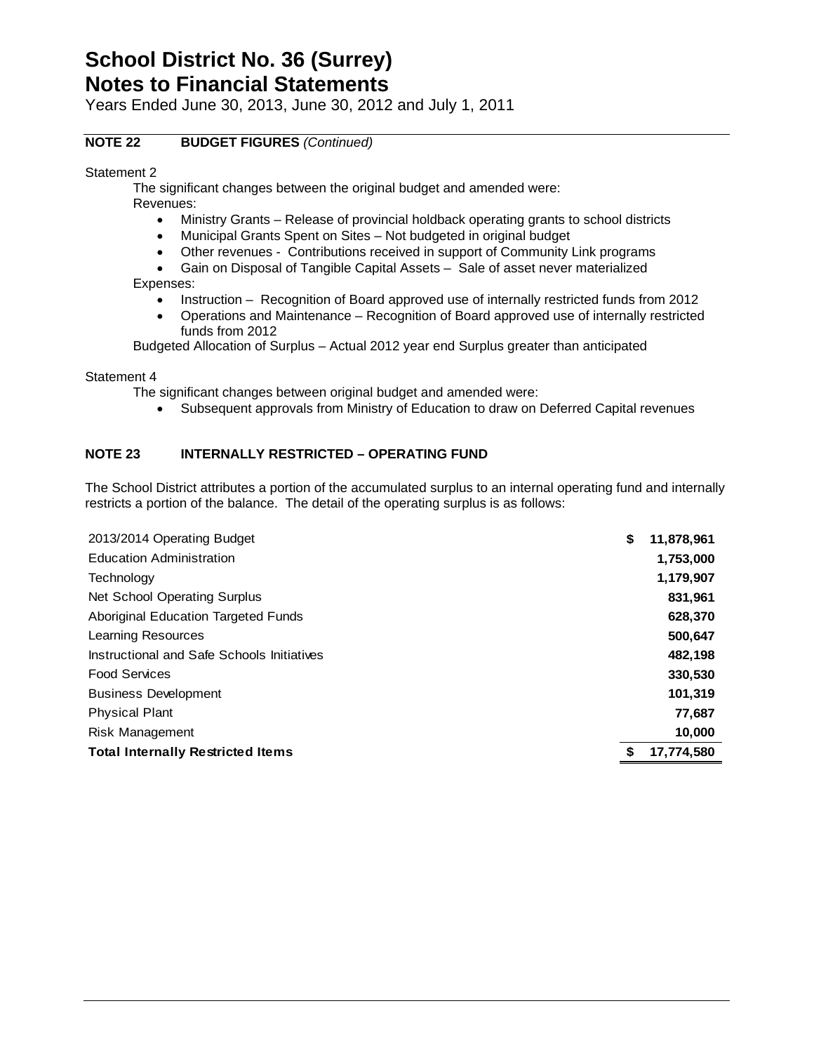# School District No. 36 (Surrey)
# Notes to Financial Statements

Years Ended June 30, 2013, June 30, 2012 and July 1, 2011

## NOTE 22 BUDGET FIGURES *(Continued)*

Statement 2

The significant changes between the original budget and amended were:

Revenues:

- Ministry Grants – Release of provincial holdback operating grants to school districts
- Municipal Grants Spent on Sites – Not budgeted in original budget
- Other revenues - Contributions received in support of Community Link programs
- Gain on Disposal of Tangible Capital Assets – Sale of asset never materialized

Expenses:

- Instruction – Recognition of Board approved use of internally restricted funds from 2012
- Operations and Maintenance – Recognition of Board approved use of internally restricted funds from 2012

Budgeted Allocation of Surplus – Actual 2012 year end Surplus greater than anticipated

Statement 4

The significant changes between original budget and amended were:

- Subsequent approvals from Ministry of Education to draw on Deferred Capital revenues

## NOTE 23 INTERNALLY RESTRICTED – OPERATING FUND

The School District attributes a portion of the accumulated surplus to an internal operating fund and internally restricts a portion of the balance. The detail of the operating surplus is as follows:

| | |
|---|---|
| 2013/2014 Operating Budget | $ 11,878,961 |
| Education Administration | 1,753,000 |
| Technology | 1,179,907 |
| Net School Operating Surplus | 831,961 |
| Aboriginal Education Targeted Funds | 628,370 |
| Learning Resources | 500,647 |
| Instructional and Safe Schools Initiatives | 482,198 |
| Food Services | 330,530 |
| Business Development | 101,319 |
| Physical Plant | 77,687 |
| Risk Management | 10,000 |
| **Total Internally Restricted Items** | **$ 17,774,580** |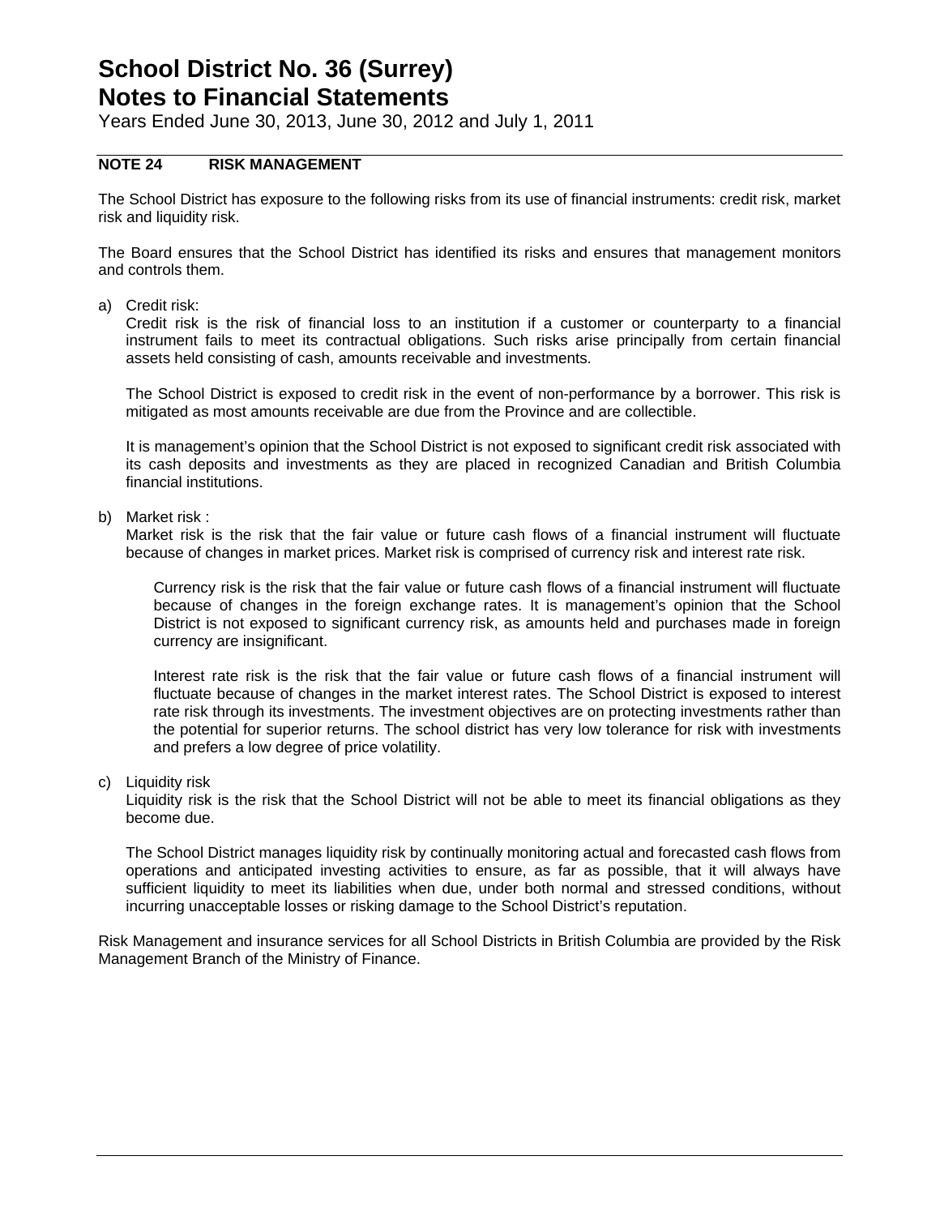# School District No. 36 (Surrey)
# Notes to Financial Statements

Years Ended June 30, 2013, June 30, 2012 and July 1, 2011

## NOTE 24 RISK MANAGEMENT

The School District has exposure to the following risks from its use of financial instruments: credit risk, market risk and liquidity risk.

The Board ensures that the School District has identified its risks and ensures that management monitors and controls them.

a) Credit risk:
Credit risk is the risk of financial loss to an institution if a customer or counterparty to a financial instrument fails to meet its contractual obligations. Such risks arise principally from certain financial assets held consisting of cash, amounts receivable and investments.

The School District is exposed to credit risk in the event of non-performance by a borrower. This risk is mitigated as most amounts receivable are due from the Province and are collectible.

It is management's opinion that the School District is not exposed to significant credit risk associated with its cash deposits and investments as they are placed in recognized Canadian and British Columbia financial institutions.

b) Market risk :
Market risk is the risk that the fair value or future cash flows of a financial instrument will fluctuate because of changes in market prices. Market risk is comprised of currency risk and interest rate risk.

Currency risk is the risk that the fair value or future cash flows of a financial instrument will fluctuate because of changes in the foreign exchange rates. It is management's opinion that the School District is not exposed to significant currency risk, as amounts held and purchases made in foreign currency are insignificant.

Interest rate risk is the risk that the fair value or future cash flows of a financial instrument will fluctuate because of changes in the market interest rates. The School District is exposed to interest rate risk through its investments. The investment objectives are on protecting investments rather than the potential for superior returns. The school district has very low tolerance for risk with investments and prefers a low degree of price volatility.

c) Liquidity risk
Liquidity risk is the risk that the School District will not be able to meet its financial obligations as they become due.

The School District manages liquidity risk by continually monitoring actual and forecasted cash flows from operations and anticipated investing activities to ensure, as far as possible, that it will always have sufficient liquidity to meet its liabilities when due, under both normal and stressed conditions, without incurring unacceptable losses or risking damage to the School District's reputation.

Risk Management and insurance services for all School Districts in British Columbia are provided by the Risk Management Branch of the Ministry of Finance.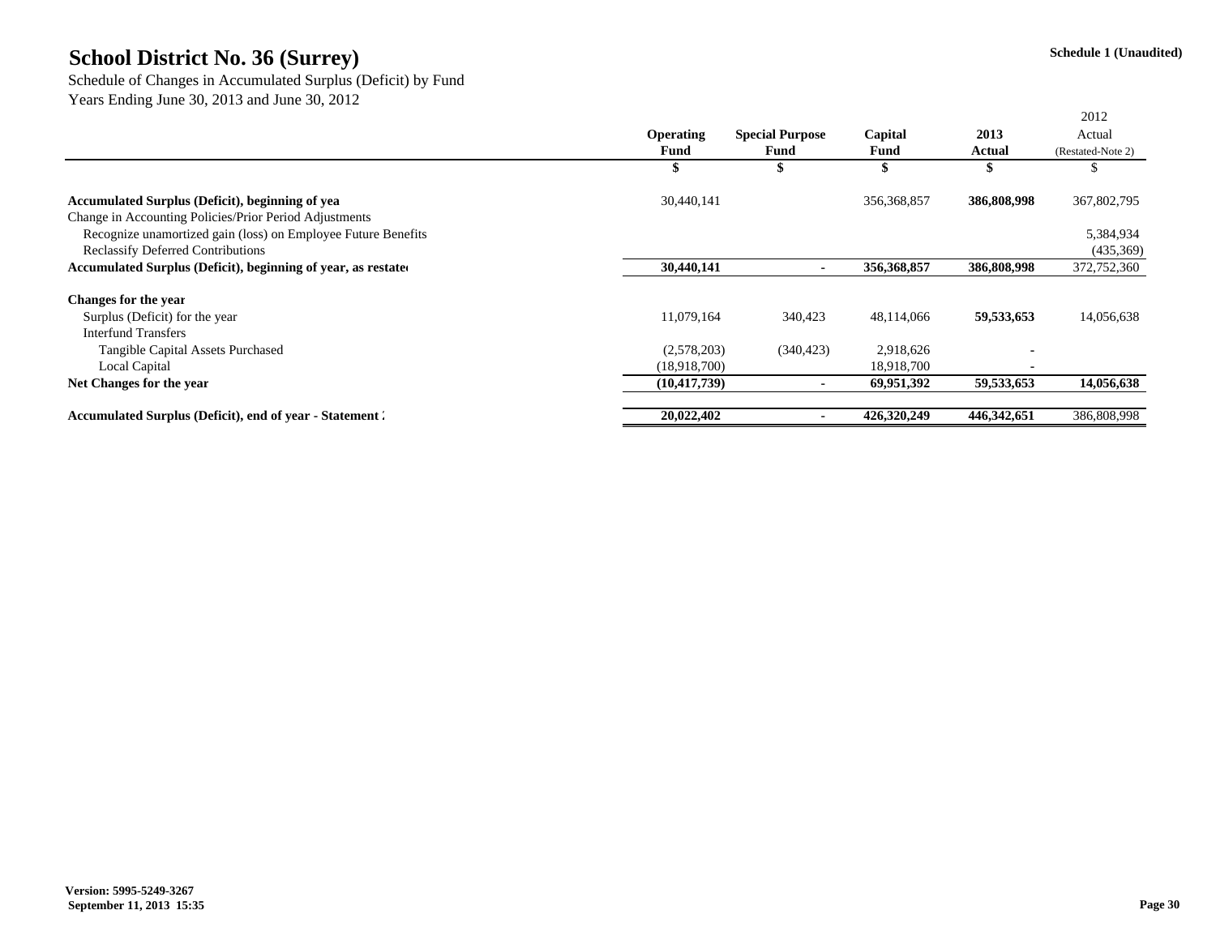# School District No. 36 (Surrey)

Schedule 1 (Unaudited)

Schedule of Changes in Accumulated Surplus (Deficit) by Fund
Years Ending June 30, 2013 and June 30, 2012

| | Operating Fund | Special Purpose Fund | Capital Fund | 2013 Actual | 2012 Actual (Restated-Note 2) |
|---|---|---|---|---|---|
| | $ | $ | $ | $ | $ |
| **Accumulated Surplus (Deficit), beginning of yea** | 30,440,141 | | 356,368,857 | **386,808,998** | 367,802,795 |
| Change in Accounting Policies/Prior Period Adjustments | | | | | |
| Recognize unamortized gain (loss) on Employee Future Benefits | | | | | 5,384,934 |
| Reclassify Deferred Contributions | | | | | (435,369) |
| **Accumulated Surplus (Deficit), beginning of year, as restate** | **30,440,141** | **-** | **356,368,857** | **386,808,998** | 372,752,360 |
| **Changes for the year** | | | | | |
| Surplus (Deficit) for the year | 11,079,164 | 340,423 | 48,114,066 | **59,533,653** | 14,056,638 |
| Interfund Transfers | | | | | |
| Tangible Capital Assets Purchased | (2,578,203) | (340,423) | 2,918,626 | - | |
| Local Capital | (18,918,700) | | 18,918,700 | - | |
| **Net Changes for the year** | **(10,417,739)** | **-** | **69,951,392** | **59,533,653** | **14,056,638** |
| **Accumulated Surplus (Deficit), end of year - Statement 2** | **20,022,402** | **-** | **426,320,249** | **446,342,651** | 386,808,998 |

Version: 5995-5249-3267
September 11, 2013 15:35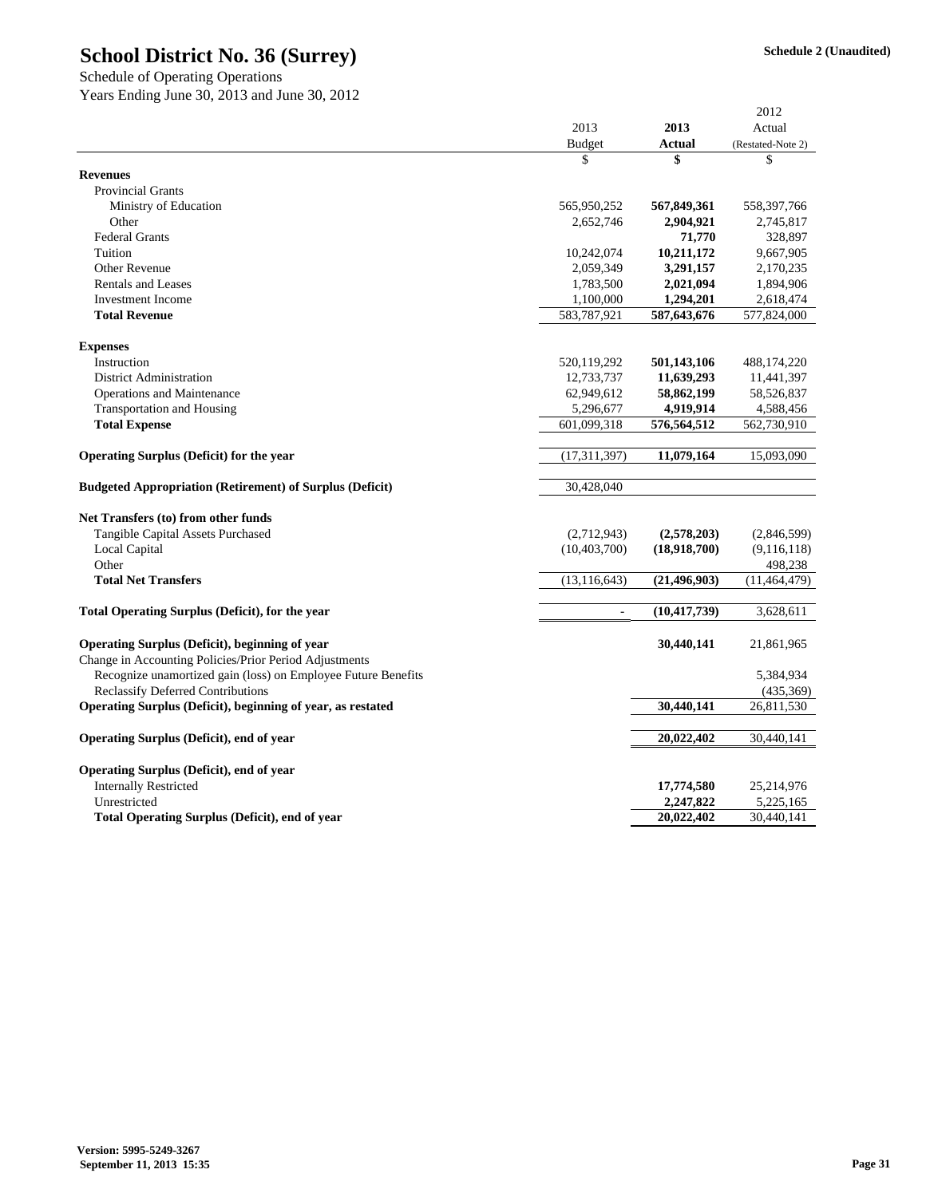# School District No. 36 (Surrey)

**Schedule 2 (Unaudited)**

Schedule of Operating Operations
Years Ending June 30, 2013 and June 30, 2012

| | 2013 Budget | **2013 Actual** | 2012 Actual (Restated-Note 2) |
|---|---|---|---|
| | $ | **$** | $ |
| **Revenues** | | | |
| Provincial Grants | | | |
| Ministry of Education | 565,950,252 | **567,849,361** | 558,397,766 |
| Other | 2,652,746 | **2,904,921** | 2,745,817 |
| Federal Grants | | **71,770** | 328,897 |
| Tuition | 10,242,074 | **10,211,172** | 9,667,905 |
| Other Revenue | 2,059,349 | **3,291,157** | 2,170,235 |
| Rentals and Leases | 1,783,500 | **2,021,094** | 1,894,906 |
| Investment Income | 1,100,000 | **1,294,201** | 2,618,474 |
| **Total Revenue** | 583,787,921 | **587,643,676** | 577,824,000 |
| **Expenses** | | | |
| Instruction | 520,119,292 | **501,143,106** | 488,174,220 |
| District Administration | 12,733,737 | **11,639,293** | 11,441,397 |
| Operations and Maintenance | 62,949,612 | **58,862,199** | 58,526,837 |
| Transportation and Housing | 5,296,677 | **4,919,914** | 4,588,456 |
| **Total Expense** | 601,099,318 | **576,564,512** | 562,730,910 |
| **Operating Surplus (Deficit) for the year** | (17,311,397) | **11,079,164** | 15,093,090 |
| **Budgeted Appropriation (Retirement) of Surplus (Deficit)** | 30,428,040 | | |
| **Net Transfers (to) from other funds** | | | |
| Tangible Capital Assets Purchased | (2,712,943) | **(2,578,203)** | (2,846,599) |
| Local Capital | (10,403,700) | **(18,918,700)** | (9,116,118) |
| Other | | | 498,238 |
| **Total Net Transfers** | (13,116,643) | **(21,496,903)** | (11,464,479) |
| **Total Operating Surplus (Deficit), for the year** | - | **(10,417,739)** | 3,628,611 |
| **Operating Surplus (Deficit), beginning of year** | | **30,440,141** | 21,861,965 |
| Change in Accounting Policies/Prior Period Adjustments | | | |
| Recognize unamortized gain (loss) on Employee Future Benefits | | | 5,384,934 |
| Reclassify Deferred Contributions | | | (435,369) |
| **Operating Surplus (Deficit), beginning of year, as restated** | | **30,440,141** | 26,811,530 |
| **Operating Surplus (Deficit), end of year** | | **20,022,402** | 30,440,141 |
| **Operating Surplus (Deficit), end of year** | | | |
| Internally Restricted | | **17,774,580** | 25,214,976 |
| Unrestricted | | **2,247,822** | 5,225,165 |
| **Total Operating Surplus (Deficit), end of year** | | **20,022,402** | 30,440,141 |

**Version: 5995-5249-3267**
**September 11, 2013 15:35**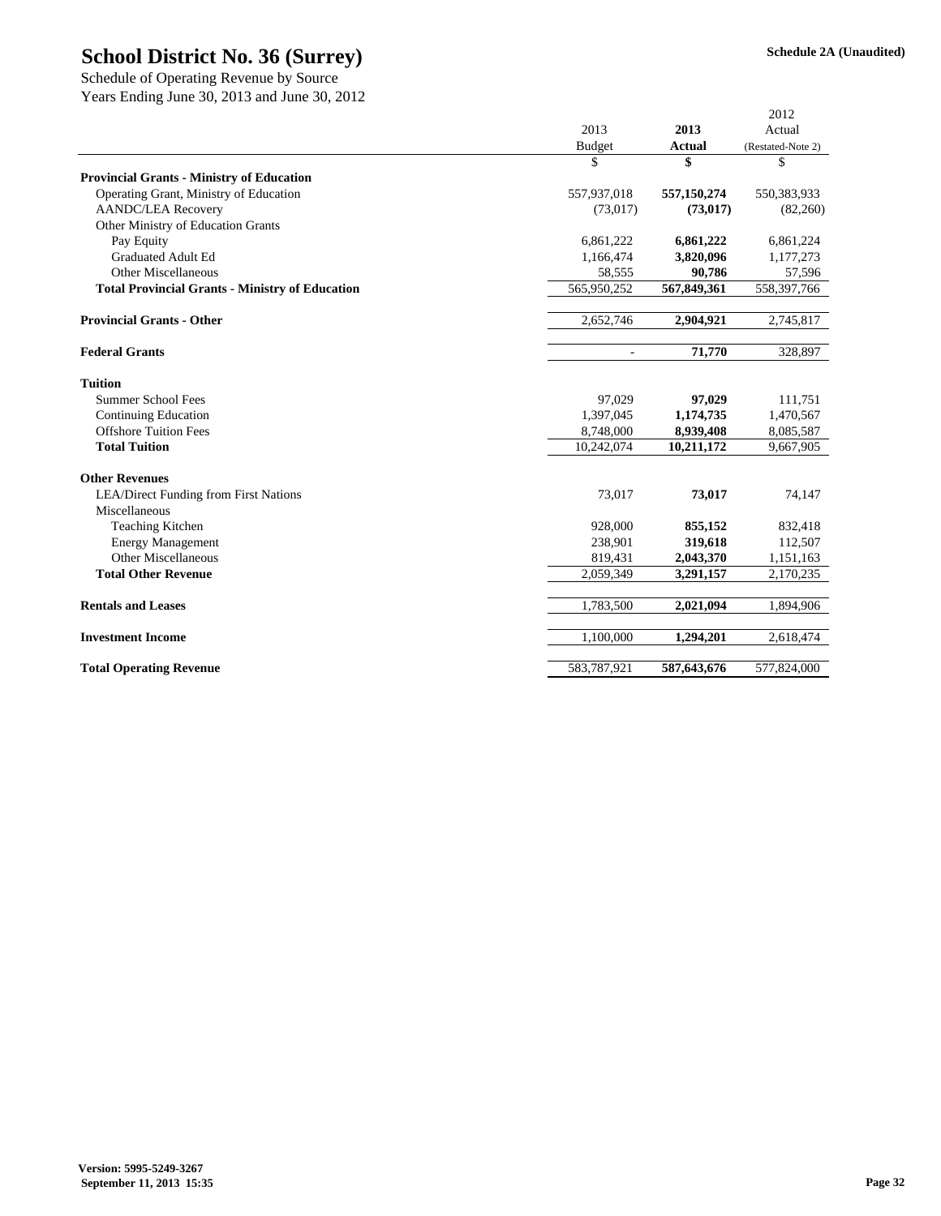# School District No. 36 (Surrey)

**Schedule 2A (Unaudited)**

Schedule of Operating Revenue by Source
Years Ending June 30, 2013 and June 30, 2012

| | 2013 Budget | **2013 Actual** | 2012 Actual (Restated-Note 2) |
|---|---|---|---|
| | $ | **$** | $ |
| **Provincial Grants - Ministry of Education** | | | |
| Operating Grant, Ministry of Education | 557,937,018 | **557,150,274** | 550,383,933 |
| AANDC/LEA Recovery | (73,017) | **(73,017)** | (82,260) |
| Other Ministry of Education Grants | | | |
| Pay Equity | 6,861,222 | **6,861,222** | 6,861,224 |
| Graduated Adult Ed | 1,166,474 | **3,820,096** | 1,177,273 |
| Other Miscellaneous | 58,555 | **90,786** | 57,596 |
| **Total Provincial Grants - Ministry of Education** | 565,950,252 | **567,849,361** | 558,397,766 |
| | | | |
| **Provincial Grants - Other** | 2,652,746 | **2,904,921** | 2,745,817 |
| | | | |
| **Federal Grants** | - | **71,770** | 328,897 |
| | | | |
| **Tuition** | | | |
| Summer School Fees | 97,029 | **97,029** | 111,751 |
| Continuing Education | 1,397,045 | **1,174,735** | 1,470,567 |
| Offshore Tuition Fees | 8,748,000 | **8,939,408** | 8,085,587 |
| **Total Tuition** | 10,242,074 | **10,211,172** | 9,667,905 |
| | | | |
| **Other Revenues** | | | |
| LEA/Direct Funding from First Nations | 73,017 | **73,017** | 74,147 |
| Miscellaneous | | | |
| Teaching Kitchen | 928,000 | **855,152** | 832,418 |
| Energy Management | 238,901 | **319,618** | 112,507 |
| Other Miscellaneous | 819,431 | **2,043,370** | 1,151,163 |
| **Total Other Revenue** | 2,059,349 | **3,291,157** | 2,170,235 |
| | | | |
| **Rentals and Leases** | 1,783,500 | **2,021,094** | 1,894,906 |
| | | | |
| **Investment Income** | 1,100,000 | **1,294,201** | 2,618,474 |
| | | | |
| **Total Operating Revenue** | 583,787,921 | **587,643,676** | 577,824,000 |

**Version: 5995-5249-3267**
**September 11, 2013 15:35**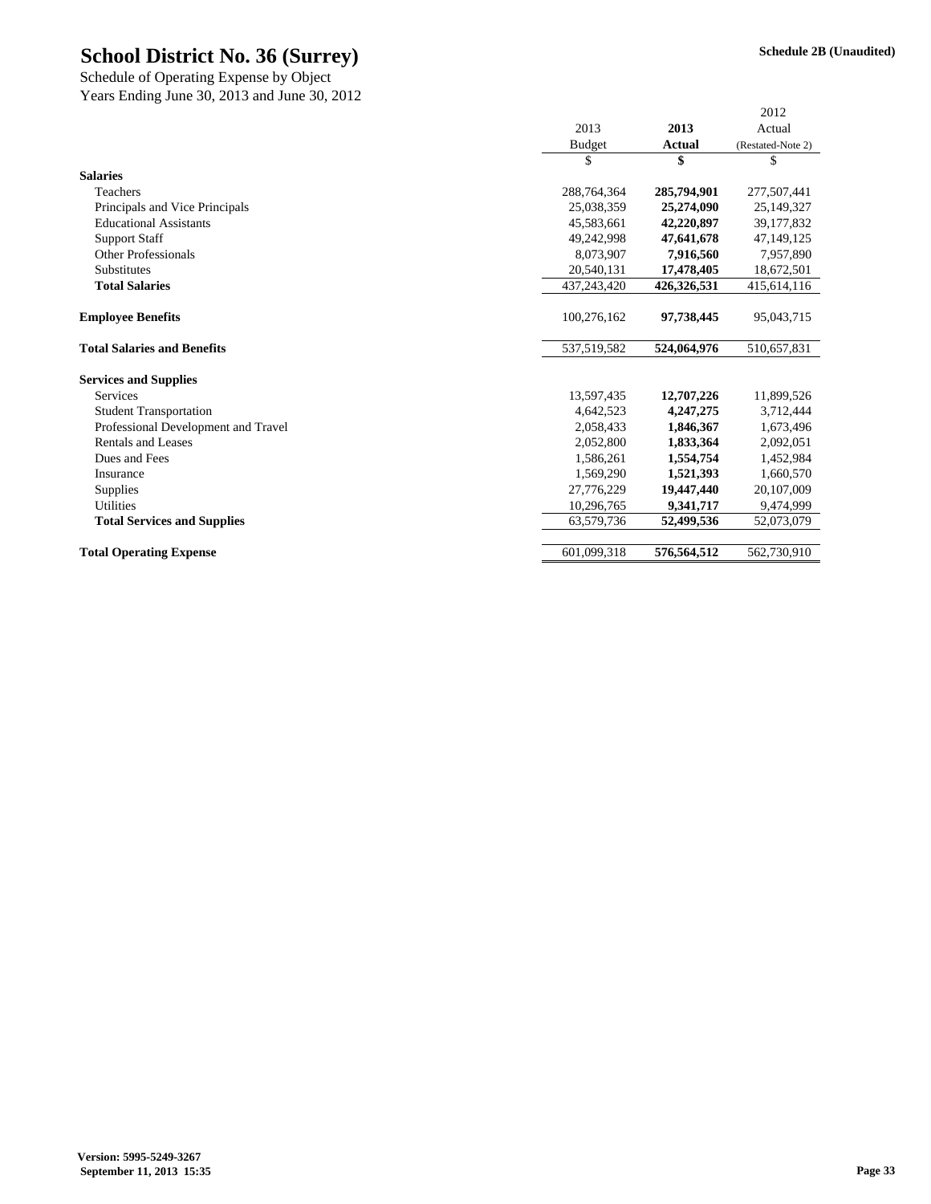# School District No. 36 (Surrey)

**Schedule 2B (Unaudited)**

Schedule of Operating Expense by Object
Years Ending June 30, 2013 and June 30, 2012

| | 2013 Budget | **2013 Actual** | 2012 Actual (Restated-Note 2) |
|---|---|---|---|
| | $ | **$** | $ |
| **Salaries** | | | |
| Teachers | 288,764,364 | **285,794,901** | 277,507,441 |
| Principals and Vice Principals | 25,038,359 | **25,274,090** | 25,149,327 |
| Educational Assistants | 45,583,661 | **42,220,897** | 39,177,832 |
| Support Staff | 49,242,998 | **47,641,678** | 47,149,125 |
| Other Professionals | 8,073,907 | **7,916,560** | 7,957,890 |
| Substitutes | 20,540,131 | **17,478,405** | 18,672,501 |
| **Total Salaries** | 437,243,420 | **426,326,531** | 415,614,116 |
| | | | |
| **Employee Benefits** | 100,276,162 | **97,738,445** | 95,043,715 |
| | | | |
| **Total Salaries and Benefits** | 537,519,582 | **524,064,976** | 510,657,831 |
| | | | |
| **Services and Supplies** | | | |
| Services | 13,597,435 | **12,707,226** | 11,899,526 |
| Student Transportation | 4,642,523 | **4,247,275** | 3,712,444 |
| Professional Development and Travel | 2,058,433 | **1,846,367** | 1,673,496 |
| Rentals and Leases | 2,052,800 | **1,833,364** | 2,092,051 |
| Dues and Fees | 1,586,261 | **1,554,754** | 1,452,984 |
| Insurance | 1,569,290 | **1,521,393** | 1,660,570 |
| Supplies | 27,776,229 | **19,447,440** | 20,107,009 |
| Utilities | 10,296,765 | **9,341,717** | 9,474,999 |
| **Total Services and Supplies** | 63,579,736 | **52,499,536** | 52,073,079 |
| | | | |
| **Total Operating Expense** | 601,099,318 | **576,564,512** | 562,730,910 |

**Version: 5995-5249-3267**
**September 11, 2013 15:35**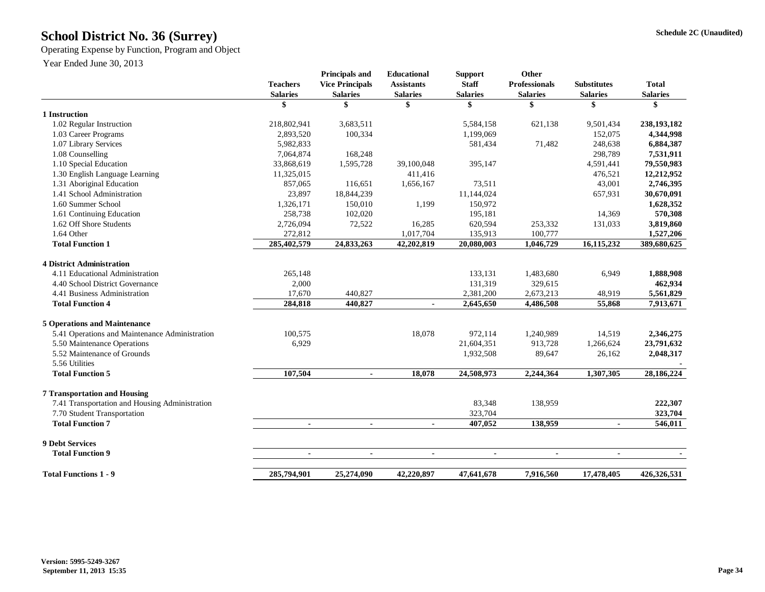# School District No. 36 (Surrey)

Schedule 2C (Unaudited)

Operating Expense by Function, Program and Object

Year Ended June 30, 2013

| | Teachers Salaries | Principals and Vice Principals Salaries | Educational Assistants Salaries | Support Staff Salaries | Other Professionals Salaries | Substitutes Salaries | Total Salaries |
|---|---|---|---|---|---|---|---|
| | $ | $ | $ | $ | $ | $ | $ |
| **1 Instruction** | | | | | | | |
| 1.02 Regular Instruction | 218,802,941 | 3,683,511 | | 5,584,158 | 621,138 | 9,501,434 | **238,193,182** |
| 1.03 Career Programs | 2,893,520 | 100,334 | | 1,199,069 | | 152,075 | **4,344,998** |
| 1.07 Library Services | 5,982,833 | | | 581,434 | 71,482 | 248,638 | **6,884,387** |
| 1.08 Counselling | 7,064,874 | 168,248 | | | | 298,789 | **7,531,911** |
| 1.10 Special Education | 33,868,619 | 1,595,728 | 39,100,048 | 395,147 | | 4,591,441 | **79,550,983** |
| 1.30 English Language Learning | 11,325,015 | | 411,416 | | | 476,521 | **12,212,952** |
| 1.31 Aboriginal Education | 857,065 | 116,651 | 1,656,167 | 73,511 | | 43,001 | **2,746,395** |
| 1.41 School Administration | 23,897 | 18,844,239 | | 11,144,024 | | 657,931 | **30,670,091** |
| 1.60 Summer School | 1,326,171 | 150,010 | 1,199 | 150,972 | | | **1,628,352** |
| 1.61 Continuing Education | 258,738 | 102,020 | | 195,181 | | 14,369 | **570,308** |
| 1.62 Off Shore Students | 2,726,094 | 72,522 | 16,285 | 620,594 | 253,332 | 131,033 | **3,819,860** |
| 1.64 Other | 272,812 | | 1,017,704 | 135,913 | 100,777 | | **1,527,206** |
| **Total Function 1** | **285,402,579** | **24,833,263** | **42,202,819** | **20,080,003** | **1,046,729** | **16,115,232** | **389,680,625** |
| **4 District Administration** | | | | | | | |
| 4.11 Educational Administration | 265,148 | | | 133,131 | 1,483,680 | 6,949 | **1,888,908** |
| 4.40 School District Governance | 2,000 | | | 131,319 | 329,615 | | **462,934** |
| 4.41 Business Administration | 17,670 | 440,827 | | 2,381,200 | 2,673,213 | 48,919 | **5,561,829** |
| **Total Function 4** | **284,818** | **440,827** | **-** | **2,645,650** | **4,486,508** | **55,868** | **7,913,671** |
| **5 Operations and Maintenance** | | | | | | | |
| 5.41 Operations and Maintenance Administration | 100,575 | | 18,078 | 972,114 | 1,240,989 | 14,519 | **2,346,275** |
| 5.50 Maintenance Operations | 6,929 | | | 21,604,351 | 913,728 | 1,266,624 | **23,791,632** |
| 5.52 Maintenance of Grounds | | | | 1,932,508 | 89,647 | 26,162 | **2,048,317** |
| 5.56 Utilities | | | | | | | **-** |
| **Total Function 5** | **107,504** | **-** | **18,078** | **24,508,973** | **2,244,364** | **1,307,305** | **28,186,224** |
| **7 Transportation and Housing** | | | | | | | |
| 7.41 Transportation and Housing Administration | | | | 83,348 | 138,959 | | **222,307** |
| 7.70 Student Transportation | | | | 323,704 | | | **323,704** |
| **Total Function 7** | **-** | **-** | **-** | **407,052** | **138,959** | **-** | **546,011** |
| **9 Debt Services** | | | | | | | |
| **Total Function 9** | **-** | **-** | **-** | **-** | **-** | **-** | **-** |
| **Total Functions 1 - 9** | **285,794,901** | **25,274,090** | **42,220,897** | **47,641,678** | **7,916,560** | **17,478,405** | **426,326,531** |

**Version: 5995-5249-3267**
**September 11, 2013 15:35**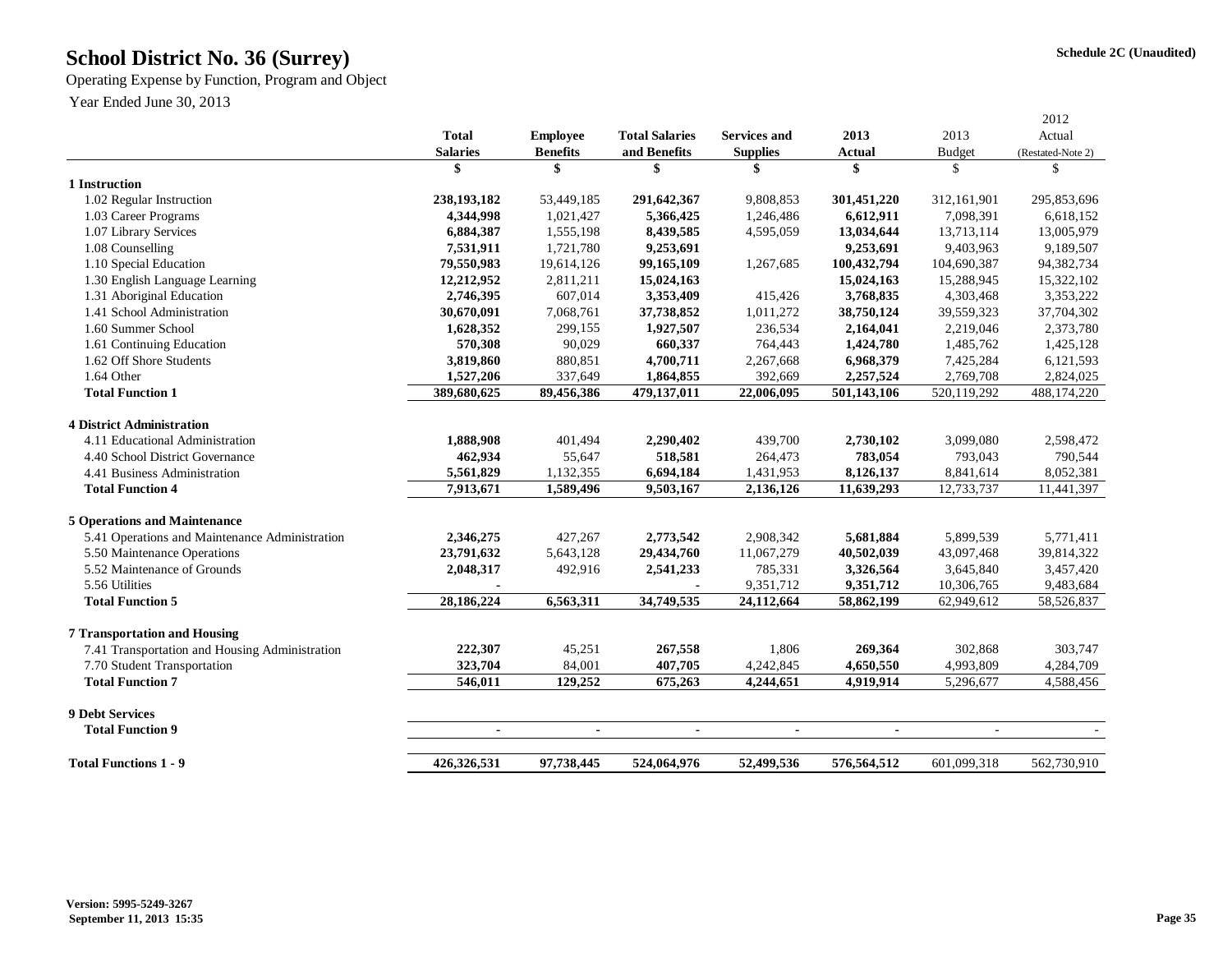# School District No. 36 (Surrey)

Schedule 2C (Unaudited)

Operating Expense by Function, Program and Object

Year Ended June 30, 2013

| | Total Salaries | Employee Benefits | Total Salaries and Benefits | Services and Supplies | 2013 Actual | 2013 Budget | 2012 Actual (Restated-Note 2) |
|---|---|---|---|---|---|---|---|
| | $ | $ | $ | $ | $ | $ | $ |
| **1 Instruction** | | | | | | | |
| 1.02 Regular Instruction | **238,193,182** | 53,449,185 | **291,642,367** | 9,808,853 | **301,451,220** | 312,161,901 | 295,853,696 |
| 1.03 Career Programs | **4,344,998** | 1,021,427 | **5,366,425** | 1,246,486 | **6,612,911** | 7,098,391 | 6,618,152 |
| 1.07 Library Services | **6,884,387** | 1,555,198 | **8,439,585** | 4,595,059 | **13,034,644** | 13,713,114 | 13,005,979 |
| 1.08 Counselling | **7,531,911** | 1,721,780 | **9,253,691** | | **9,253,691** | 9,403,963 | 9,189,507 |
| 1.10 Special Education | **79,550,983** | 19,614,126 | **99,165,109** | 1,267,685 | **100,432,794** | 104,690,387 | 94,382,734 |
| 1.30 English Language Learning | **12,212,952** | 2,811,211 | **15,024,163** | | **15,024,163** | 15,288,945 | 15,322,102 |
| 1.31 Aboriginal Education | **2,746,395** | 607,014 | **3,353,409** | 415,426 | **3,768,835** | 4,303,468 | 3,353,222 |
| 1.41 School Administration | **30,670,091** | 7,068,761 | **37,738,852** | 1,011,272 | **38,750,124** | 39,559,323 | 37,704,302 |
| 1.60 Summer School | **1,628,352** | 299,155 | **1,927,507** | 236,534 | **2,164,041** | 2,219,046 | 2,373,780 |
| 1.61 Continuing Education | **570,308** | 90,029 | **660,337** | 764,443 | **1,424,780** | 1,485,762 | 1,425,128 |
| 1.62 Off Shore Students | **3,819,860** | 880,851 | **4,700,711** | 2,267,668 | **6,968,379** | 7,425,284 | 6,121,593 |
| 1.64 Other | **1,527,206** | 337,649 | **1,864,855** | 392,669 | **2,257,524** | 2,769,708 | 2,824,025 |
| **Total Function 1** | **389,680,625** | **89,456,386** | **479,137,011** | **22,006,095** | **501,143,106** | 520,119,292 | 488,174,220 |
| **4 District Administration** | | | | | | | |
| 4.11 Educational Administration | **1,888,908** | 401,494 | **2,290,402** | 439,700 | **2,730,102** | 3,099,080 | 2,598,472 |
| 4.40 School District Governance | **462,934** | 55,647 | **518,581** | 264,473 | **783,054** | 793,043 | 790,544 |
| 4.41 Business Administration | **5,561,829** | 1,132,355 | **6,694,184** | 1,431,953 | **8,126,137** | 8,841,614 | 8,052,381 |
| **Total Function 4** | **7,913,671** | **1,589,496** | **9,503,167** | **2,136,126** | **11,639,293** | 12,733,737 | 11,441,397 |
| **5 Operations and Maintenance** | | | | | | | |
| 5.41 Operations and Maintenance Administration | **2,346,275** | 427,267 | **2,773,542** | 2,908,342 | **5,681,884** | 5,899,539 | 5,771,411 |
| 5.50 Maintenance Operations | **23,791,632** | 5,643,128 | **29,434,760** | 11,067,279 | **40,502,039** | 43,097,468 | 39,814,322 |
| 5.52 Maintenance of Grounds | **2,048,317** | 492,916 | **2,541,233** | 785,331 | **3,326,564** | 3,645,840 | 3,457,420 |
| 5.56 Utilities | - | | - | 9,351,712 | **9,351,712** | 10,306,765 | 9,483,684 |
| **Total Function 5** | **28,186,224** | **6,563,311** | **34,749,535** | **24,112,664** | **58,862,199** | 62,949,612 | 58,526,837 |
| **7 Transportation and Housing** | | | | | | | |
| 7.41 Transportation and Housing Administration | **222,307** | 45,251 | **267,558** | 1,806 | **269,364** | 302,868 | 303,747 |
| 7.70 Student Transportation | **323,704** | 84,001 | **407,705** | 4,242,845 | **4,650,550** | 4,993,809 | 4,284,709 |
| **Total Function 7** | **546,011** | **129,252** | **675,263** | **4,244,651** | **4,919,914** | 5,296,677 | 4,588,456 |
| **9 Debt Services** | | | | | | | |
| **Total Function 9** | - | - | - | - | - | - | - |
| **Total Functions 1 - 9** | **426,326,531** | **97,738,445** | **524,064,976** | **52,499,536** | **576,564,512** | 601,099,318 | 562,730,910 |

**Version: 5995-5249-3267**
**September 11, 2013 15:35**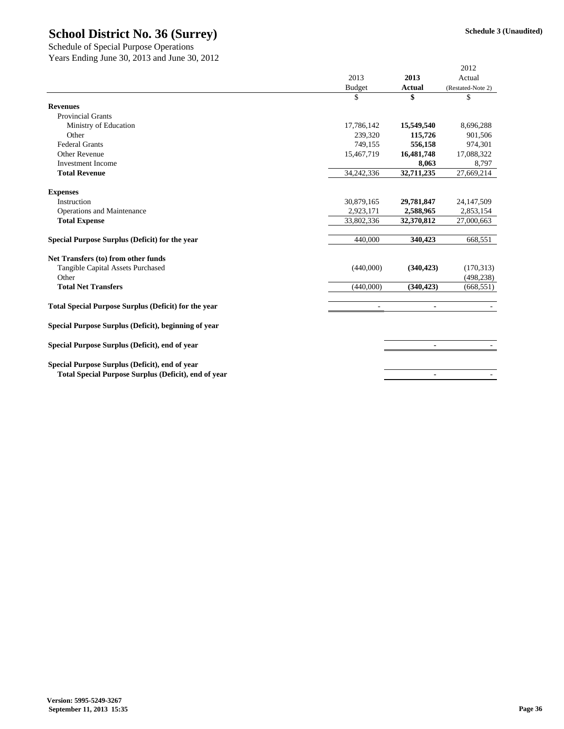# School District No. 36 (Surrey)

Schedule 3 (Unaudited)

Schedule of Special Purpose Operations
Years Ending June 30, 2013 and June 30, 2012

| | 2013 Budget | **2013 Actual** | 2012 Actual (Restated-Note 2) |
|---|---|---|---|
| | $ | **$** | $ |
| **Revenues** | | | |
| Provincial Grants | | | |
| Ministry of Education | 17,786,142 | **15,549,540** | 8,696,288 |
| Other | 239,320 | **115,726** | 901,506 |
| Federal Grants | 749,155 | **556,158** | 974,301 |
| Other Revenue | 15,467,719 | **16,481,748** | 17,088,322 |
| Investment Income | | **8,063** | 8,797 |
| **Total Revenue** | 34,242,336 | **32,711,235** | 27,669,214 |
| | | | |
| **Expenses** | | | |
| Instruction | 30,879,165 | **29,781,847** | 24,147,509 |
| Operations and Maintenance | 2,923,171 | **2,588,965** | 2,853,154 |
| **Total Expense** | 33,802,336 | **32,370,812** | 27,000,663 |
| | | | |
| **Special Purpose Surplus (Deficit) for the year** | 440,000 | **340,423** | 668,551 |
| | | | |
| **Net Transfers (to) from other funds** | | | |
| Tangible Capital Assets Purchased | (440,000) | **(340,423)** | (170,313) |
| Other | | | (498,238) |
| **Total Net Transfers** | (440,000) | **(340,423)** | (668,551) |
| | | | |
| **Total Special Purpose Surplus (Deficit) for the year** | - | **-** | - |
| | | | |
| **Special Purpose Surplus (Deficit), beginning of year** | | | |
| | | | |
| **Special Purpose Surplus (Deficit), end of year** | | **-** | - |
| | | | |
| **Special Purpose Surplus (Deficit), end of year** | | | |
| **Total Special Purpose Surplus (Deficit), end of year** | | **-** | - |

Version: 5995-5249-3267
September 11, 2013 15:35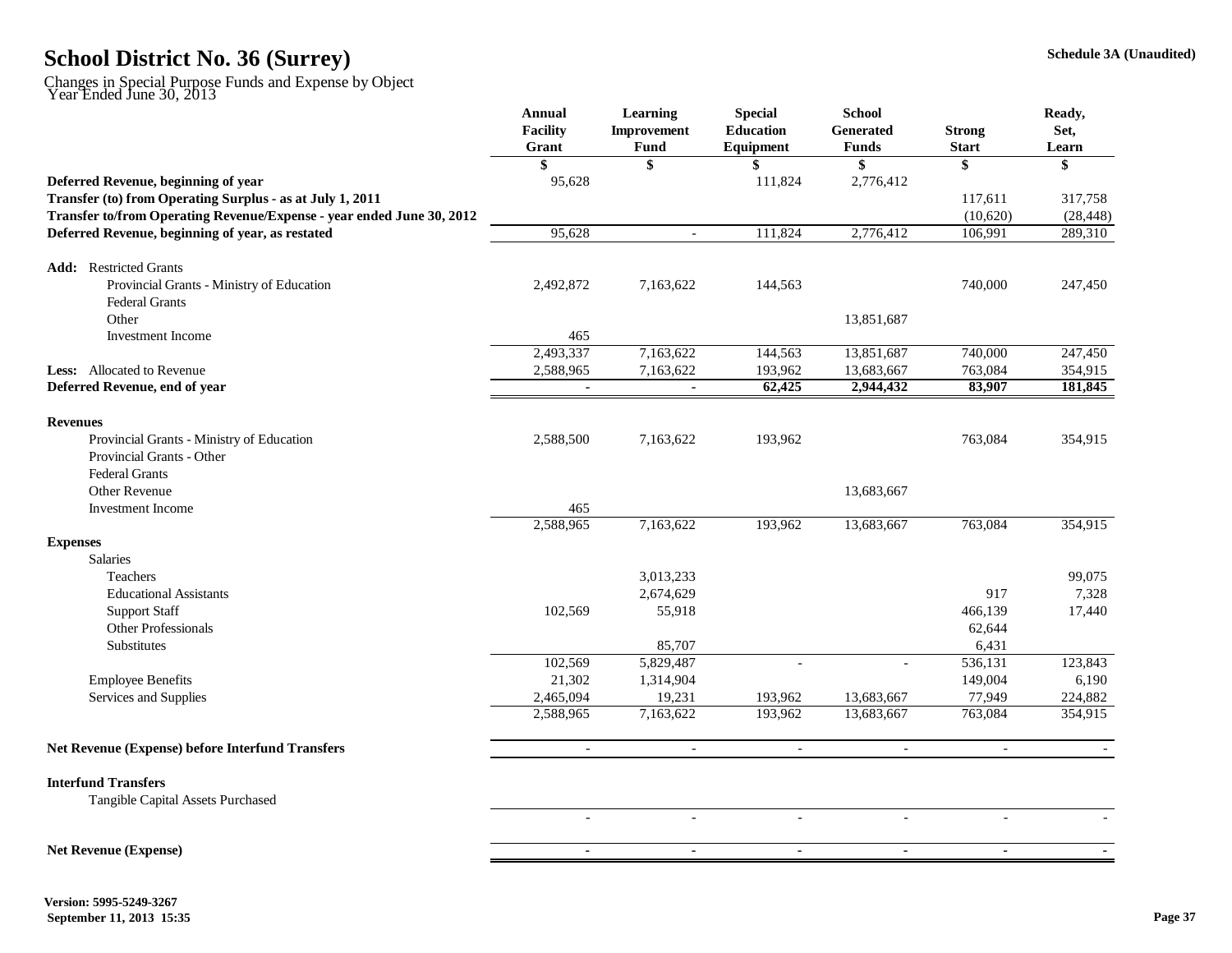# School District No. 36 (Surrey)

Schedule 3A (Unaudited)

Changes in Special Purpose Funds and Expense by Object
Year Ended June 30, 2013

| | Annual Facility Grant | Learning Improvement Fund | Special Education Equipment | School Generated Funds | Strong Start | Ready, Set, Learn |
|---|---|---|---|---|---|---|
| | $ | $ | $ | $ | $ | $ |
| **Deferred Revenue, beginning of year** | 95,628 | | 111,824 | 2,776,412 | | |
| **Transfer (to) from Operating Surplus - as at July 1, 2011** | | | | | 117,611 | 317,758 |
| **Transfer to/from Operating Revenue/Expense - year ended June 30, 2012** | | | | | (10,620) | (28,448) |
| **Deferred Revenue, beginning of year, as restated** | 95,628 | - | 111,824 | 2,776,412 | 106,991 | 289,310 |
| **Add:** Restricted Grants | | | | | | |
| Provincial Grants - Ministry of Education | 2,492,872 | 7,163,622 | 144,563 | | 740,000 | 247,450 |
| Federal Grants | | | | | | |
| Other | | | | 13,851,687 | | |
| Investment Income | 465 | | | | | |
| | 2,493,337 | 7,163,622 | 144,563 | 13,851,687 | 740,000 | 247,450 |
| **Less:** Allocated to Revenue | 2,588,965 | 7,163,622 | 193,962 | 13,683,667 | 763,084 | 354,915 |
| **Deferred Revenue, end of year** | - | - | **62,425** | **2,944,432** | **83,907** | **181,845** |
| **Revenues** | | | | | | |
| Provincial Grants - Ministry of Education | 2,588,500 | 7,163,622 | 193,962 | | 763,084 | 354,915 |
| Provincial Grants - Other | | | | | | |
| Federal Grants | | | | | | |
| Other Revenue | | | | 13,683,667 | | |
| Investment Income | 465 | | | | | |
| | 2,588,965 | 7,163,622 | 193,962 | 13,683,667 | 763,084 | 354,915 |
| **Expenses** | | | | | | |
| Salaries | | | | | | |
| Teachers | | 3,013,233 | | | | 99,075 |
| Educational Assistants | | 2,674,629 | | | 917 | 7,328 |
| Support Staff | 102,569 | 55,918 | | | 466,139 | 17,440 |
| Other Professionals | | | | | 62,644 | |
| Substitutes | | 85,707 | | | 6,431 | |
| | 102,569 | 5,829,487 | - | - | 536,131 | 123,843 |
| Employee Benefits | 21,302 | 1,314,904 | | | 149,004 | 6,190 |
| Services and Supplies | 2,465,094 | 19,231 | 193,962 | 13,683,667 | 77,949 | 224,882 |
| | 2,588,965 | 7,163,622 | 193,962 | 13,683,667 | 763,084 | 354,915 |
| **Net Revenue (Expense) before Interfund Transfers** | - | - | - | - | - | - |
| **Interfund Transfers** | | | | | | |
| Tangible Capital Assets Purchased | | | | | | |
| | - | - | - | - | - | - |
| **Net Revenue (Expense)** | - | - | - | - | - | - |

**Version: 5995-5249-3267**
**September 11, 2013 15:35**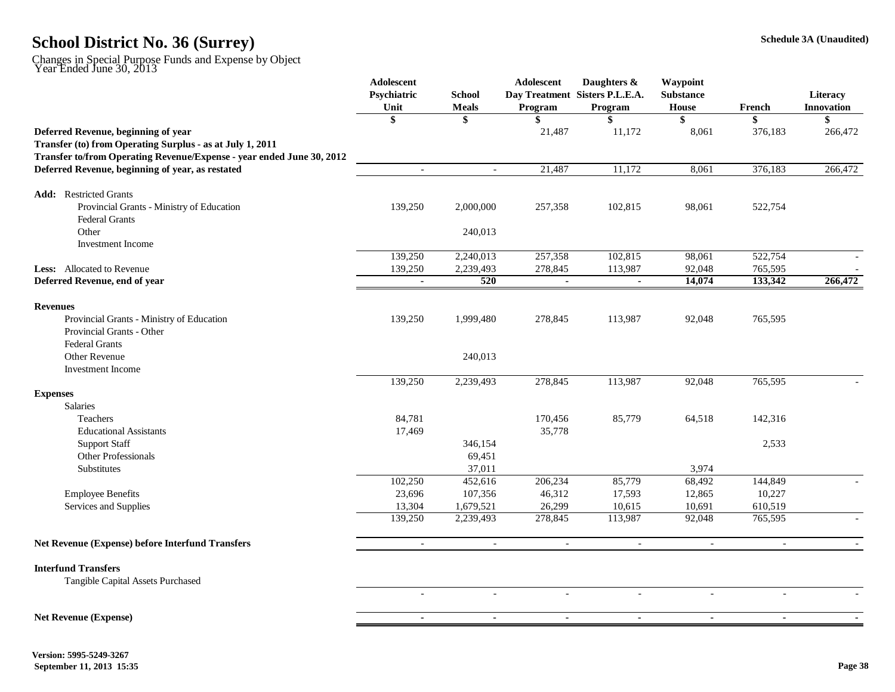# School District No. 36 (Surrey)

**Schedule 3A (Unaudited)**

Changes in Special Purpose Funds and Expense by Object
Year Ended June 30, 2013

| | Adolescent Psychiatric Unit | School Meals | Adolescent Day Treatment Program | Daughters & Sisters P.L.E.A. Program | Waypoint Substance House | French | Literacy Innovation |
|---|---|---|---|---|---|---|---|
| | $ | $ | $ | $ | $ | $ | $ |
| **Deferred Revenue, beginning of year** | | | 21,487 | 11,172 | 8,061 | 376,183 | 266,472 |
| **Transfer (to) from Operating Surplus - as at July 1, 2011** | | | | | | | |
| **Transfer to/from Operating Revenue/Expense - year ended June 30, 2012** | | | | | | | |
| **Deferred Revenue, beginning of year, as restated** | - | - | 21,487 | 11,172 | 8,061 | 376,183 | 266,472 |
| **Add:** Restricted Grants | | | | | | | |
| Provincial Grants - Ministry of Education | 139,250 | 2,000,000 | 257,358 | 102,815 | 98,061 | 522,754 | |
| Federal Grants | | | | | | | |
| Other | | 240,013 | | | | | |
| Investment Income | | | | | | | |
| | 139,250 | 2,240,013 | 257,358 | 102,815 | 98,061 | 522,754 | - |
| **Less:** Allocated to Revenue | 139,250 | 2,239,493 | 278,845 | 113,987 | 92,048 | 765,595 | - |
| **Deferred Revenue, end of year** | **-** | **520** | **-** | **-** | **14,074** | **133,342** | **266,472** |
| **Revenues** | | | | | | | |
| Provincial Grants - Ministry of Education | 139,250 | 1,999,480 | 278,845 | 113,987 | 92,048 | 765,595 | |
| Provincial Grants - Other | | | | | | | |
| Federal Grants | | | | | | | |
| Other Revenue | | 240,013 | | | | | |
| Investment Income | | | | | | | |
| | 139,250 | 2,239,493 | 278,845 | 113,987 | 92,048 | 765,595 | - |
| **Expenses** | | | | | | | |
| Salaries | | | | | | | |
| Teachers | 84,781 | | 170,456 | 85,779 | 64,518 | 142,316 | |
| Educational Assistants | 17,469 | | 35,778 | | | | |
| Support Staff | | 346,154 | | | | 2,533 | |
| Other Professionals | | 69,451 | | | | | |
| Substitutes | | 37,011 | | | 3,974 | | |
| | 102,250 | 452,616 | 206,234 | 85,779 | 68,492 | 144,849 | - |
| Employee Benefits | 23,696 | 107,356 | 46,312 | 17,593 | 12,865 | 10,227 | |
| Services and Supplies | 13,304 | 1,679,521 | 26,299 | 10,615 | 10,691 | 610,519 | |
| | 139,250 | 2,239,493 | 278,845 | 113,987 | 92,048 | 765,595 | - |
| **Net Revenue (Expense) before Interfund Transfers** | - | - | - | - | - | - | - |
| **Interfund Transfers** | | | | | | | |
| Tangible Capital Assets Purchased | | | | | | | |
| | - | - | - | - | - | - | - |
| **Net Revenue (Expense)** | - | - | - | - | - | - | - |

**Version: 5995-5249-3267**
**September 11, 2013 15:35**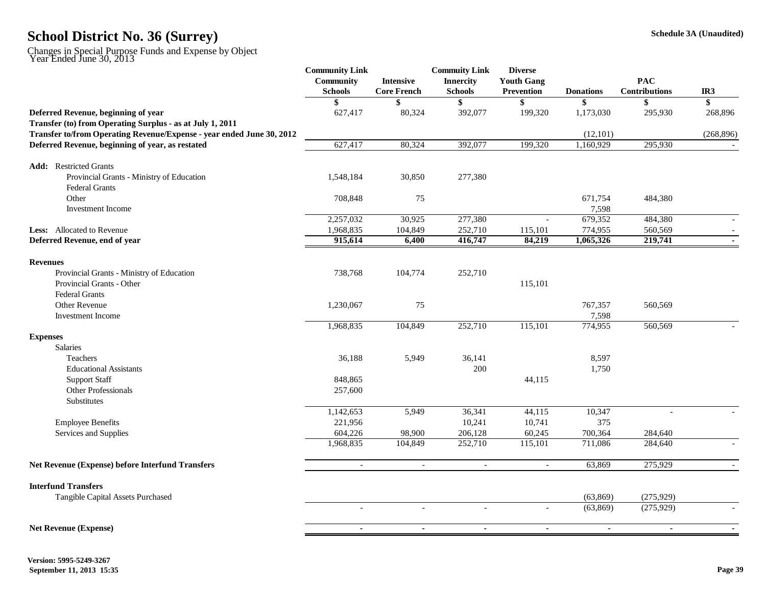# School District No. 36 (Surrey)

Schedule 3A (Unaudited)

Changes in Special Purpose Funds and Expense by Object
Year Ended June 30, 2013

| | Community Link Community Schools | Intensive Core French | Commuty Link Innercity Schools | Diverse Youth Gang Prevention | Donations | PAC Contributions | IR3 |
|---|---|---|---|---|---|---|---|
| | $ | $ | $ | $ | $ | $ | $ |
| **Deferred Revenue, beginning of year** | 627,417 | 80,324 | 392,077 | 199,320 | 1,173,030 | 295,930 | 268,896 |
| **Transfer (to) from Operating Surplus - as at July 1, 2011** | | | | | | | |
| **Transfer to/from Operating Revenue/Expense - year ended June 30, 2012** | | | | | (12,101) | | (268,896) |
| **Deferred Revenue, beginning of year, as restated** | 627,417 | 80,324 | 392,077 | 199,320 | 1,160,929 | 295,930 | - |
| **Add:** Restricted Grants | | | | | | | |
| Provincial Grants - Ministry of Education | 1,548,184 | 30,850 | 277,380 | | | | |
| Federal Grants | | | | | | | |
| Other | 708,848 | 75 | | | 671,754 | 484,380 | |
| Investment Income | | | | | 7,598 | | |
| | 2,257,032 | 30,925 | 277,380 | - | 679,352 | 484,380 | - |
| **Less:** Allocated to Revenue | 1,968,835 | 104,849 | 252,710 | 115,101 | 774,955 | 560,569 | - |
| **Deferred Revenue, end of year** | **915,614** | **6,400** | **416,747** | **84,219** | **1,065,326** | **219,741** | **-** |
| **Revenues** | | | | | | | |
| Provincial Grants - Ministry of Education | 738,768 | 104,774 | 252,710 | | | | |
| Provincial Grants - Other | | | | 115,101 | | | |
| Federal Grants | | | | | | | |
| Other Revenue | 1,230,067 | 75 | | | 767,357 | 560,569 | |
| Investment Income | | | | | 7,598 | | |
| | 1,968,835 | 104,849 | 252,710 | 115,101 | 774,955 | 560,569 | - |
| **Expenses** | | | | | | | |
| Salaries | | | | | | | |
| Teachers | 36,188 | 5,949 | 36,141 | | 8,597 | | |
| Educational Assistants | | | 200 | | 1,750 | | |
| Support Staff | 848,865 | | | 44,115 | | | |
| Other Professionals | 257,600 | | | | | | |
| Substitutes | | | | | | | |
| | 1,142,653 | 5,949 | 36,341 | 44,115 | 10,347 | - | - |
| Employee Benefits | 221,956 | | 10,241 | 10,741 | 375 | | |
| Services and Supplies | 604,226 | 98,900 | 206,128 | 60,245 | 700,364 | 284,640 | |
| | 1,968,835 | 104,849 | 252,710 | 115,101 | 711,086 | 284,640 | - |
| **Net Revenue (Expense) before Interfund Transfers** | - | - | - | - | 63,869 | 275,929 | - |
| **Interfund Transfers** | | | | | | | |
| Tangible Capital Assets Purchased | | | | | (63,869) | (275,929) | |
| | - | - | - | - | (63,869) | (275,929) | - |
| **Net Revenue (Expense)** | - | - | - | - | - | - | - |

Version: 5995-5249-3267
September 11, 2013 15:35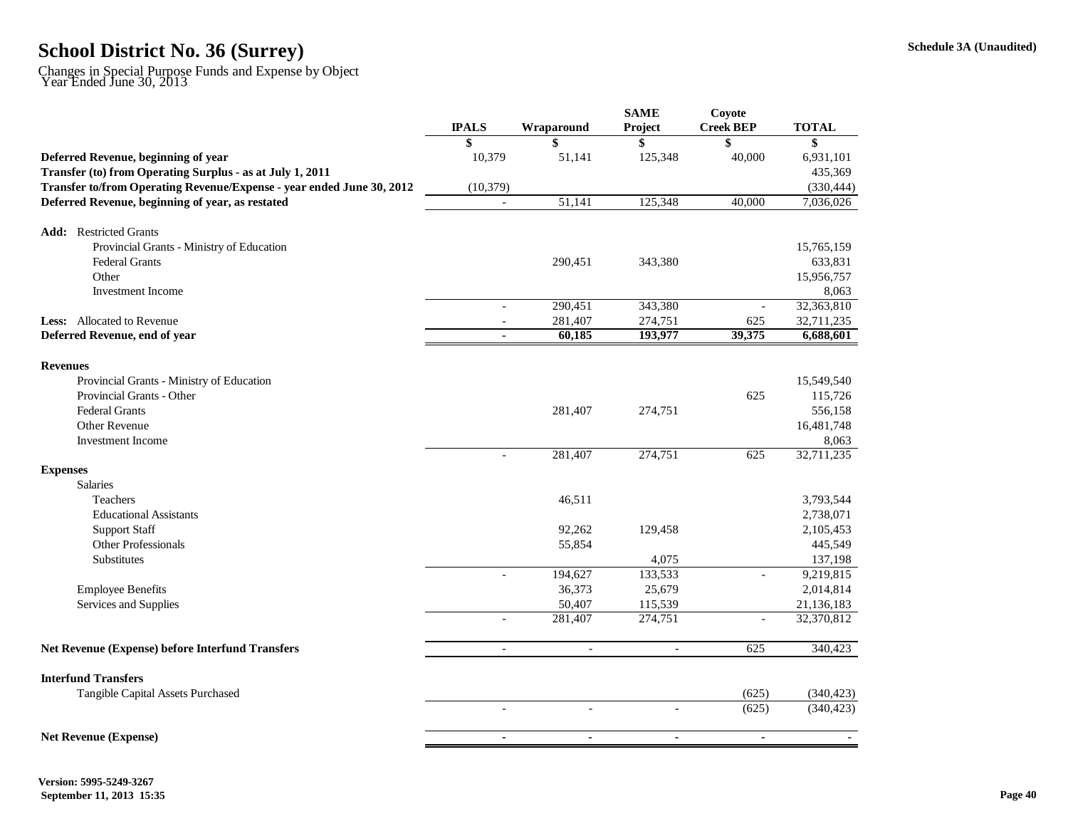# School District No. 36 (Surrey)

Schedule 3A (Unaudited)

Changes in Special Purpose Funds and Expense by Object
Year Ended June 30, 2013

| | IPALS | Wraparound | SAME Project | Coyote Creek BEP | TOTAL |
|---|---|---|---|---|---|
| | $ | $ | $ | $ | $ |
| **Deferred Revenue, beginning of year** | 10,379 | 51,141 | 125,348 | 40,000 | 6,931,101 |
| **Transfer (to) from Operating Surplus - as at July 1, 2011** | | | | | 435,369 |
| **Transfer to/from Operating Revenue/Expense - year ended June 30, 2012** | (10,379) | | | | (330,444) |
| **Deferred Revenue, beginning of year, as restated** | - | 51,141 | 125,348 | 40,000 | 7,036,026 |
| **Add:** Restricted Grants | | | | | |
| Provincial Grants - Ministry of Education | | | | | 15,765,159 |
| Federal Grants | | 290,451 | 343,380 | | 633,831 |
| Other | | | | | 15,956,757 |
| Investment Income | | | | | 8,063 |
| | - | 290,451 | 343,380 | - | 32,363,810 |
| **Less:** Allocated to Revenue | - | 281,407 | 274,751 | 625 | 32,711,235 |
| **Deferred Revenue, end of year** | **-** | **60,185** | **193,977** | **39,375** | **6,688,601** |
| **Revenues** | | | | | |
| Provincial Grants - Ministry of Education | | | | | 15,549,540 |
| Provincial Grants - Other | | | | 625 | 115,726 |
| Federal Grants | | 281,407 | 274,751 | | 556,158 |
| Other Revenue | | | | | 16,481,748 |
| Investment Income | | | | | 8,063 |
| | - | 281,407 | 274,751 | 625 | 32,711,235 |
| **Expenses** | | | | | |
| Salaries | | | | | |
| Teachers | | 46,511 | | | 3,793,544 |
| Educational Assistants | | | | | 2,738,071 |
| Support Staff | | 92,262 | 129,458 | | 2,105,453 |
| Other Professionals | | 55,854 | | | 445,549 |
| Substitutes | | | 4,075 | | 137,198 |
| | - | 194,627 | 133,533 | - | 9,219,815 |
| Employee Benefits | | 36,373 | 25,679 | | 2,014,814 |
| Services and Supplies | | 50,407 | 115,539 | | 21,136,183 |
| | - | 281,407 | 274,751 | - | 32,370,812 |
| **Net Revenue (Expense) before Interfund Transfers** | - | - | - | 625 | 340,423 |
| **Interfund Transfers** | | | | | |
| Tangible Capital Assets Purchased | | | | (625) | (340,423) |
| | - | - | - | (625) | (340,423) |
| **Net Revenue (Expense)** | - | - | - | - | - |

**Version: 5995-5249-3267**
**September 11, 2013 15:35**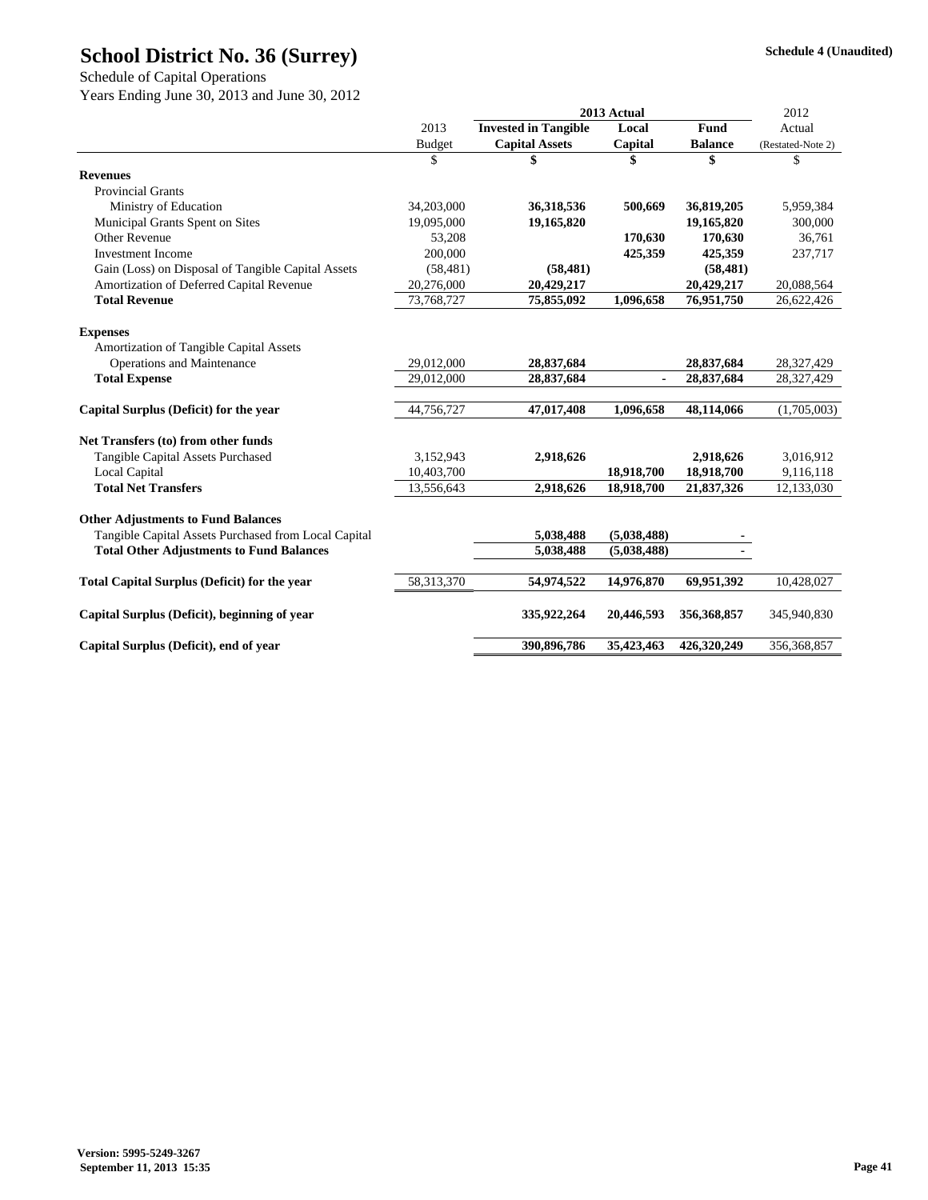# School District No. 36 (Surrey)

**Schedule 4 (Unaudited)**

Schedule of Capital Operations

Years Ending June 30, 2013 and June 30, 2012

| | 2013 Budget | 2013 Actual Invested in Tangible Capital Assets | 2013 Actual Local Capital | 2013 Actual Fund Balance | 2012 Actual (Restated-Note 2) |
|---|---|---|---|---|---|
| | $ | $ | $ | $ | $ |
| **Revenues** | | | | | |
| Provincial Grants | | | | | |
| Ministry of Education | 34,203,000 | **36,318,536** | **500,669** | **36,819,205** | 5,959,384 |
| Municipal Grants Spent on Sites | 19,095,000 | **19,165,820** | | **19,165,820** | 300,000 |
| Other Revenue | 53,208 | | **170,630** | **170,630** | 36,761 |
| Investment Income | 200,000 | | **425,359** | **425,359** | 237,717 |
| Gain (Loss) on Disposal of Tangible Capital Assets | (58,481) | **(58,481)** | | **(58,481)** | |
| Amortization of Deferred Capital Revenue | 20,276,000 | **20,429,217** | | **20,429,217** | 20,088,564 |
| **Total Revenue** | 73,768,727 | **75,855,092** | **1,096,658** | **76,951,750** | 26,622,426 |
| **Expenses** | | | | | |
| Amortization of Tangible Capital Assets | | | | | |
| Operations and Maintenance | 29,012,000 | **28,837,684** | | **28,837,684** | 28,327,429 |
| **Total Expense** | 29,012,000 | **28,837,684** | **-** | **28,837,684** | 28,327,429 |
| **Capital Surplus (Deficit) for the year** | 44,756,727 | **47,017,408** | **1,096,658** | **48,114,066** | (1,705,003) |
| **Net Transfers (to) from other funds** | | | | | |
| Tangible Capital Assets Purchased | 3,152,943 | **2,918,626** | | **2,918,626** | 3,016,912 |
| Local Capital | 10,403,700 | | **18,918,700** | **18,918,700** | 9,116,118 |
| **Total Net Transfers** | 13,556,643 | **2,918,626** | **18,918,700** | **21,837,326** | 12,133,030 |
| **Other Adjustments to Fund Balances** | | | | | |
| Tangible Capital Assets Purchased from Local Capital | | **5,038,488** | **(5,038,488)** | **-** | |
| **Total Other Adjustments to Fund Balances** | | **5,038,488** | **(5,038,488)** | **-** | |
| **Total Capital Surplus (Deficit) for the year** | 58,313,370 | **54,974,522** | **14,976,870** | **69,951,392** | 10,428,027 |
| **Capital Surplus (Deficit), beginning of year** | | **335,922,264** | **20,446,593** | **356,368,857** | 345,940,830 |
| **Capital Surplus (Deficit), end of year** | | **390,896,786** | **35,423,463** | **426,320,249** | 356,368,857 |

**Version: 5995-5249-3267**
**September 11, 2013 15:35**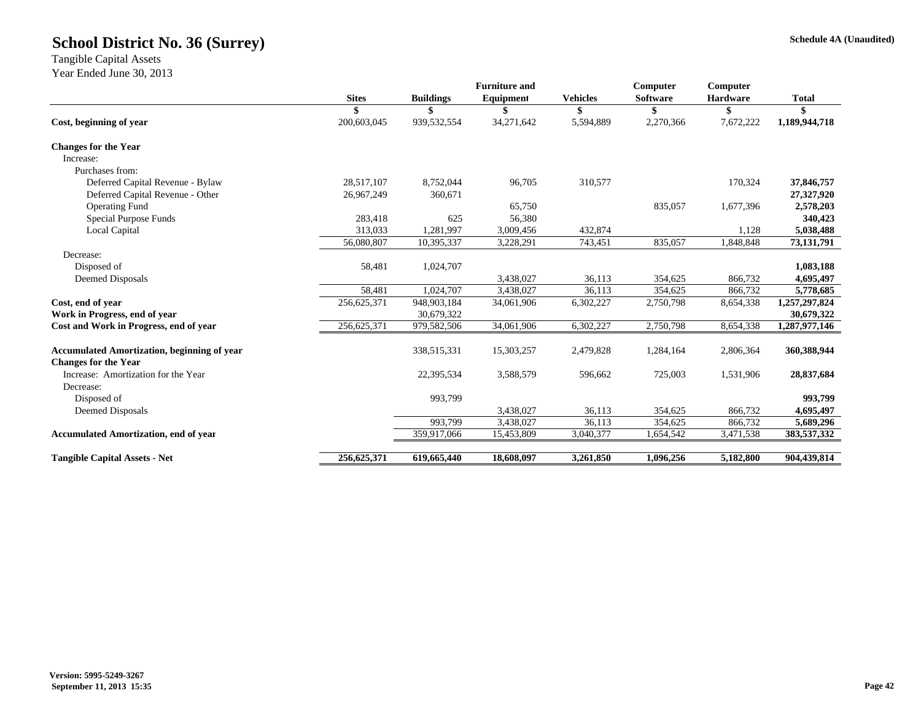# School District No. 36 (Surrey)

Schedule 4A (Unaudited)

Tangible Capital Assets
Year Ended June 30, 2013

| | Sites | Buildings | Furniture and Equipment | Vehicles | Computer Software | Computer Hardware | Total |
|---|---|---|---|---|---|---|---|
| | $ | $ | $ | $ | $ | $ | $ |
| **Cost, beginning of year** | 200,603,045 | 939,532,554 | 34,271,642 | 5,594,889 | 2,270,366 | 7,672,222 | **1,189,944,718** |
| **Changes for the Year** | | | | | | | |
| Increase: | | | | | | | |
| Purchases from: | | | | | | | |
| Deferred Capital Revenue - Bylaw | 28,517,107 | 8,752,044 | 96,705 | 310,577 | | 170,324 | **37,846,757** |
| Deferred Capital Revenue - Other | 26,967,249 | 360,671 | | | | | **27,327,920** |
| Operating Fund | | | 65,750 | | 835,057 | 1,677,396 | **2,578,203** |
| Special Purpose Funds | 283,418 | 625 | 56,380 | | | | **340,423** |
| Local Capital | 313,033 | 1,281,997 | 3,009,456 | 432,874 | | 1,128 | **5,038,488** |
| | 56,080,807 | 10,395,337 | 3,228,291 | 743,451 | 835,057 | 1,848,848 | **73,131,791** |
| Decrease: | | | | | | | |
| Disposed of | 58,481 | 1,024,707 | | | | | **1,083,188** |
| Deemed Disposals | | | 3,438,027 | 36,113 | 354,625 | 866,732 | **4,695,497** |
| | 58,481 | 1,024,707 | 3,438,027 | 36,113 | 354,625 | 866,732 | **5,778,685** |
| **Cost, end of year** | 256,625,371 | 948,903,184 | 34,061,906 | 6,302,227 | 2,750,798 | 8,654,338 | **1,257,297,824** |
| **Work in Progress, end of year** | | 30,679,322 | | | | | **30,679,322** |
| **Cost and Work in Progress, end of year** | 256,625,371 | 979,582,506 | 34,061,906 | 6,302,227 | 2,750,798 | 8,654,338 | **1,287,977,146** |
| **Accumulated Amortization, beginning of year** | | 338,515,331 | 15,303,257 | 2,479,828 | 1,284,164 | 2,806,364 | **360,388,944** |
| **Changes for the Year** | | | | | | | |
| Increase: Amortization for the Year | | 22,395,534 | 3,588,579 | 596,662 | 725,003 | 1,531,906 | **28,837,684** |
| Decrease: | | | | | | | |
| Disposed of | | 993,799 | | | | | **993,799** |
| Deemed Disposals | | | 3,438,027 | 36,113 | 354,625 | 866,732 | **4,695,497** |
| | | 993,799 | 3,438,027 | 36,113 | 354,625 | 866,732 | **5,689,296** |
| **Accumulated Amortization, end of year** | | 359,917,066 | 15,453,809 | 3,040,377 | 1,654,542 | 3,471,538 | **383,537,332** |
| **Tangible Capital Assets - Net** | **256,625,371** | **619,665,440** | **18,608,097** | **3,261,850** | **1,096,256** | **5,182,800** | **904,439,814** |

**Version: 5995-5249-3267**
**September 11, 2013 15:35**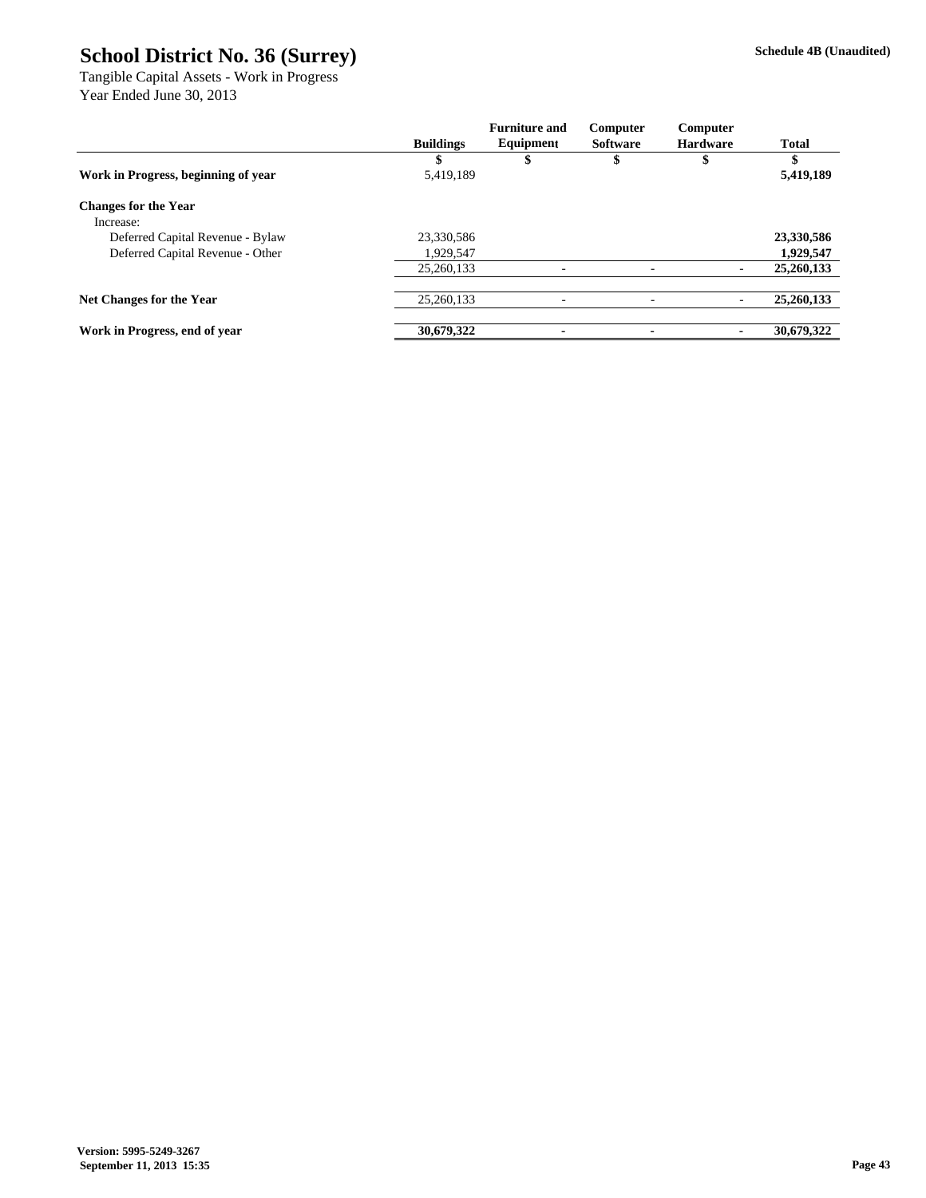# School District No. 36 (Surrey)

**Schedule 4B (Unaudited)**

Tangible Capital Assets - Work in Progress
Year Ended June 30, 2013

| | Buildings | Furniture and Equipment | Computer Software | Computer Hardware | Total |
|---|---|---|---|---|---|
| | $ | $ | $ | $ | $ |
| **Work in Progress, beginning of year** | 5,419,189 | | | | **5,419,189** |
| **Changes for the Year** | | | | | |
| Increase: | | | | | |
| Deferred Capital Revenue - Bylaw | 23,330,586 | | | | **23,330,586** |
| Deferred Capital Revenue - Other | 1,929,547 | | | | **1,929,547** |
| | 25,260,133 | - | - | - | **25,260,133** |
| **Net Changes for the Year** | 25,260,133 | - | - | - | **25,260,133** |
| **Work in Progress, end of year** | **30,679,322** | **-** | **-** | **-** | **30,679,322** |

**Version: 5995-5249-3267**
**September 11, 2013 15:35**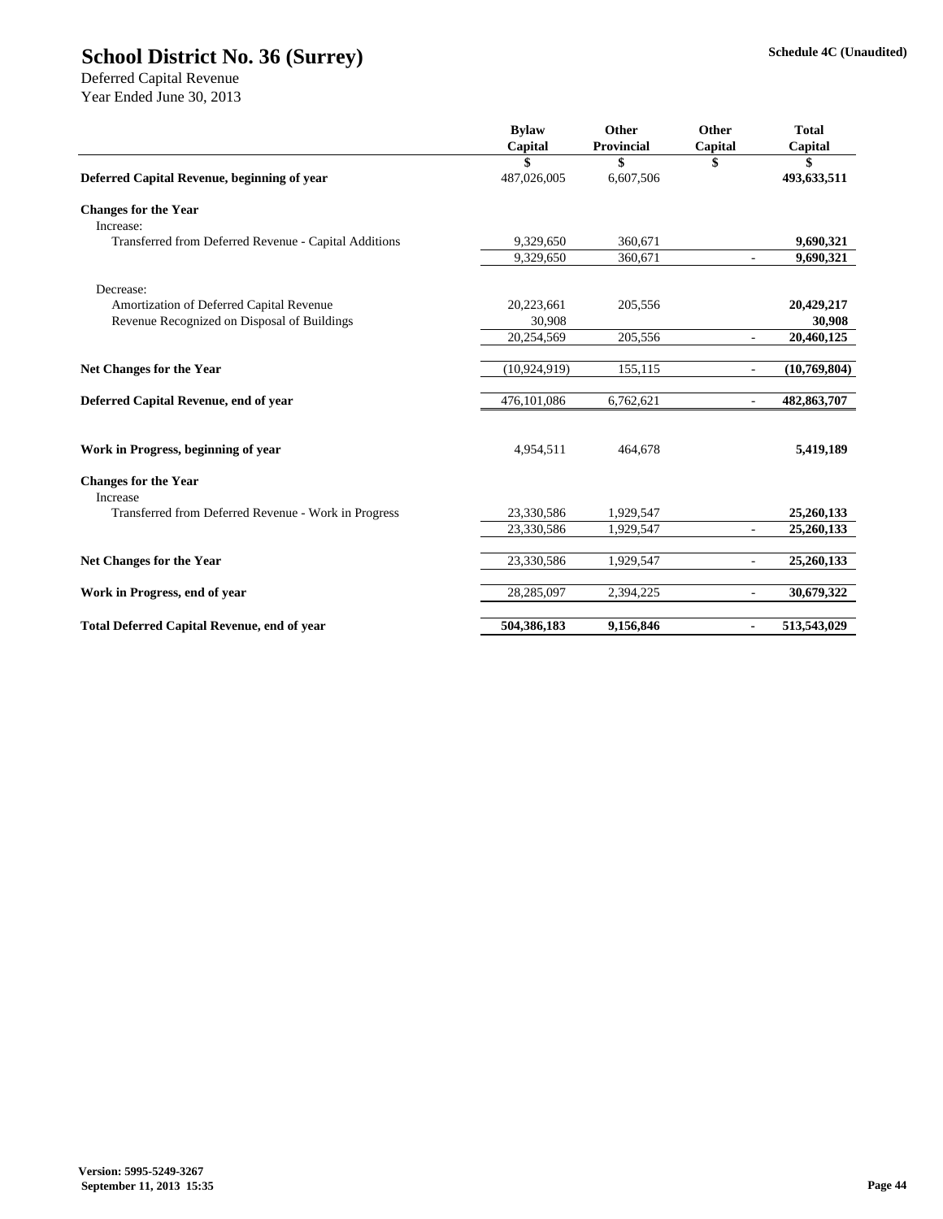# School District No. 36 (Surrey)

Schedule 4C (Unaudited)

Deferred Capital Revenue
Year Ended June 30, 2013

| | Bylaw Capital | Other Provincial | Other Capital | Total Capital |
|---|---|---|---|---|
| | $ | $ | $ | $ |
| **Deferred Capital Revenue, beginning of year** | 487,026,005 | 6,607,506 | | **493,633,511** |
| **Changes for the Year** | | | | |
| Increase: | | | | |
| Transferred from Deferred Revenue - Capital Additions | 9,329,650 | 360,671 | | **9,690,321** |
| | 9,329,650 | 360,671 | - | **9,690,321** |
| Decrease: | | | | |
| Amortization of Deferred Capital Revenue | 20,223,661 | 205,556 | | **20,429,217** |
| Revenue Recognized on Disposal of Buildings | 30,908 | | | **30,908** |
| | 20,254,569 | 205,556 | - | **20,460,125** |
| **Net Changes for the Year** | (10,924,919) | 155,115 | - | **(10,769,804)** |
| **Deferred Capital Revenue, end of year** | 476,101,086 | 6,762,621 | - | **482,863,707** |
| **Work in Progress, beginning of year** | 4,954,511 | 464,678 | | **5,419,189** |
| **Changes for the Year** | | | | |
| Increase | | | | |
| Transferred from Deferred Revenue - Work in Progress | 23,330,586 | 1,929,547 | | **25,260,133** |
| | 23,330,586 | 1,929,547 | - | **25,260,133** |
| **Net Changes for the Year** | 23,330,586 | 1,929,547 | - | **25,260,133** |
| **Work in Progress, end of year** | 28,285,097 | 2,394,225 | - | **30,679,322** |
| **Total Deferred Capital Revenue, end of year** | **504,386,183** | **9,156,846** | **-** | **513,543,029** |

**Version: 5995-5249-3267**
**September 11, 2013 15:35**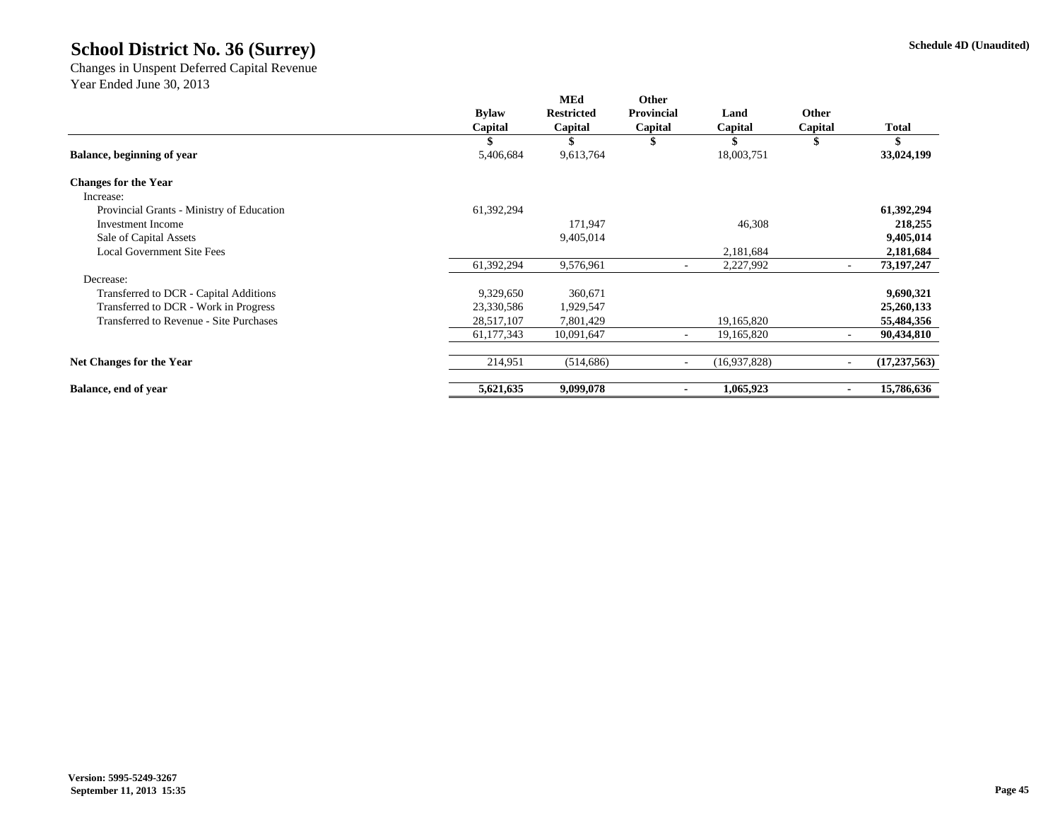# School District No. 36 (Surrey)

Schedule 4D (Unaudited)

Changes in Unspent Deferred Capital Revenue
Year Ended June 30, 2013

| | Bylaw Capital | MEd Restricted Capital | Other Provincial Capital | Land Capital | Other Capital | Total |
|---|---|---|---|---|---|---|
| | $ | $ | $ | $ | $ | $ |
| **Balance, beginning of year** | 5,406,684 | 9,613,764 | | 18,003,751 | | **33,024,199** |
| **Changes for the Year** | | | | | | |
| Increase: | | | | | | |
| Provincial Grants - Ministry of Education | 61,392,294 | | | | | **61,392,294** |
| Investment Income | | 171,947 | | 46,308 | | **218,255** |
| Sale of Capital Assets | | 9,405,014 | | | | **9,405,014** |
| Local Government Site Fees | | | | 2,181,684 | | **2,181,684** |
| | 61,392,294 | 9,576,961 | - | 2,227,992 | - | **73,197,247** |
| Decrease: | | | | | | |
| Transferred to DCR - Capital Additions | 9,329,650 | 360,671 | | | | **9,690,321** |
| Transferred to DCR - Work in Progress | 23,330,586 | 1,929,547 | | | | **25,260,133** |
| Transferred to Revenue - Site Purchases | 28,517,107 | 7,801,429 | | 19,165,820 | | **55,484,356** |
| | 61,177,343 | 10,091,647 | - | 19,165,820 | - | **90,434,810** |
| **Net Changes for the Year** | 214,951 | (514,686) | - | (16,937,828) | - | **(17,237,563)** |
| **Balance, end of year** | **5,621,635** | **9,099,078** | **-** | **1,065,923** | **-** | **15,786,636** |

**Version: 5995-5249-3267**
**September 11, 2013 15:35**